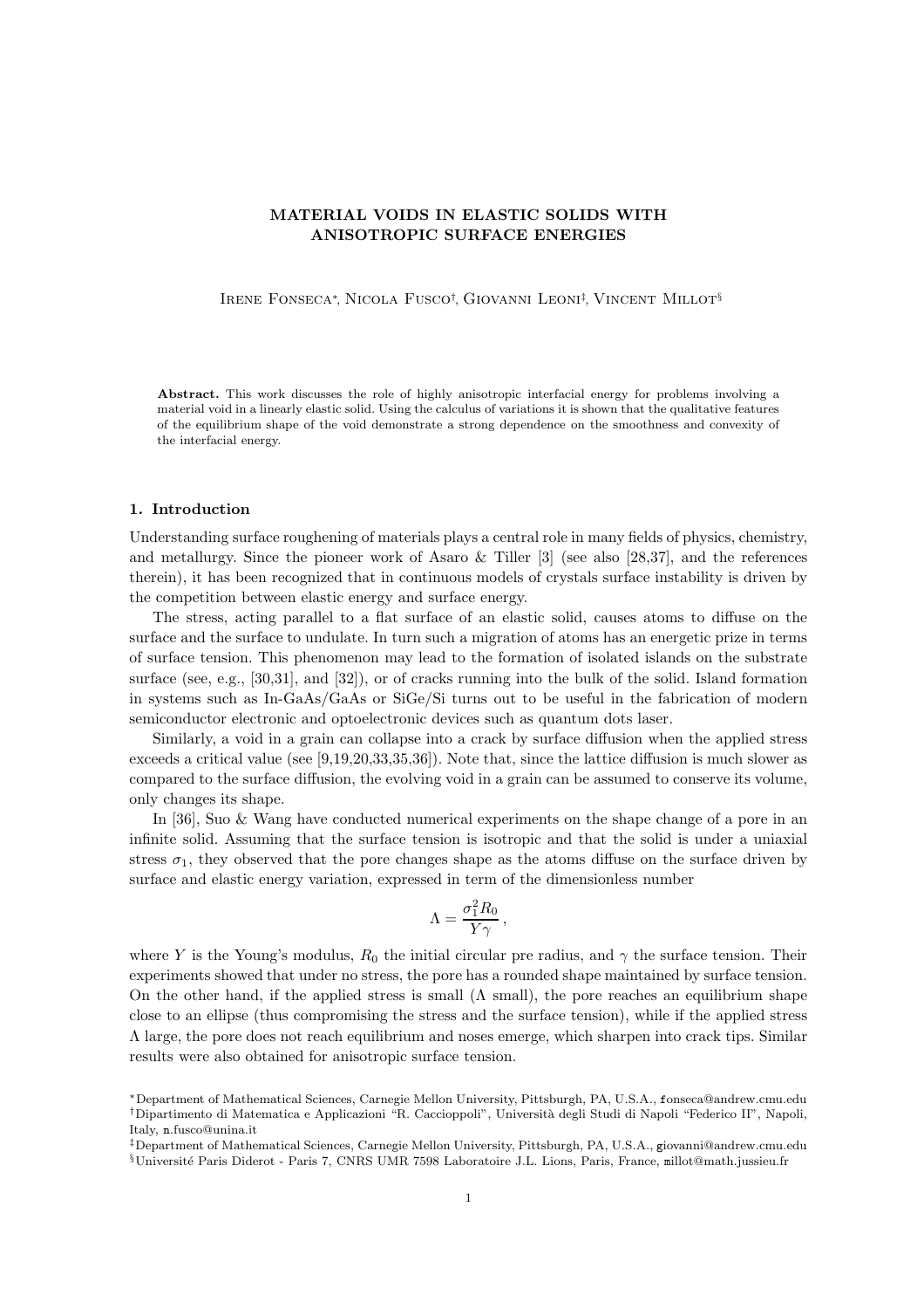# MATERIAL VOIDS IN ELASTIC SOLIDS WITH ANISOTROPIC SURFACE ENERGIES

Irene Fonseca*, Nicola Fusco†, Giovanni Leoni‡, Vincent Millot§

**Abstract.** This work discusses the role of highly anisotropic interfacial energy for problems involving a material void in a linearly elastic solid. Using the calculus of variations it is shown that the qualitative features of the equilibrium shape of the void demonstrate a strong dependence on the smoothness and convexity of the interfacial energy.

## 1. Introduction

Understanding surface roughening of materials plays a central role in many fields of physics, chemistry, and metallurgy. Since the pioneer work of Asaro & Tiller [3] (see also [28,37], and the references therein), it has been recognized that in continuous models of crystals surface instability is driven by the competition between elastic energy and surface energy.

The stress, acting parallel to a flat surface of an elastic solid, causes atoms to diffuse on the surface and the surface to undulate. In turn such a migration of atoms has an energetic prize in terms of surface tension. This phenomenon may lead to the formation of isolated islands on the substrate surface (see, e.g., [30,31], and [32]), or of cracks running into the bulk of the solid. Island formation in systems such as In-GaAs/GaAs or SiGe/Si turns out to be useful in the fabrication of modern semiconductor electronic and optoelectronic devices such as quantum dots laser.

Similarly, a void in a grain can collapse into a crack by surface diffusion when the applied stress exceeds a critical value (see [9,19,20,33,35,36]). Note that, since the lattice diffusion is much slower as compared to the surface diffusion, the evolving void in a grain can be assumed to conserve its volume, only changes its shape.

In [36], Suo & Wang have conducted numerical experiments on the shape change of a pore in an infinite solid. Assuming that the surface tension is isotropic and that the solid is under a uniaxial stress $\sigma_1$, they observed that the pore changes shape as the atoms diffuse on the surface driven by surface and elastic energy variation, expressed in term of the dimensionless number

$$\Lambda = \frac{\sigma_1^2 R_0}{Y\gamma} ,$$

where $Y$ is the Young's modulus, $R_0$ the initial circular pre radius, and $\gamma$ the surface tension. Their experiments showed that under no stress, the pore has a rounded shape maintained by surface tension. On the other hand, if the applied stress is small ($\Lambda$ small), the pore reaches an equilibrium shape close to an ellipse (thus compromising the stress and the surface tension), while if the applied stress $\Lambda$ large, the pore does not reach equilibrium and noses emerge, which sharpen into crack tips. Similar results were also obtained for anisotropic surface tension.

*Department of Mathematical Sciences, Carnegie Mellon University, Pittsburgh, PA, U.S.A., fonseca@andrew.cmu.edu
†Dipartimento di Matematica e Applicazioni "R. Caccioppoli", Università degli Studi di Napoli "Federico II", Napoli, Italy, n.fusco@unina.it
‡Department of Mathematical Sciences, Carnegie Mellon University, Pittsburgh, PA, U.S.A., giovanni@andrew.cmu.edu
§Université Paris Diderot - Paris 7, CNRS UMR 7598 Laboratoire J.L. Lions, Paris, France, millot@math.jussieu.fr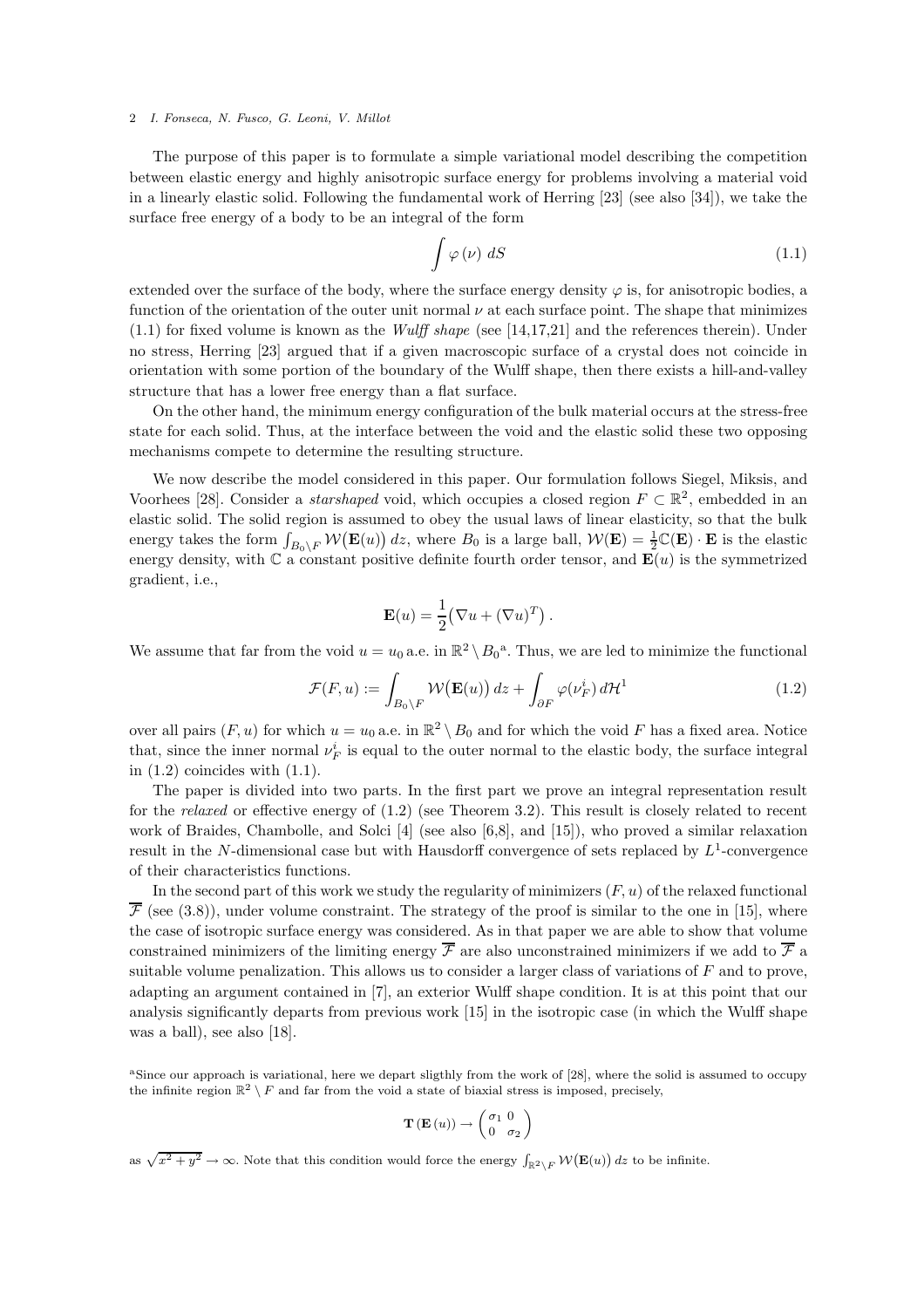The purpose of this paper is to formulate a simple variational model describing the competition between elastic energy and highly anisotropic surface energy for problems involving a material void in a linearly elastic solid. Following the fundamental work of Herring [23] (see also [34]), we take the surface free energy of a body to be an integral of the form

$$\int \varphi(\nu)\, dS \tag{1.1}$$

extended over the surface of the body, where the surface energy density $\varphi$ is, for anisotropic bodies, a function of the orientation of the outer unit normal $\nu$ at each surface point. The shape that minimizes (1.1) for fixed volume is known as the *Wulff shape* (see [14,17,21] and the references therein). Under no stress, Herring [23] argued that if a given macroscopic surface of a crystal does not coincide in orientation with some portion of the boundary of the Wulff shape, then there exists a hill-and-valley structure that has a lower free energy than a flat surface.

On the other hand, the minimum energy configuration of the bulk material occurs at the stress-free state for each solid. Thus, at the interface between the void and the elastic solid these two opposing mechanisms compete to determine the resulting structure.

We now describe the model considered in this paper. Our formulation follows Siegel, Miksis, and Voorhees [28]. Consider a *starshaped* void, which occupies a closed region $F \subset \mathbb{R}^2$, embedded in an elastic solid. The solid region is assumed to obey the usual laws of linear elasticity, so that the bulk energy takes the form $\int_{B_0 \setminus F} \mathcal{W}\big(\mathbf{E}(u)\big)\, dz$, where $B_0$ is a large ball, $\mathcal{W}(\mathbf{E}) = \frac{1}{2}\mathbb{C}(\mathbf{E}) \cdot \mathbf{E}$ is the elastic energy density, with $\mathbb{C}$ a constant positive definite fourth order tensor, and $\mathbf{E}(u)$ is the symmetrized gradient, i.e.,

$$\mathbf{E}(u) = \frac{1}{2}\big(\nabla u + (\nabla u)^T\big)\,.$$

We assume that far from the void $u = u_0$ a.e. in $\mathbb{R}^2 \setminus B_0$[a]. Thus, we are led to minimize the functional

$$\mathcal{F}(F, u) := \int_{B_0 \setminus F} \mathcal{W}\big(\mathbf{E}(u)\big)\, dz + \int_{\partial F} \varphi(\nu_F^i)\, d\mathcal{H}^1 \tag{1.2}$$

over all pairs $(F, u)$ for which $u = u_0$ a.e. in $\mathbb{R}^2 \setminus B_0$ and for which the void $F$ has a fixed area. Notice that, since the inner normal $\nu_F^i$ is equal to the outer normal to the elastic body, the surface integral in (1.2) coincides with (1.1).

The paper is divided into two parts. In the first part we prove an integral representation result for the *relaxed* or effective energy of (1.2) (see Theorem 3.2). This result is closely related to recent work of Braides, Chambolle, and Solci [4] (see also [6,8], and [15]), who proved a similar relaxation result in the $N$-dimensional case but with Hausdorff convergence of sets replaced by $L^1$-convergence of their characteristics functions.

In the second part of this work we study the regularity of minimizers $(F, u)$ of the relaxed functional $\overline{\mathcal{F}}$ (see (3.8)), under volume constraint. The strategy of the proof is similar to the one in [15], where the case of isotropic surface energy was considered. As in that paper we are able to show that volume constrained minimizers of the limiting energy $\overline{\mathcal{F}}$ are also unconstrained minimizers if we add to $\overline{\mathcal{F}}$ a suitable volume penalization. This allows us to consider a larger class of variations of $F$ and to prove, adapting an argument contained in [7], an exterior Wulff shape condition. It is at this point that our analysis significantly departs from previous work [15] in the isotropic case (in which the Wulff shape was a ball), see also [18].

[a] Since our approach is variational, here we depart sligthly from the work of [28], where the solid is assumed to occupy the infinite region $\mathbb{R}^2 \setminus F$ and far from the void a state of biaxial stress is imposed, precisely,

$$\mathbf{T}\left(\mathbf{E}\left(u\right)\right) \to \begin{pmatrix} \sigma_1 & 0 \\ 0 & \sigma_2 \end{pmatrix}$$

as $\sqrt{x^2 + y^2} \to \infty$. Note that this condition would force the energy $\int_{\mathbb{R}^2 \setminus F} \mathcal{W}\big(\mathbf{E}(u)\big)\, dz$ to be infinite.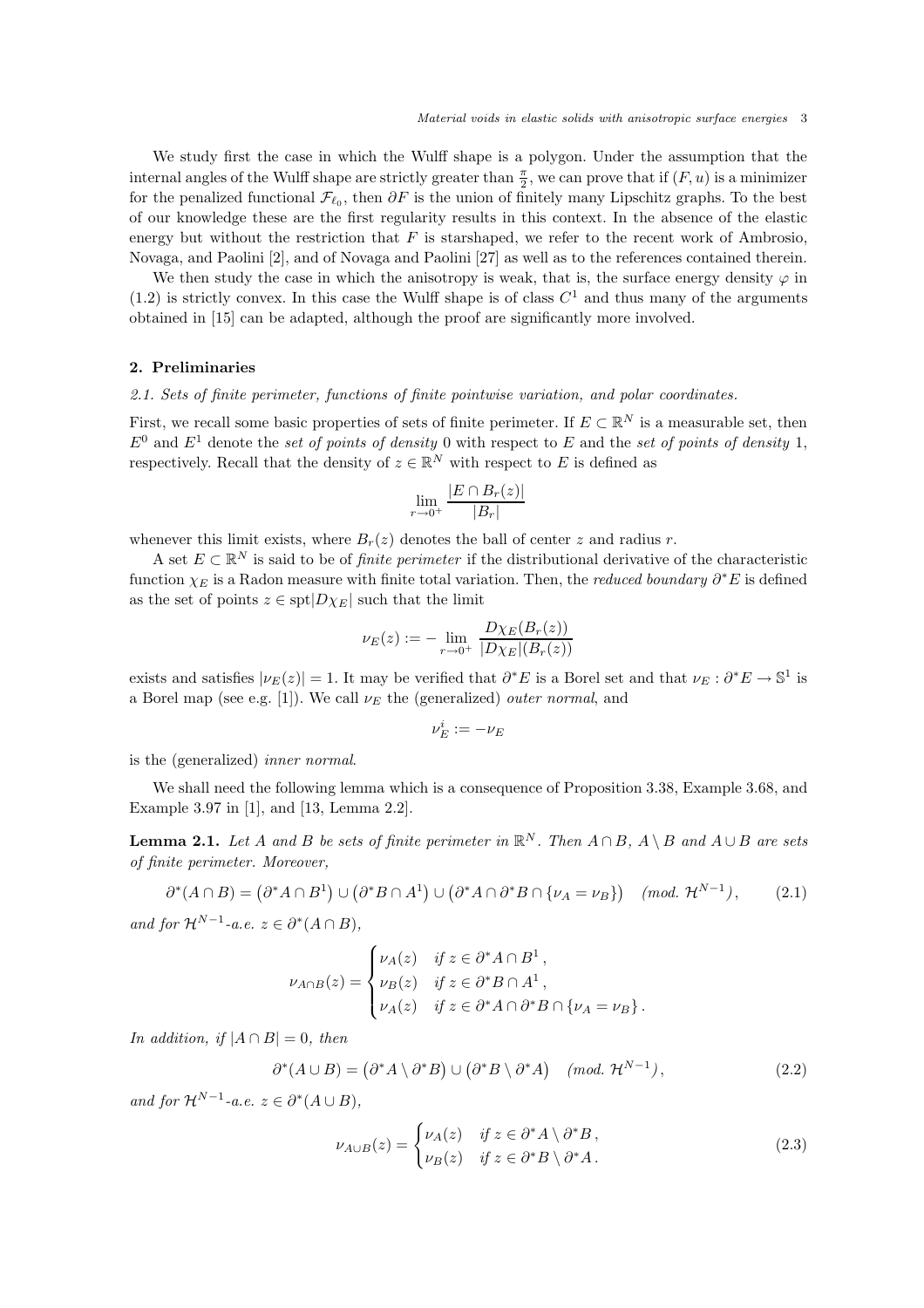We study first the case in which the Wulff shape is a polygon. Under the assumption that the internal angles of the Wulff shape are strictly greater than $\frac{\pi}{2}$, we can prove that if $(F, u)$ is a minimizer for the penalized functional $\mathcal{F}_{\ell_0}$, then $\partial F$ is the union of finitely many Lipschitz graphs. To the best of our knowledge these are the first regularity results in this context. In the absence of the elastic energy but without the restriction that $F$ is starshaped, we refer to the recent work of Ambrosio, Novaga, and Paolini [2], and of Novaga and Paolini [27] as well as to the references contained therein.

We then study the case in which the anisotropy is weak, that is, the surface energy density $\varphi$ in (1.2) is strictly convex. In this case the Wulff shape is of class $C^1$ and thus many of the arguments obtained in [15] can be adapted, although the proof are significantly more involved.

## 2. Preliminaries

*2.1. Sets of finite perimeter, functions of finite pointwise variation, and polar coordinates.*

First, we recall some basic properties of sets of finite perimeter. If $E \subset \mathbb{R}^N$ is a measurable set, then $E^0$ and $E^1$ denote the *set of points of density* 0 with respect to $E$ and the *set of points of density* 1, respectively. Recall that the density of $z \in \mathbb{R}^N$ with respect to $E$ is defined as

$$\lim_{r \to 0^+} \frac{|E \cap B_r(z)|}{|B_r|}$$

whenever this limit exists, where $B_r(z)$ denotes the ball of center $z$ and radius $r$.

A set $E \subset \mathbb{R}^N$ is said to be of *finite perimeter* if the distributional derivative of the characteristic function $\chi_E$ is a Radon measure with finite total variation. Then, the *reduced boundary* $\partial^* E$ is defined as the set of points $z \in \operatorname{spt}|D\chi_E|$ such that the limit

$$\nu_E(z) := -\lim_{r \to 0^+} \frac{D\chi_E(B_r(z))}{|D\chi_E|(B_r(z))}$$

exists and satisfies $|\nu_E(z)| = 1$. It may be verified that $\partial^* E$ is a Borel set and that $\nu_E : \partial^* E \to \mathbb{S}^1$ is a Borel map (see e.g. [1]). We call $\nu_E$ the (generalized) *outer normal*, and

$$\nu_E^i := -\nu_E$$

is the (generalized) *inner normal*.

We shall need the following lemma which is a consequence of Proposition 3.38, Example 3.68, and Example 3.97 in [1], and [13, Lemma 2.2].

**Lemma 2.1.** *Let $A$ and $B$ be sets of finite perimeter in $\mathbb{R}^N$. Then $A \cap B$, $A \setminus B$ and $A \cup B$ are sets of finite perimeter. Moreover,*

$$\partial^*(A \cap B) = \left(\partial^* A \cap B^1\right) \cup \left(\partial^* B \cap A^1\right) \cup \left(\partial^* A \cap \partial^* B \cap \{\nu_A = \nu_B\}\right) \quad (\textit{mod. } \mathcal{H}^{N-1}), \tag{2.1}$$

*and for $\mathcal{H}^{N-1}$-a.e. $z \in \partial^*(A \cap B)$,*

$$\nu_{A \cap B}(z) = \begin{cases} \nu_A(z) & \text{if } z \in \partial^* A \cap B^1 , \\ \nu_B(z) & \text{if } z \in \partial^* B \cap A^1 , \\ \nu_A(z) & \text{if } z \in \partial^* A \cap \partial^* B \cap \{\nu_A = \nu_B\} . \end{cases}$$

*In addition, if $|A \cap B| = 0$, then*

$$\partial^*(A \cup B) = \left(\partial^* A \setminus \partial^* B\right) \cup \left(\partial^* B \setminus \partial^* A\right) \quad (\textit{mod. } \mathcal{H}^{N-1}), \tag{2.2}$$

*and for $\mathcal{H}^{N-1}$-a.e. $z \in \partial^*(A \cup B)$,*

$$\nu_{A \cup B}(z) = \begin{cases} \nu_A(z) & \text{if } z \in \partial^* A \setminus \partial^* B , \\ \nu_B(z) & \text{if } z \in \partial^* B \setminus \partial^* A . \end{cases} \tag{2.3}$$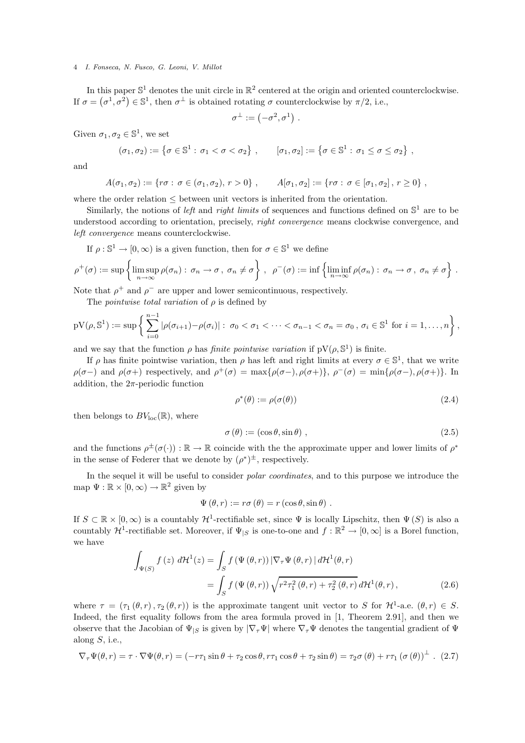In this paper $\mathbb{S}^1$ denotes the unit circle in $\mathbb{R}^2$ centered at the origin and oriented counterclockwise. If $\sigma = (\sigma^1, \sigma^2) \in \mathbb{S}^1$, then $\sigma^\perp$ is obtained rotating $\sigma$ counterclockwise by $\pi/2$, i.e.,

$$\sigma^\perp := \left(-\sigma^2, \sigma^1\right) .$$

Given $\sigma_1, \sigma_2 \in \mathbb{S}^1$, we set

$$(\sigma_1, \sigma_2) := \left\{\sigma \in \mathbb{S}^1 : \sigma_1 < \sigma < \sigma_2\right\} , \qquad [\sigma_1, \sigma_2] := \left\{\sigma \in \mathbb{S}^1 : \sigma_1 \leq \sigma \leq \sigma_2\right\} ,$$

and

$$A(\sigma_1, \sigma_2) := \{r\sigma : \sigma \in (\sigma_1, \sigma_2), \, r > 0\} , \qquad A[\sigma_1, \sigma_2] := \{r\sigma : \sigma \in [\sigma_1, \sigma_2] , \, r \geq 0\} ,$$

where the order relation $\leq$ between unit vectors is inherited from the orientation.

Similarly, the notions of *left* and *right limits* of sequences and functions defined on $\mathbb{S}^1$ are to be understood according to orientation, precisely, *right convergence* means clockwise convergence, and *left convergence* means counterclockwise.

If $\rho : \mathbb{S}^1 \to [0, \infty)$ is a given function, then for $\sigma \in \mathbb{S}^1$ we define

$$\rho^+(\sigma) := \sup\left\{\limsup_{n\to\infty} \rho(\sigma_n) : \, \sigma_n \to \sigma \, , \, \sigma_n \neq \sigma\right\} \, , \ \ \rho^-(\sigma) := \inf\left\{\liminf_{n\to\infty} \rho(\sigma_n) : \, \sigma_n \to \sigma \, , \, \sigma_n \neq \sigma\right\} \, .$$

Note that $\rho^+$ and $\rho^-$ are upper and lower semicontinuous, respectively.

The *pointwise total variation* of $\rho$ is defined by

$$\mathrm{pV}(\rho, \mathbb{S}^1) := \sup\left\{ \sum_{i=0}^{n-1} |\rho(\sigma_{i+1}) - \rho(\sigma_i)| : \, \sigma_0 < \sigma_1 < \cdots < \sigma_{n-1} < \sigma_n = \sigma_0 \, , \, \sigma_i \in \mathbb{S}^1 \text{ for } i = 1, \ldots, n \right\} ,$$

and we say that the function $\rho$ has *finite pointwise variation* if $\mathrm{pV}(\rho, \mathbb{S}^1)$ is finite.

If $\rho$ has finite pointwise variation, then $\rho$ has left and right limits at every $\sigma \in \mathbb{S}^1$, that we write $\rho(\sigma-)$ and $\rho(\sigma+)$ respectively, and $\rho^+(\sigma) = \max\{\rho(\sigma-), \rho(\sigma+)\}$, $\rho^-(\sigma) = \min\{\rho(\sigma-), \rho(\sigma+)\}$. In addition, the $2\pi$-periodic function

$$\rho^*(\theta) := \rho(\sigma(\theta)) \tag{2.4}$$

then belongs to $BV_{\mathrm{loc}}(\mathbb{R})$, where

$$\sigma\left(\theta\right) := \left(\cos\theta, \sin\theta\right) , \tag{2.5}$$

and the functions $\rho^\pm(\sigma(\cdot)) : \mathbb{R} \to \mathbb{R}$ coincide with the the approximate upper and lower limits of $\rho^*$ in the sense of Federer that we denote by $(\rho^*)^\pm$, respectively.

In the sequel it will be useful to consider *polar coordinates*, and to this purpose we introduce the map $\Psi : \mathbb{R} \times [0, \infty) \to \mathbb{R}^2$ given by

$$\Psi\left(\theta, r\right) := r\sigma\left(\theta\right) = r\left(\cos\theta, \sin\theta\right) .$$

If $S \subset \mathbb{R} \times [0, \infty)$ is a countably $\mathcal{H}^1$-rectifiable set, since $\Psi$ is locally Lipschitz, then $\Psi(S)$ is also a countably $\mathcal{H}^1$-rectifiable set. Moreover, if $\Psi_{|S}$ is one-to-one and $f : \mathbb{R}^2 \to [0, \infty]$ is a Borel function, we have

$$\begin{aligned}
\int_{\Psi(S)} f\left(z\right) \, d\mathcal{H}^1(z) &= \int_S f\left(\Psi\left(\theta, r\right)\right) \left|\nabla_\tau \Psi\left(\theta, r\right)\right| d\mathcal{H}^1(\theta, r) \\
&= \int_S f\left(\Psi\left(\theta, r\right)\right) \sqrt{r^2 \tau_1^2\left(\theta, r\right) + \tau_2^2\left(\theta, r\right)} \, d\mathcal{H}^1(\theta, r) \, ,
\end{aligned} \tag{2.6}$$

where $\tau = \left(\tau_1\left(\theta, r\right), \tau_2\left(\theta, r\right)\right)$ is the approximate tangent unit vector to $S$ for $\mathcal{H}^1$-a.e. $(\theta, r) \in S$. Indeed, the first equality follows from the area formula proved in [1, Theorem 2.91], and then we observe that the Jacobian of $\Psi_{|S}$ is given by $|\nabla_\tau \Psi|$ where $\nabla_\tau \Psi$ denotes the tangential gradient of $\Psi$ along $S$, i.e.,

$$\nabla_\tau \Psi(\theta, r) = \tau \cdot \nabla\Psi(\theta, r) = \left(-r\tau_1 \sin\theta + \tau_2 \cos\theta, r\tau_1 \cos\theta + \tau_2 \sin\theta\right) = \tau_2 \sigma\left(\theta\right) + r\tau_1 \left(\sigma\left(\theta\right)\right)^\perp \, . \tag{2.7}$$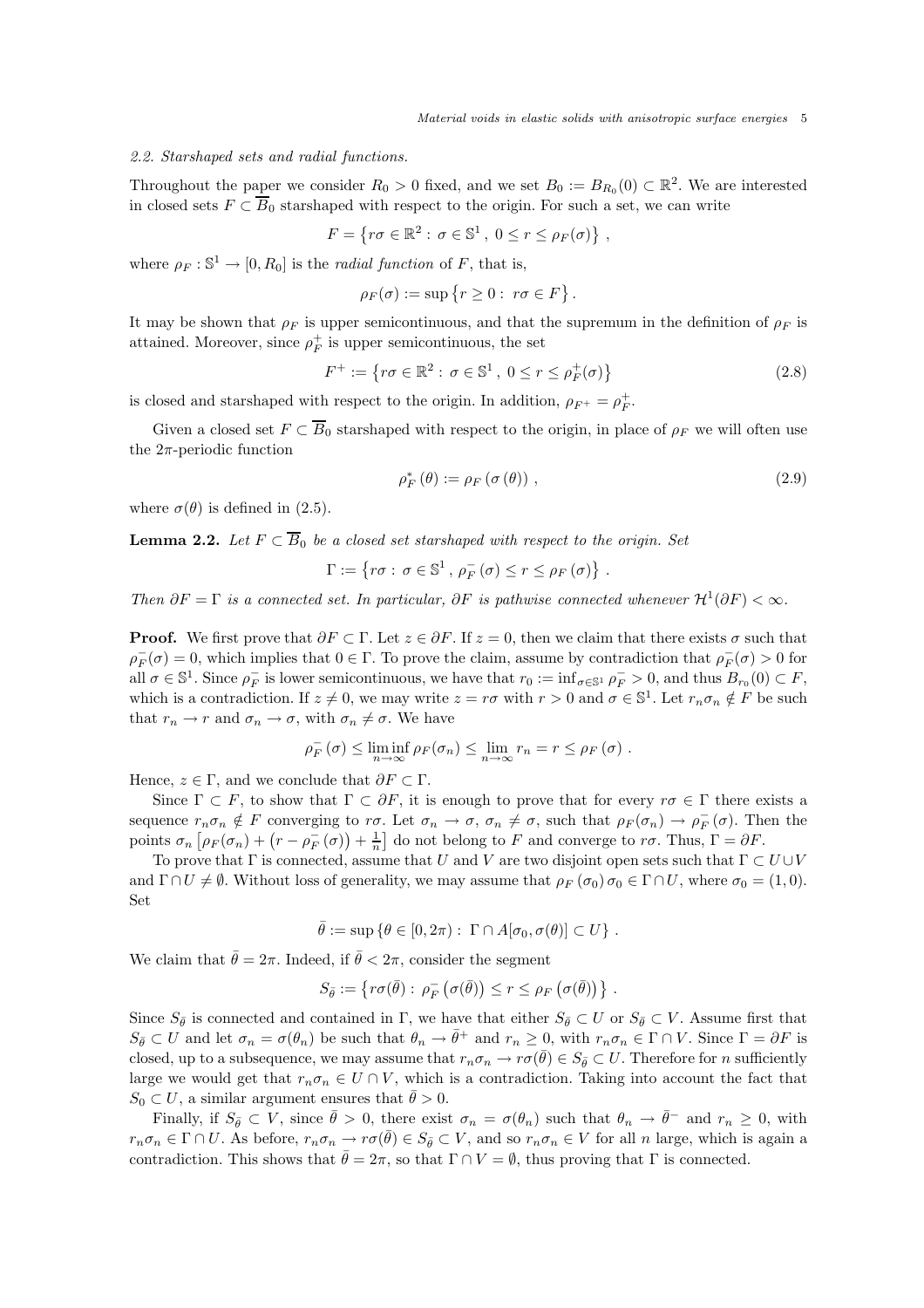### 2.2. Starshaped sets and radial functions.

Throughout the paper we consider $R_0 > 0$ fixed, and we set $B_0 := B_{R_0}(0) \subset \mathbb{R}^2$. We are interested in closed sets $F \subset \overline{B}_0$ starshaped with respect to the origin. For such a set, we can write

$$F = \left\{ r\sigma \in \mathbb{R}^2 : \, \sigma \in \mathbb{S}^1 \, , \; 0 \le r \le \rho_F(\sigma) \right\} \, ,$$

where $\rho_F : \mathbb{S}^1 \to [0, R_0]$ is the *radial function* of $F$, that is,

$$\rho_F(\sigma) := \sup\left\{ r \ge 0 : \; r\sigma \in F \right\} .$$

It may be shown that $\rho_F$ is upper semicontinuous, and that the supremum in the definition of $\rho_F$ is attained. Moreover, since $\rho_F^+$ is upper semicontinuous, the set

$$F^+ := \left\{ r\sigma \in \mathbb{R}^2 : \, \sigma \in \mathbb{S}^1 \, , \; 0 \le r \le \rho_F^+(\sigma) \right\} \tag{2.8}$$

is closed and starshaped with respect to the origin. In addition, $\rho_{F^+} = \rho_F^+$.

Given a closed set $F \subset \overline{B}_0$ starshaped with respect to the origin, in place of $\rho_F$ we will often use the $2\pi$-periodic function

$$\rho_F^* \left( \theta \right) := \rho_F \left( \sigma \left( \theta \right) \right) \, , \tag{2.9}$$

where $\sigma(\theta)$ is defined in (2.5).

**Lemma 2.2.** *Let $F \subset \overline{B}_0$ be a closed set starshaped with respect to the origin. Set*

$$\Gamma := \left\{ r\sigma : \, \sigma \in \mathbb{S}^1 \, , \, \rho_F^- \left( \sigma \right) \le r \le \rho_F \left( \sigma \right) \right\} \, .$$

*Then $\partial F = \Gamma$ is a connected set. In particular, $\partial F$ is pathwise connected whenever $\mathcal{H}^1(\partial F) < \infty$.*

**Proof.** We first prove that $\partial F \subset \Gamma$. Let $z \in \partial F$. If $z = 0$, then we claim that there exists $\sigma$ such that $\rho_F^-(\sigma) = 0$, which implies that $0 \in \Gamma$. To prove the claim, assume by contradiction that $\rho_F^-(\sigma) > 0$ for all $\sigma \in \mathbb{S}^1$. Since $\rho_F^-$ is lower semicontinuous, we have that $r_0 := \inf_{\sigma \in \mathbb{S}^1} \rho_F^- > 0$, and thus $B_{r_0}(0) \subset F$, which is a contradiction. If $z \neq 0$, we may write $z = r\sigma$ with $r > 0$ and $\sigma \in \mathbb{S}^1$. Let $r_n \sigma_n \notin F$ be such that $r_n \to r$ and $\sigma_n \to \sigma$, with $\sigma_n \neq \sigma$. We have

$$\rho_F^- \left( \sigma \right) \le \liminf_{n \to \infty} \rho_F(\sigma_n) \le \lim_{n \to \infty} r_n = r \le \rho_F \left( \sigma \right) \, .$$

Hence, $z \in \Gamma$, and we conclude that $\partial F \subset \Gamma$.

Since $\Gamma \subset F$, to show that $\Gamma \subset \partial F$, it is enough to prove that for every $r\sigma \in \Gamma$ there exists a sequence $r_n \sigma_n \notin F$ converging to $r\sigma$. Let $\sigma_n \to \sigma$, $\sigma_n \neq \sigma$, such that $\rho_F(\sigma_n) \to \rho_F^- \left( \sigma \right)$. Then the points $\sigma_n \left[ \rho_F(\sigma_n) + \left( r - \rho_F^- \left( \sigma \right) \right) + \frac{1}{n} \right]$ do not belong to $F$ and converge to $r\sigma$. Thus, $\Gamma = \partial F$.

To prove that $\Gamma$ is connected, assume that $U$ and $V$ are two disjoint open sets such that $\Gamma \subset U \cup V$ and $\Gamma \cap U \neq \emptyset$. Without loss of generality, we may assume that $\rho_F \left( \sigma_0 \right) \sigma_0 \in \Gamma \cap U$, where $\sigma_0 = (1, 0)$. Set

$$\bar{\theta} := \sup \left\{ \theta \in [0, 2\pi) : \; \Gamma \cap A[\sigma_0, \sigma(\theta)] \subset U \right\} .$$

We claim that $\bar{\theta} = 2\pi$. Indeed, if $\bar{\theta} < 2\pi$, consider the segment

$$S_{\bar{\theta}} := \left\{ r\sigma(\bar{\theta}) : \; \rho_F^- \left( \sigma(\bar{\theta}) \right) \le r \le \rho_F \left( \sigma(\bar{\theta}) \right) \right\} .$$

Since $S_{\bar{\theta}}$ is connected and contained in $\Gamma$, we have that either $S_{\bar{\theta}} \subset U$ or $S_{\bar{\theta}} \subset V$. Assume first that $S_{\bar{\theta}} \subset U$ and let $\sigma_n = \sigma(\theta_n)$ be such that $\theta_n \to \bar{\theta}^+$ and $r_n \ge 0$, with $r_n \sigma_n \in \Gamma \cap V$. Since $\Gamma = \partial F$ is closed, up to a subsequence, we may assume that $r_n \sigma_n \to r\sigma(\bar{\theta}) \in S_{\bar{\theta}} \subset U$. Therefore for $n$ sufficiently large we would get that $r_n \sigma_n \in U \cap V$, which is a contradiction. Taking into account the fact that $S_0 \subset U$, a similar argument ensures that $\bar{\theta} > 0$.

Finally, if $S_{\bar{\theta}} \subset V$, since $\bar{\theta} > 0$, there exist $\sigma_n = \sigma(\theta_n)$ such that $\theta_n \to \bar{\theta}^-$ and $r_n \ge 0$, with $r_n \sigma_n \in \Gamma \cap U$. As before, $r_n \sigma_n \to r\sigma(\bar{\theta}) \in S_{\bar{\theta}} \subset V$, and so $r_n \sigma_n \in V$ for all $n$ large, which is again a contradiction. This shows that $\bar{\theta} = 2\pi$, so that $\Gamma \cap V = \emptyset$, thus proving that $\Gamma$ is connected.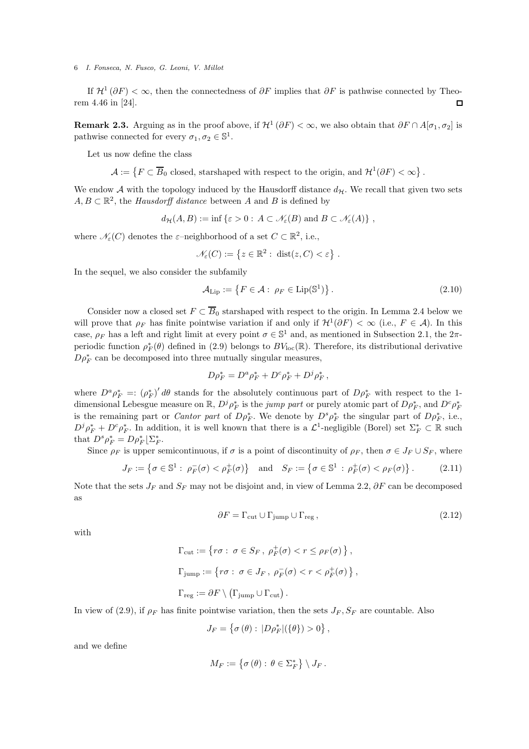If $\mathcal{H}^1(\partial F) < \infty$, then the connectedness of $\partial F$ implies that $\partial F$ is pathwise connected by Theorem 4.46 in [24]. $\square$

**Remark 2.3.** Arguing as in the proof above, if $\mathcal{H}^1(\partial F) < \infty$, we also obtain that $\partial F \cap A[\sigma_1, \sigma_2]$ is pathwise connected for every $\sigma_1, \sigma_2 \in \mathbb{S}^1$.

Let us now define the class

$$\mathcal{A} := \left\{ F \subset \overline{B}_0 \text{ closed, starshaped with respect to the origin, and } \mathcal{H}^1(\partial F) < \infty \right\}.$$

We endow $\mathcal{A}$ with the topology induced by the Hausdorff distance $d_{\mathcal{H}}$. We recall that given two sets $A, B \subset \mathbb{R}^2$, the *Hausdorff distance* between $A$ and $B$ is defined by

$$d_{\mathcal{H}}(A, B) := \inf \left\{ \varepsilon > 0 : \; A \subset \mathscr{N}_\varepsilon(B) \text{ and } B \subset \mathscr{N}_\varepsilon(A) \right\},$$

where $\mathscr{N}_\varepsilon(C)$ denotes the $\varepsilon$–neighborhood of a set $C \subset \mathbb{R}^2$, i.e.,

$$\mathscr{N}_\varepsilon(C) := \left\{ z \in \mathbb{R}^2 : \; \mathrm{dist}(z, C) < \varepsilon \right\}.$$

In the sequel, we also consider the subfamily

$$\mathcal{A}_{\mathrm{Lip}} := \left\{ F \in \mathcal{A} : \; \rho_F \in \mathrm{Lip}(\mathbb{S}^1) \right\}. \tag{2.10}$$

Consider now a closed set $F \subset \overline{B}_0$ starshaped with respect to the origin. In Lemma 2.4 below we will prove that $\rho_F$ has finite pointwise variation if and only if $\mathcal{H}^1(\partial F) < \infty$ (i.e., $F \in \mathcal{A}$). In this case, $\rho_F$ has a left and right limit at every point $\sigma \in \mathbb{S}^1$ and, as mentioned in Subsection 2.1, the $2\pi$-periodic function $\rho_F^*(\theta)$ defined in (2.9) belongs to $BV_{\mathrm{loc}}(\mathbb{R})$. Therefore, its distributional derivative $D\rho_F^*$ can be decomposed into three mutually singular measures,

$$D\rho_F^* = D^a\rho_F^* + D^c\rho_F^* + D^j\rho_F^*,$$

where $D^a\rho_F^* =: (\rho_F^*)' \, d\theta$ stands for the absolutely continuous part of $D\rho_F^*$ with respect to the 1-dimensional Lebesgue measure on $\mathbb{R}$, $D^j\rho_F^*$ is the *jump part* or purely atomic part of $D\rho_F^*$, and $D^c\rho_F^*$ is the remaining part or *Cantor part* of $D\rho_F^*$. We denote by $D^s\rho_F^*$ the singular part of $D\rho_F^*$, i.e., $D^j\rho_F^* + D^c\rho_F^*$. In addition, it is well known that there is a $\mathcal{L}^1$-negligible (Borel) set $\Sigma_F^* \subset \mathbb{R}$ such that $D^s\rho_F^* = D\rho_F^* \lfloor \Sigma_F^*$.

Since $\rho_F$ is upper semicontinuous, if $\sigma$ is a point of discontinuity of $\rho_F$, then $\sigma \in J_F \cup S_F$, where

$$J_F := \left\{ \sigma \in \mathbb{S}^1 : \; \rho_F^-(\sigma) < \rho_F^+(\sigma) \right\} \quad \text{and} \quad S_F := \left\{ \sigma \in \mathbb{S}^1 \; : \; \rho_F^+(\sigma) < \rho_F(\sigma) \right\}. \tag{2.11}$$

Note that the sets $J_F$ and $S_F$ may not be disjoint and, in view of Lemma 2.2, $\partial F$ can be decomposed as

$$\partial F = \Gamma_{\mathrm{cut}} \cup \Gamma_{\mathrm{jump}} \cup \Gamma_{\mathrm{reg}}, \tag{2.12}$$

with

$$\Gamma_{\mathrm{cut}} := \left\{ r\sigma : \; \sigma \in S_F, \; \rho_F^+(\sigma) < r \leq \rho_F(\sigma) \right\},$$

$$\Gamma_{\mathrm{jump}} := \left\{ r\sigma : \; \sigma \in J_F, \; \rho_F^-(\sigma) < r < \rho_F^+(\sigma) \right\},$$

$$\Gamma_{\mathrm{reg}} := \partial F \setminus \left( \Gamma_{\mathrm{jump}} \cup \Gamma_{\mathrm{cut}} \right).$$

In view of (2.9), if $\rho_F$ has finite pointwise variation, then the sets $J_F, S_F$ are countable. Also

$$J_F = \left\{ \sigma(\theta) : \; |D\rho_F^*|(\{\theta\}) > 0 \right\},$$

and we define

$$M_F := \left\{ \sigma(\theta) : \; \theta \in \Sigma_F^* \right\} \setminus J_F.$$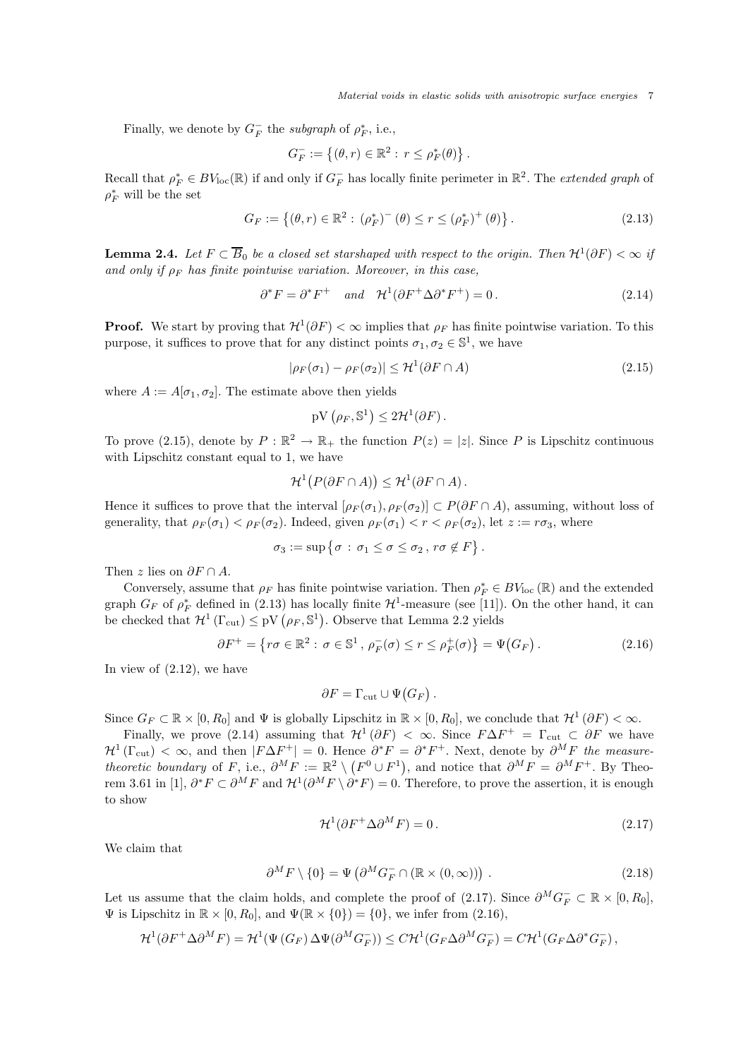Finally, we denote by $G_F^-$ the *subgraph* of $\rho_F^*$, i.e.,

$$G_F^- := \left\{(\theta, r) \in \mathbb{R}^2 : \, r \leq \rho_F^*(\theta)\right\}.$$

Recall that $\rho_F^* \in BV_{\rm loc}(\mathbb{R})$ if and only if $G_F^-$ has locally finite perimeter in $\mathbb{R}^2$. The *extended graph* of $\rho_F^*$ will be the set

$$G_F := \left\{(\theta, r) \in \mathbb{R}^2 : \, \left(\rho_F^*\right)^- (\theta) \leq r \leq \left(\rho_F^*\right)^+ (\theta)\right\}. \tag{2.13}$$

**Lemma 2.4.** *Let $F \subset \overline{B}_0$ be a closed set starshaped with respect to the origin. Then $\mathcal{H}^1(\partial F) < \infty$ if and only if $\rho_F$ has finite pointwise variation. Moreover, in this case,*

$$\partial^* F = \partial^* F^+ \quad \text{and} \quad \mathcal{H}^1(\partial F^+ \Delta \partial^* F^+) = 0\,. \tag{2.14}$$

**Proof.** We start by proving that $\mathcal{H}^1(\partial F) < \infty$ implies that $\rho_F$ has finite pointwise variation. To this purpose, it suffices to prove that for any distinct points $\sigma_1, \sigma_2 \in \mathbb{S}^1$, we have

$$|\rho_F(\sigma_1) - \rho_F(\sigma_2)| \leq \mathcal{H}^1(\partial F \cap A) \tag{2.15}$$

where $A := A[\sigma_1, \sigma_2]$. The estimate above then yields

$$\mathrm{pV}\left(\rho_F, \mathbb{S}^1\right) \leq 2\mathcal{H}^1(\partial F)\,.$$

To prove (2.15), denote by $P : \mathbb{R}^2 \to \mathbb{R}_+$ the function $P(z) = |z|$. Since $P$ is Lipschitz continuous with Lipschitz constant equal to 1, we have

$$\mathcal{H}^1\big(P(\partial F \cap A)\big) \leq \mathcal{H}^1(\partial F \cap A)\,.$$

Hence it suffices to prove that the interval $[\rho_F(\sigma_1), \rho_F(\sigma_2)] \subset P(\partial F \cap A)$, assuming, without loss of generality, that $\rho_F(\sigma_1) < \rho_F(\sigma_2)$. Indeed, given $\rho_F(\sigma_1) < r < \rho_F(\sigma_2)$, let $z := r\sigma_3$, where

$$\sigma_3 := \sup\left\{\sigma \, : \, \sigma_1 \leq \sigma \leq \sigma_2\,, \, r\sigma \notin F\right\}.$$

Then $z$ lies on $\partial F \cap A$.

Conversely, assume that $\rho_F$ has finite pointwise variation. Then $\rho_F^* \in BV_{\rm loc}(\mathbb{R})$ and the extended graph $G_F$ of $\rho_F^*$ defined in (2.13) has locally finite $\mathcal{H}^1$-measure (see [11]). On the other hand, it can be checked that $\mathcal{H}^1\left(\Gamma_{\rm cut}\right) \leq \mathrm{pV}\left(\rho_F, \mathbb{S}^1\right)$. Observe that Lemma 2.2 yields

$$\partial F^+ = \left\{r\sigma \in \mathbb{R}^2 : \, \sigma \in \mathbb{S}^1\,, \, \rho_F^-(\sigma) \leq r \leq \rho_F^+(\sigma)\right\} = \Psi\big(G_F\big)\,. \tag{2.16}$$

In view of (2.12), we have

$$\partial F = \Gamma_{\rm cut} \cup \Psi\big(G_F\big)\,.$$

Since $G_F \subset \mathbb{R} \times [0, R_0]$ and $\Psi$ is globally Lipschitz in $\mathbb{R} \times [0, R_0]$, we conclude that $\mathcal{H}^1\left(\partial F\right) < \infty$.

Finally, we prove (2.14) assuming that $\mathcal{H}^1\left(\partial F\right) < \infty$. Since $F \Delta F^+ = \Gamma_{\rm cut} \subset \partial F$ we have $\mathcal{H}^1\left(\Gamma_{\rm cut}\right) < \infty$, and then $|F \Delta F^+| = 0$. Hence $\partial^* F = \partial^* F^+$. Next, denote by $\partial^M F$ *the measure-theoretic boundary* of $F$, i.e., $\partial^M F := \mathbb{R}^2 \setminus \left(F^0 \cup F^1\right)$, and notice that $\partial^M F = \partial^M F^+$. By Theorem 3.61 in [1], $\partial^* F \subset \partial^M F$ and $\mathcal{H}^1(\partial^M F \setminus \partial^* F) = 0$. Therefore, to prove the assertion, it is enough to show

$$\mathcal{H}^1(\partial F^+ \Delta \partial^M F) = 0\,. \tag{2.17}$$

We claim that

$$\partial^M F \setminus \{0\} = \Psi\left(\partial^M G_F^- \cap (\mathbb{R} \times (0, \infty))\right)\,. \tag{2.18}$$

Let us assume that the claim holds, and complete the proof of (2.17). Since $\partial^M G_F^- \subset \mathbb{R} \times [0, R_0]$, $\Psi$ is Lipschitz in $\mathbb{R} \times [0, R_0]$, and $\Psi(\mathbb{R} \times \{0\}) = \{0\}$, we infer from (2.16),

$$\mathcal{H}^1(\partial F^+ \Delta \partial^M F) = \mathcal{H}^1(\Psi\left(G_F\right) \Delta \Psi(\partial^M G_F^-)) \leq C\mathcal{H}^1(G_F \Delta \partial^M G_F^-) = C\mathcal{H}^1(G_F \Delta \partial^* G_F^-)\,,$$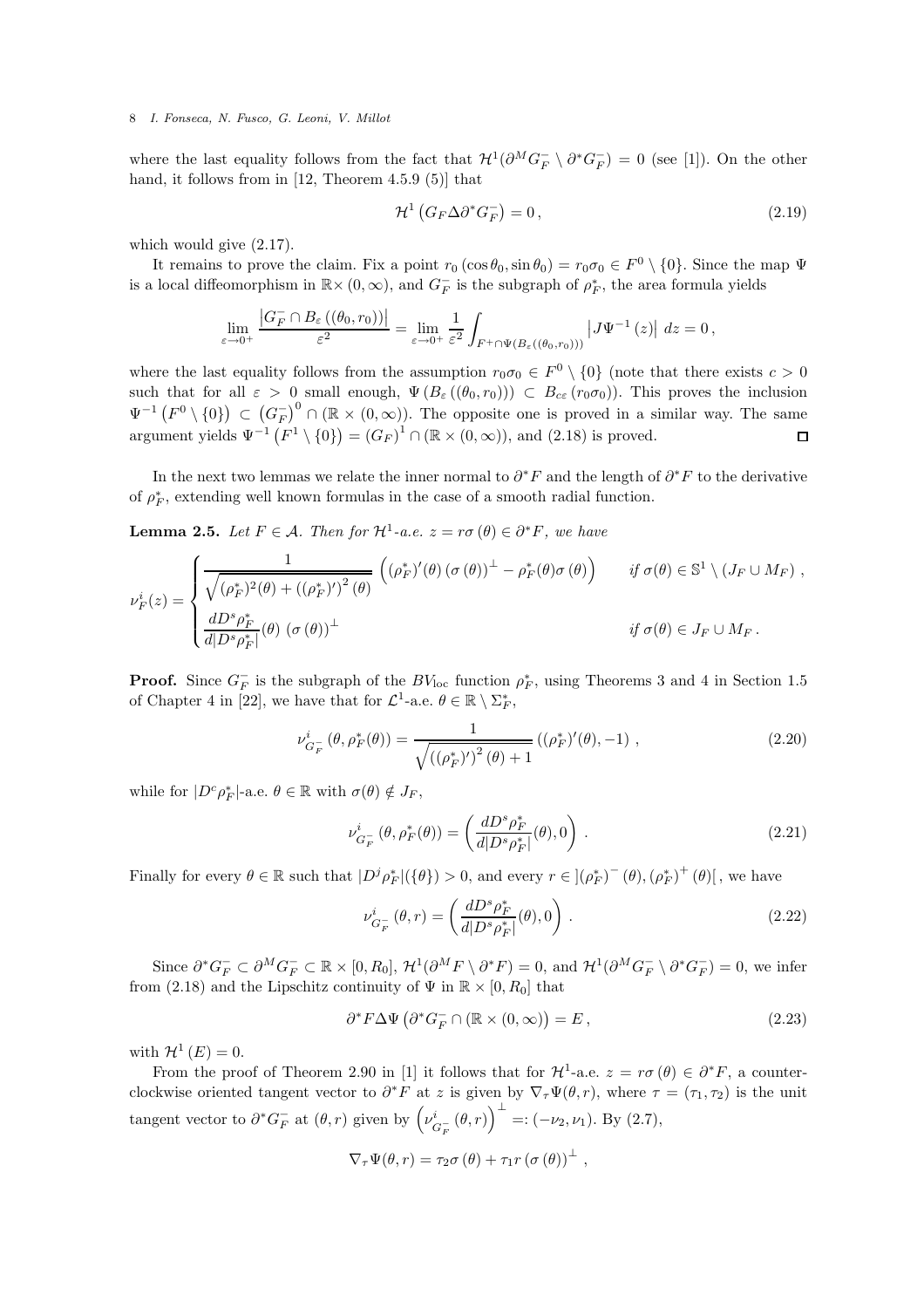where the last equality follows from the fact that $\mathcal{H}^1(\partial^M G_F^- \setminus \partial^* G_F^-) = 0$ (see [1]). On the other hand, it follows from in [12, Theorem 4.5.9 (5)] that

$$\mathcal{H}^1\left(G_F \Delta \partial^* G_F^-\right) = 0\,, \tag{2.19}$$

which would give (2.17).

It remains to prove the claim. Fix a point $r_0(\cos\theta_0, \sin\theta_0) = r_0\sigma_0 \in F^0 \setminus \{0\}$. Since the map $\Psi$ is a local diffeomorphism in $\mathbb{R}\times(0,\infty)$, and $G_F^-$ is the subgraph of $\rho_F^*$, the area formula yields

$$\lim_{\varepsilon\to 0^+} \frac{\left|G_F^- \cap B_\varepsilon\left((\theta_0, r_0)\right)\right|}{\varepsilon^2} = \lim_{\varepsilon\to 0^+} \frac{1}{\varepsilon^2}\int_{F^+\cap \Psi(B_\varepsilon((\theta_0,r_0)))} \left|J\Psi^{-1}(z)\right|\,dz = 0\,,$$

where the last equality follows from the assumption $r_0\sigma_0 \in F^0 \setminus \{0\}$ (note that there exists $c > 0$ such that for all $\varepsilon > 0$ small enough, $\Psi\left(B_\varepsilon\left((\theta_0, r_0)\right)\right) \subset B_{c\varepsilon}\left(r_0\sigma_0\right)$). This proves the inclusion $\Psi^{-1}\left(F^0 \setminus \{0\}\right) \subset \left(G_F^-\right)^0 \cap (\mathbb{R}\times(0,\infty))$. The opposite one is proved in a similar way. The same argument yields $\Psi^{-1}\left(F^1 \setminus \{0\}\right) = (G_F)^1 \cap (\mathbb{R}\times(0,\infty))$, and (2.18) is proved. □

In the next two lemmas we relate the inner normal to $\partial^* F$ and the length of $\partial^* F$ to the derivative of $\rho_F^*$, extending well known formulas in the case of a smooth radial function.

**Lemma 2.5.** *Let $F \in \mathcal{A}$. Then for $\mathcal{H}^1$-a.e. $z = r\sigma(\theta) \in \partial^* F$, we have*

$$\nu_F^i(z) = \begin{cases} \dfrac{1}{\sqrt{(\rho_F^*)^2(\theta) + \left((\rho_F^*)'\right)^2(\theta)}}\left((\rho_F^*)'(\theta)\left(\sigma(\theta)\right)^\perp - \rho_F^*(\theta)\sigma(\theta)\right) & \text{if } \sigma(\theta) \in \mathbb{S}^1 \setminus (J_F \cup M_F)\,, \\[2ex] \dfrac{dD^s\rho_F^*}{d|D^s\rho_F^*|}(\theta)\,\left(\sigma(\theta)\right)^\perp & \text{if } \sigma(\theta) \in J_F \cup M_F\,. \end{cases}$$

**Proof.** Since $G_F^-$ is the subgraph of the $BV_{\rm loc}$ function $\rho_F^*$, using Theorems 3 and 4 in Section 1.5 of Chapter 4 in [22], we have that for $\mathcal{L}^1$-a.e. $\theta \in \mathbb{R}\setminus\Sigma_F^*$,

$$\nu_{G_F^-}^i\left(\theta, \rho_F^*(\theta)\right) = \frac{1}{\sqrt{\left((\rho_F^*)'\right)^2(\theta) + 1}}\left((\rho_F^*)'(\theta), -1\right)\,, \tag{2.20}$$

while for $|D^c\rho_F^*|$-a.e. $\theta \in \mathbb{R}$ with $\sigma(\theta) \notin J_F$,

$$\nu_{G_F^-}^i\left(\theta, \rho_F^*(\theta)\right) = \left(\frac{dD^s\rho_F^*}{d|D^s\rho_F^*|}(\theta), 0\right)\,. \tag{2.21}$$

Finally for every $\theta \in \mathbb{R}$ such that $|D^j\rho_F^*|(\{\theta\}) > 0$, and every $r \in \left](\rho_F^*)^-(\theta), (\rho_F^*)^+(\theta)\right[$, we have

$$\nu_{G_F^-}^i(\theta, r) = \left(\frac{dD^s\rho_F^*}{d|D^s\rho_F^*|}(\theta), 0\right)\,. \tag{2.22}$$

Since $\partial^* G_F^- \subset \partial^M G_F^- \subset \mathbb{R}\times[0, R_0]$, $\mathcal{H}^1(\partial^M F \setminus \partial^* F) = 0$, and $\mathcal{H}^1(\partial^M G_F^- \setminus \partial^* G_F^-) = 0$, we infer from (2.18) and the Lipschitz continuity of $\Psi$ in $\mathbb{R}\times[0, R_0]$ that

$$\partial^* F \Delta \Psi\left(\partial^* G_F^- \cap (\mathbb{R}\times(0,\infty)\right) = E\,, \tag{2.23}$$

with $\mathcal{H}^1(E) = 0$.

From the proof of Theorem 2.90 in [1] it follows that for $\mathcal{H}^1$-a.e. $z = r\sigma(\theta) \in \partial^* F$, a counterclockwise oriented tangent vector to $\partial^* F$ at $z$ is given by $\nabla_\tau\Psi(\theta, r)$, where $\tau = (\tau_1, \tau_2)$ is the unit tangent vector to $\partial^* G_F^-$ at $(\theta, r)$ given by $\left(\nu_{G_F^-}^i(\theta, r)\right)^\perp =: (-\nu_2, \nu_1)$. By (2.7),

$$\nabla_\tau\Psi(\theta, r) = \tau_2\sigma(\theta) + \tau_1 r\left(\sigma(\theta)\right)^\perp\,,$$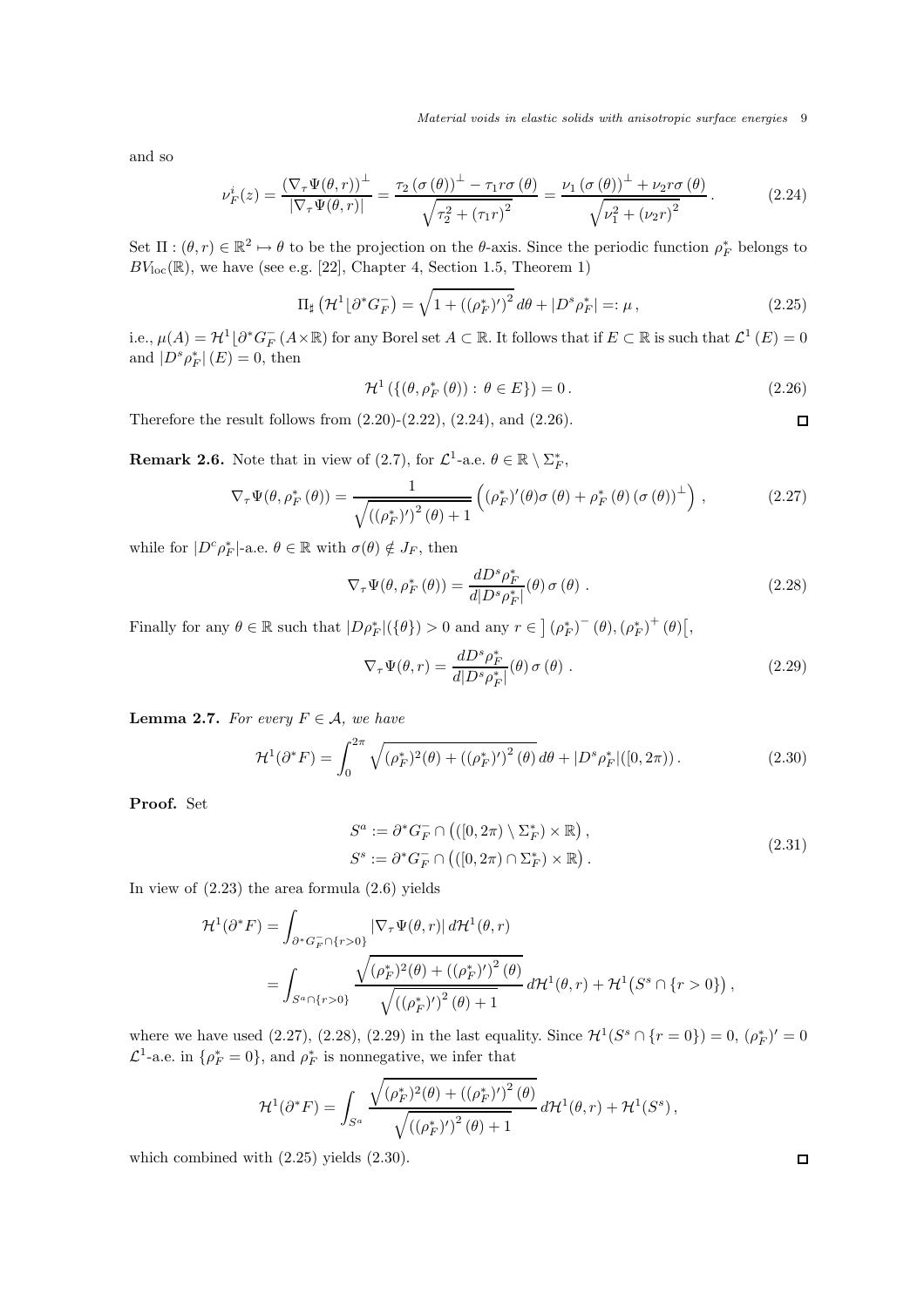and so

$$
\nu_F^i(z) = \frac{(\nabla_\tau \Psi(\theta, r))^\perp}{|\nabla_\tau \Psi(\theta, r)|} = \frac{\tau_2 (\sigma(\theta))^\perp - \tau_1 r \sigma(\theta)}{\sqrt{\tau_2^2 + (\tau_1 r)^2}} = \frac{\nu_1 (\sigma(\theta))^\perp + \nu_2 r \sigma(\theta)}{\sqrt{\nu_1^2 + (\nu_2 r)^2}}. \tag{2.24}
$$

Set $\Pi : (\theta, r) \in \mathbb{R}^2 \mapsto \theta$ to be the projection on the $\theta$-axis. Since the periodic function $\rho_F^*$ belongs to $BV_{\mathrm{loc}}(\mathbb{R})$, we have (see e.g. [22], Chapter 4, Section 1.5, Theorem 1)

$$
\Pi_\sharp \left(\mathcal{H}^1 \lfloor \partial^* G_F^-\right) = \sqrt{1 + ((\rho_F^*)')^2}\, d\theta + |D^s \rho_F^*| =: \mu\,, \tag{2.25}
$$

i.e., $\mu(A) = \mathcal{H}^1 \lfloor \partial^* G_F^- (A \times \mathbb{R})$ for any Borel set $A \subset \mathbb{R}$. It follows that if $E \subset \mathbb{R}$ is such that $\mathcal{L}^1(E) = 0$ and $|D^s \rho_F^*|(E) = 0$, then

$$
\mathcal{H}^1 \left(\{(\theta, \rho_F^*(\theta)) : \theta \in E\}\right) = 0\,. \tag{2.26}
$$

Therefore the result follows from (2.20)-(2.22), (2.24), and (2.26). $\square$

**Remark 2.6.** Note that in view of (2.7), for $\mathcal{L}^1$-a.e. $\theta \in \mathbb{R} \setminus \Sigma_F^*$,

$$
\nabla_\tau \Psi(\theta, \rho_F^*(\theta)) = \frac{1}{\sqrt{((\rho_F^*)')^2(\theta) + 1}} \left( (\rho_F^*)'(\theta) \sigma(\theta) + \rho_F^*(\theta) (\sigma(\theta))^\perp \right), \tag{2.27}
$$

while for $|D^c \rho_F^*|$-a.e. $\theta \in \mathbb{R}$ with $\sigma(\theta) \notin J_F$, then

$$
\nabla_\tau \Psi(\theta, \rho_F^*(\theta)) = \frac{d D^s \rho_F^*}{d|D^s \rho_F^*|}(\theta)\, \sigma(\theta)\,. \tag{2.28}
$$

Finally for any $\theta \in \mathbb{R}$ such that $|D\rho_F^*|(\{\theta\}) > 0$ and any $r \in \left] (\rho_F^*)^-(\theta), (\rho_F^*)^+(\theta) \right[$,

$$
\nabla_\tau \Psi(\theta, r) = \frac{d D^s \rho_F^*}{d|D^s \rho_F^*|}(\theta)\, \sigma(\theta)\,. \tag{2.29}
$$

**Lemma 2.7.** *For every $F \in \mathcal{A}$, we have*

$$
\mathcal{H}^1(\partial^* F) = \int_0^{2\pi} \sqrt{(\rho_F^*)^2(\theta) + ((\rho_F^*)')^2(\theta)}\, d\theta + |D^s \rho_F^*|([0, 2\pi))\,. \tag{2.30}
$$

**Proof.** Set

$$
\begin{aligned}
S^a &:= \partial^* G_F^- \cap \left(([0, 2\pi) \setminus \Sigma_F^*) \times \mathbb{R}\right), \\
S^s &:= \partial^* G_F^- \cap \left(([0, 2\pi) \cap \Sigma_F^*) \times \mathbb{R}\right).
\end{aligned} \tag{2.31}
$$

In view of (2.23) the area formula (2.6) yields

$$
\begin{aligned}
\mathcal{H}^1(\partial^* F) &= \int_{\partial^* G_F^- \cap \{r > 0\}} |\nabla_\tau \Psi(\theta, r)|\, d\mathcal{H}^1(\theta, r) \\
&= \int_{S^a \cap \{r > 0\}} \frac{\sqrt{(\rho_F^*)^2(\theta) + ((\rho_F^*)')^2(\theta)}}{\sqrt{((\rho_F^*)')^2(\theta) + 1}}\, d\mathcal{H}^1(\theta, r) + \mathcal{H}^1\big(S^s \cap \{r > 0\}\big)\,,
\end{aligned}
$$

where we have used (2.27), (2.28), (2.29) in the last equality. Since $\mathcal{H}^1(S^s \cap \{r = 0\}) = 0$, $(\rho_F^*)' = 0$ $\mathcal{L}^1$-a.e. in $\{\rho_F^* = 0\}$, and $\rho_F^*$ is nonnegative, we infer that

$$
\mathcal{H}^1(\partial^* F) = \int_{S^a} \frac{\sqrt{(\rho_F^*)^2(\theta) + ((\rho_F^*)')^2(\theta)}}{\sqrt{((\rho_F^*)')^2(\theta) + 1}}\, d\mathcal{H}^1(\theta, r) + \mathcal{H}^1(S^s)\,,
$$

which combined with (2.25) yields (2.30). $\square$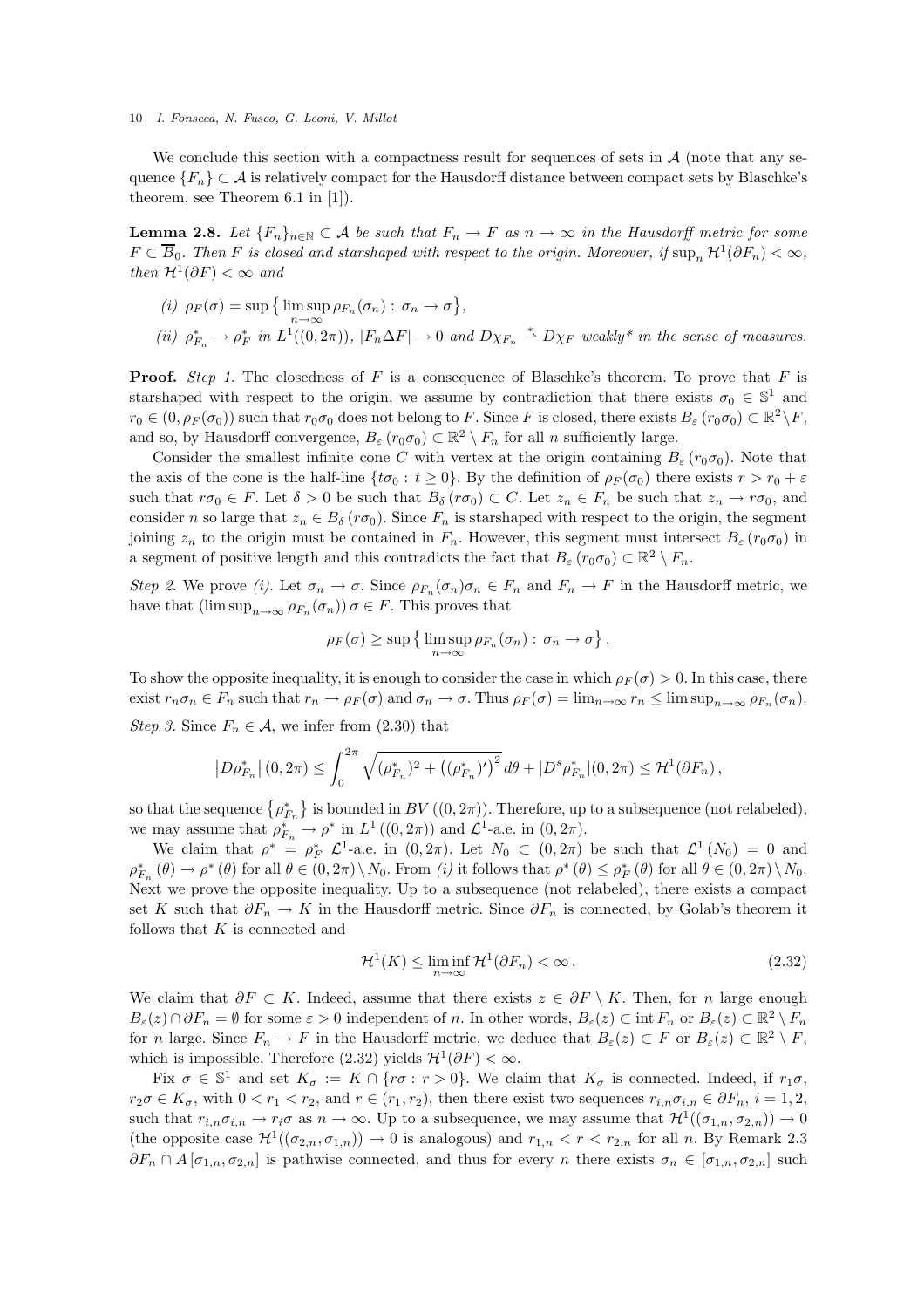We conclude this section with a compactness result for sequences of sets in $\mathcal{A}$ (note that any sequence $\{F_n\} \subset \mathcal{A}$ is relatively compact for the Hausdorff distance between compact sets by Blaschke's theorem, see Theorem 6.1 in [1]).

**Lemma 2.8.** *Let $\{F_n\}_{n\in\mathbb{N}} \subset \mathcal{A}$ be such that $F_n \to F$ as $n \to \infty$ in the Hausdorff metric for some $F \subset \overline{B}_0$. Then $F$ is closed and starshaped with respect to the origin. Moreover, if $\sup_n \mathcal{H}^1(\partial F_n) < \infty$, then $\mathcal{H}^1(\partial F) < \infty$ and*

*(i) $\rho_F(\sigma) = \sup\big\{ \limsup_{n\to\infty} \rho_{F_n}(\sigma_n) : \sigma_n \to \sigma \big\}$,*

*(ii) $\rho^*_{F_n} \to \rho^*_F$ in $L^1((0,2\pi))$, $|F_n \Delta F| \to 0$ and $D\chi_{F_n} \overset{*}{\rightharpoonup} D\chi_F$ weakly\* in the sense of measures.*

**Proof.** *Step 1.* The closedness of $F$ is a consequence of Blaschke's theorem. To prove that $F$ is starshaped with respect to the origin, we assume by contradiction that there exists $\sigma_0 \in \mathbb{S}^1$ and $r_0 \in (0, \rho_F(\sigma_0))$ such that $r_0\sigma_0$ does not belong to $F$. Since $F$ is closed, there exists $B_\varepsilon(r_0\sigma_0) \subset \mathbb{R}^2 \setminus F$, and so, by Hausdorff convergence, $B_\varepsilon(r_0\sigma_0) \subset \mathbb{R}^2 \setminus F_n$ for all $n$ sufficiently large.

Consider the smallest infinite cone $C$ with vertex at the origin containing $B_\varepsilon(r_0\sigma_0)$. Note that the axis of the cone is the half-line $\{t\sigma_0 : t \geq 0\}$. By the definition of $\rho_F(\sigma_0)$ there exists $r > r_0 + \varepsilon$ such that $r\sigma_0 \in F$. Let $\delta > 0$ be such that $B_\delta(r\sigma_0) \subset C$. Let $z_n \in F_n$ be such that $z_n \to r\sigma_0$, and consider $n$ so large that $z_n \in B_\delta(r\sigma_0)$. Since $F_n$ is starshaped with respect to the origin, the segment joining $z_n$ to the origin must be contained in $F_n$. However, this segment must intersect $B_\varepsilon(r_0\sigma_0)$ in a segment of positive length and this contradicts the fact that $B_\varepsilon(r_0\sigma_0) \subset \mathbb{R}^2 \setminus F_n$.

*Step 2.* We prove *(i)*. Let $\sigma_n \to \sigma$. Since $\rho_{F_n}(\sigma_n)\sigma_n \in F_n$ and $F_n \to F$ in the Hausdorff metric, we have that $(\limsup_{n\to\infty} \rho_{F_n}(\sigma_n))\,\sigma \in F$. This proves that

$$\rho_F(\sigma) \geq \sup\big\{ \limsup_{n\to\infty} \rho_{F_n}(\sigma_n) : \sigma_n \to \sigma \big\}.$$

To show the opposite inequality, it is enough to consider the case in which $\rho_F(\sigma) > 0$. In this case, there exist $r_n\sigma_n \in F_n$ such that $r_n \to \rho_F(\sigma)$ and $\sigma_n \to \sigma$. Thus $\rho_F(\sigma) = \lim_{n\to\infty} r_n \leq \limsup_{n\to\infty} \rho_{F_n}(\sigma_n)$.

*Step 3.* Since $F_n \in \mathcal{A}$, we infer from (2.30) that

$$\left|D\rho^*_{F_n}\right|(0,2\pi) \leq \int_0^{2\pi} \sqrt{(\rho^*_{F_n})^2 + \big((\rho^*_{F_n})'\big)^2}\, d\theta + |D^s\rho^*_{F_n}|(0,2\pi) \leq \mathcal{H}^1(\partial F_n),$$

so that the sequence $\{\rho^*_{F_n}\}$ is bounded in $BV((0,2\pi))$. Therefore, up to a subsequence (not relabeled), we may assume that $\rho^*_{F_n} \to \rho^*$ in $L^1((0,2\pi))$ and $\mathcal{L}^1$-a.e. in $(0,2\pi)$.

We claim that $\rho^* = \rho^*_F$ $\mathcal{L}^1$-a.e. in $(0,2\pi)$. Let $N_0 \subset (0,2\pi)$ be such that $\mathcal{L}^1(N_0) = 0$ and $\rho^*_{F_n}(\theta) \to \rho^*(\theta)$ for all $\theta \in (0,2\pi)\setminus N_0$. From *(i)* it follows that $\rho^*(\theta) \leq \rho^*_F(\theta)$ for all $\theta \in (0,2\pi)\setminus N_0$. Next we prove the opposite inequality. Up to a subsequence (not relabeled), there exists a compact set $K$ such that $\partial F_n \to K$ in the Hausdorff metric. Since $\partial F_n$ is connected, by Golab's theorem it follows that $K$ is connected and

$$\mathcal{H}^1(K) \leq \liminf_{n\to\infty} \mathcal{H}^1(\partial F_n) < \infty\,. \tag{2.32}$$

We claim that $\partial F \subset K$. Indeed, assume that there exists $z \in \partial F \setminus K$. Then, for $n$ large enough $B_\varepsilon(z) \cap \partial F_n = \emptyset$ for some $\varepsilon > 0$ independent of $n$. In other words, $B_\varepsilon(z) \subset \operatorname{int} F_n$ or $B_\varepsilon(z) \subset \mathbb{R}^2 \setminus F_n$ for $n$ large. Since $F_n \to F$ in the Hausdorff metric, we deduce that $B_\varepsilon(z) \subset F$ or $B_\varepsilon(z) \subset \mathbb{R}^2 \setminus F$, which is impossible. Therefore (2.32) yields $\mathcal{H}^1(\partial F) < \infty$.

Fix $\sigma \in \mathbb{S}^1$ and set $K_\sigma := K \cap \{r\sigma : r > 0\}$. We claim that $K_\sigma$ is connected. Indeed, if $r_1\sigma$, $r_2\sigma \in K_\sigma$, with $0 < r_1 < r_2$, and $r \in (r_1, r_2)$, then there exist two sequences $r_{i,n}\sigma_{i,n} \in \partial F_n$, $i = 1,2$, such that $r_{i,n}\sigma_{i,n} \to r_i\sigma$ as $n \to \infty$. Up to a subsequence, we may assume that $\mathcal{H}^1((\sigma_{1,n}, \sigma_{2,n})) \to 0$ (the opposite case $\mathcal{H}^1((\sigma_{2,n}, \sigma_{1,n})) \to 0$ is analogous) and $r_{1,n} < r < r_{2,n}$ for all $n$. By Remark 2.3 $\partial F_n \cap A[\sigma_{1,n}, \sigma_{2,n}]$ is pathwise connected, and thus for every $n$ there exists $\sigma_n \in [\sigma_{1,n}, \sigma_{2,n}]$ such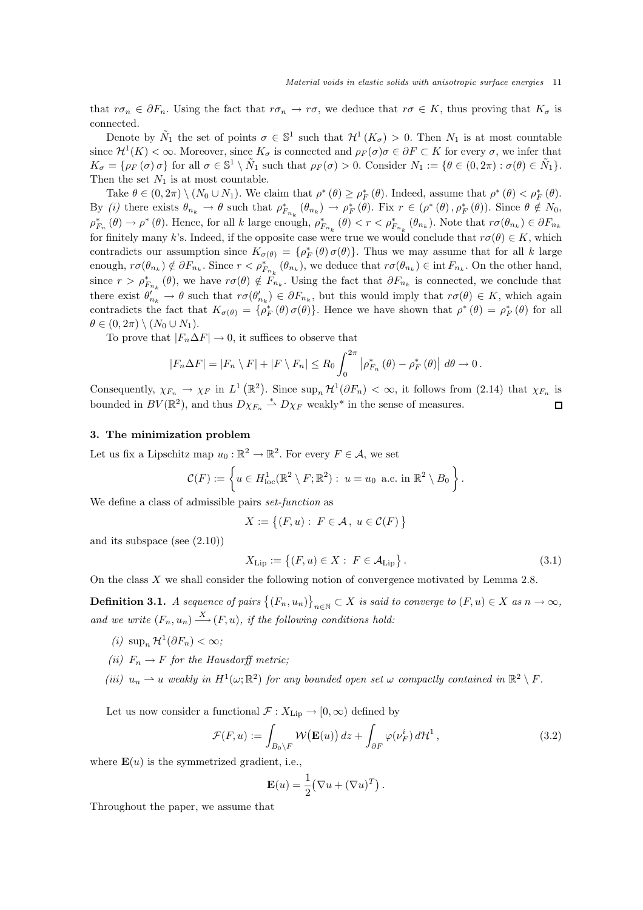that $r\sigma_n \in \partial F_n$. Using the fact that $r\sigma_n \to r\sigma$, we deduce that $r\sigma \in K$, thus proving that $K_\sigma$ is connected.

Denote by $\tilde{N}_1$ the set of points $\sigma \in \mathbb{S}^1$ such that $\mathcal{H}^1(K_\sigma) > 0$. Then $N_1$ is at most countable since $\mathcal{H}^1(K) < \infty$. Moreover, since $K_\sigma$ is connected and $\rho_F(\sigma)\sigma \in \partial F \subset K$ for every $\sigma$, we infer that $K_\sigma = \{\rho_F(\sigma)\,\sigma\}$ for all $\sigma \in \mathbb{S}^1 \setminus \tilde{N}_1$ such that $\rho_F(\sigma) > 0$. Consider $N_1 := \{\theta \in (0, 2\pi) : \sigma(\theta) \in \tilde{N}_1\}$. Then the set $N_1$ is at most countable.

Take $\theta \in (0, 2\pi) \setminus (N_0 \cup N_1)$. We claim that $\rho^*(\theta) \geq \rho^*_F(\theta)$. Indeed, assume that $\rho^*(\theta) < \rho^*_F(\theta)$. By *(i)* there exists $\theta_{n_k} \to \theta$ such that $\rho^*_{F_{n_k}}(\theta_{n_k}) \to \rho^*_F(\theta)$. Fix $r \in (\rho^*(\theta), \rho^*_F(\theta))$. Since $\theta \notin N_0$, $\rho^*_{F_n}(\theta) \to \rho^*(\theta)$. Hence, for all $k$ large enough, $\rho^*_{F_{n_k}}(\theta) < r < \rho^*_{F_{n_k}}(\theta_{n_k})$. Note that $r\sigma(\theta_{n_k}) \in \partial F_{n_k}$ for finitely many $k$'s. Indeed, if the opposite case were true we would conclude that $r\sigma(\theta) \in K$, which contradicts our assumption since $K_{\sigma(\theta)} = \{\rho^*_F(\theta)\sigma(\theta)\}$. Thus we may assume that for all $k$ large enough, $r\sigma(\theta_{n_k}) \notin \partial F_{n_k}$. Since $r < \rho^*_{F_{n_k}}(\theta_{n_k})$, we deduce that $r\sigma(\theta_{n_k}) \in \operatorname{int} F_{n_k}$. On the other hand, since $r > \rho^*_{F_{n_k}}(\theta)$, we have $r\sigma(\theta) \notin F_{n_k}$. Using the fact that $\partial F_{n_k}$ is connected, we conclude that there exist $\theta'_{n_k} \to \theta$ such that $r\sigma(\theta'_{n_k}) \in \partial F_{n_k}$, but this would imply that $r\sigma(\theta) \in K$, which again contradicts the fact that $K_{\sigma(\theta)} = \{\rho^*_F(\theta)\,\sigma(\theta)\}$. Hence we have shown that $\rho^*(\theta) = \rho^*_F(\theta)$ for all $\theta \in (0, 2\pi) \setminus (N_0 \cup N_1)$.

To prove that $|F_n \Delta F| \to 0$, it suffices to observe that

$$|F_n \Delta F| = |F_n \setminus F| + |F \setminus F_n| \leq R_0 \int_0^{2\pi} \left|\rho^*_{F_n}(\theta) - \rho^*_F(\theta)\right| \, d\theta \to 0\,.$$

Consequently, $\chi_{F_n} \to \chi_F$ in $L^1(\mathbb{R}^2)$. Since $\sup_n \mathcal{H}^1(\partial F_n) < \infty$, it follows from (2.14) that $\chi_{F_n}$ is bounded in $BV(\mathbb{R}^2)$, and thus $D\chi_{F_n} \overset{*}{\rightharpoonup} D\chi_F$ weakly* in the sense of measures. $\square$

## 3. The minimization problem

Let us fix a Lipschitz map $u_0 : \mathbb{R}^2 \to \mathbb{R}^2$. For every $F \in \mathcal{A}$, we set

$$\mathcal{C}(F) := \left\{ u \in H^1_{\mathrm{loc}}(\mathbb{R}^2 \setminus F; \mathbb{R}^2) : \; u = u_0 \text{ a.e. in } \mathbb{R}^2 \setminus B_0 \right\}.$$

We define a class of admissible pairs *set-function* as

$$X := \left\{ (F, u) : \; F \in \mathcal{A}\,, \; u \in \mathcal{C}(F) \right\}$$

and its subspace (see (2.10))

$$X_{\mathrm{Lip}} := \left\{ (F, u) \in X : \; F \in \mathcal{A}_{\mathrm{Lip}} \right\}. \tag{3.1}$$

On the class $X$ we shall consider the following notion of convergence motivated by Lemma 2.8.

**Definition 3.1.** *A sequence of pairs $\left\{(F_n, u_n)\right\}_{n\in\mathbb{N}} \subset X$ is said to converge to $(F, u) \in X$ as $n \to \infty$, and we write $(F_n, u_n) \xrightarrow{X} (F, u)$, if the following conditions hold:*

- *(i)* $\sup_n \mathcal{H}^1(\partial F_n) < \infty$;
- *(ii)* $F_n \to F$ *for the Hausdorff metric;*
- *(iii)* $u_n \rightharpoonup u$ *weakly in $H^1(\omega; \mathbb{R}^2)$ for any bounded open set $\omega$ compactly contained in $\mathbb{R}^2 \setminus F$.*

Let us now consider a functional $\mathcal{F} : X_{\mathrm{Lip}} \to [0, \infty)$ defined by

$$\mathcal{F}(F, u) := \int_{B_0 \setminus F} \mathcal{W}\big(\mathbf{E}(u)\big)\, dz + \int_{\partial F} \varphi(\nu^i_F)\, d\mathcal{H}^1\,, \tag{3.2}$$

where $\mathbf{E}(u)$ is the symmetrized gradient, i.e.,

$$\mathbf{E}(u) = \frac{1}{2}\big(\nabla u + (\nabla u)^T\big)\,.$$

Throughout the paper, we assume that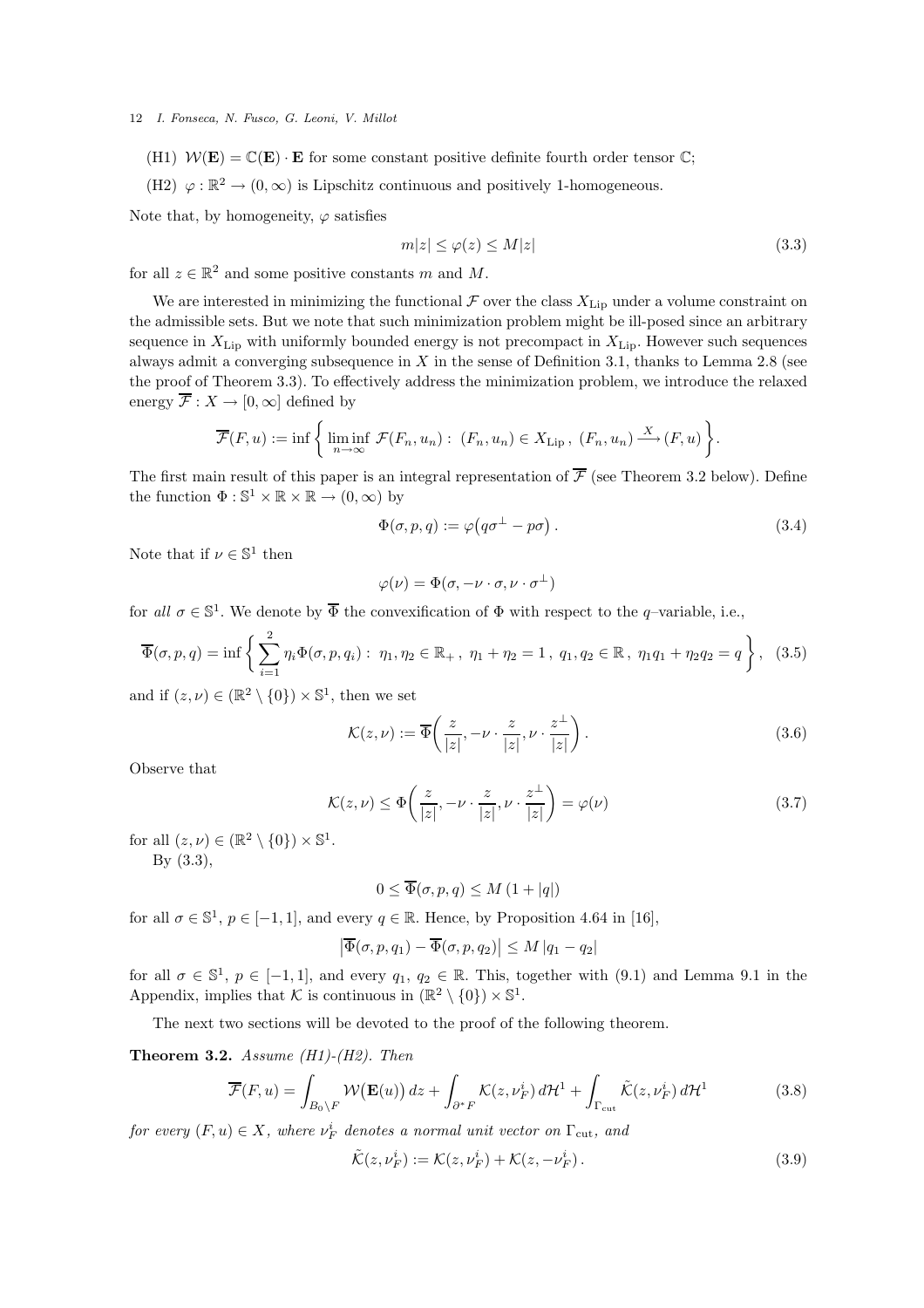(H1) $\mathcal{W}(\mathbf{E}) = \mathbb{C}(\mathbf{E}) \cdot \mathbf{E}$ for some constant positive definite fourth order tensor $\mathbb{C}$;

(H2) $\varphi : \mathbb{R}^2 \to (0, \infty)$ is Lipschitz continuous and positively 1-homogeneous.

Note that, by homogeneity, $\varphi$ satisfies

$$m|z| \le \varphi(z) \le M|z| \tag{3.3}$$

for all $z \in \mathbb{R}^2$ and some positive constants $m$ and $M$.

We are interested in minimizing the functional $\mathcal{F}$ over the class $X_{\rm Lip}$ under a volume constraint on the admissible sets. But we note that such minimization problem might be ill-posed since an arbitrary sequence in $X_{\rm Lip}$ with uniformly bounded energy is not precompact in $X_{\rm Lip}$. However such sequences always admit a converging subsequence in $X$ in the sense of Definition 3.1, thanks to Lemma 2.8 (see the proof of Theorem 3.3). To effectively address the minimization problem, we introduce the relaxed energy $\overline{\mathcal{F}} : X \to [0, \infty]$ defined by

$$\overline{\mathcal{F}}(F, u) := \inf \left\{ \liminf_{n\to\infty} \mathcal{F}(F_n, u_n) : \ (F_n, u_n) \in X_{\rm Lip} \,, \ (F_n, u_n) \xrightarrow{X} (F, u) \right\}.$$

The first main result of this paper is an integral representation of $\overline{\mathcal{F}}$ (see Theorem 3.2 below). Define the function $\Phi : \mathbb{S}^1 \times \mathbb{R} \times \mathbb{R} \to (0, \infty)$ by

$$\Phi(\sigma, p, q) := \varphi\big(q\sigma^\perp - p\sigma\big) \,. \tag{3.4}$$

Note that if $\nu \in \mathbb{S}^1$ then

$$\varphi(\nu) = \Phi(\sigma, -\nu \cdot \sigma, \nu \cdot \sigma^\perp)$$

for *all* $\sigma \in \mathbb{S}^1$. We denote by $\overline{\Phi}$ the convexification of $\Phi$ with respect to the $q$–variable, i.e.,

$$\overline{\Phi}(\sigma, p, q) = \inf \left\{ \sum_{i=1}^{2} \eta_i \Phi(\sigma, p, q_i) : \ \eta_1, \eta_2 \in \mathbb{R}_+ \,, \ \eta_1 + \eta_2 = 1 \,, \ q_1, q_2 \in \mathbb{R} \,, \ \eta_1 q_1 + \eta_2 q_2 = q \right\}, \tag{3.5}$$

and if $(z, \nu) \in (\mathbb{R}^2 \setminus \{0\}) \times \mathbb{S}^1$, then we set

$$\mathcal{K}(z, \nu) := \overline{\Phi}\left( \frac{z}{|z|}, -\nu \cdot \frac{z}{|z|}, \nu \cdot \frac{z^\perp}{|z|} \right). \tag{3.6}$$

Observe that

$$\mathcal{K}(z, \nu) \le \Phi\left( \frac{z}{|z|}, -\nu \cdot \frac{z}{|z|}, \nu \cdot \frac{z^\perp}{|z|} \right) = \varphi(\nu) \tag{3.7}$$

for all $(z, \nu) \in (\mathbb{R}^2 \setminus \{0\}) \times \mathbb{S}^1$.

By (3.3),

$$0 \le \overline{\Phi}(\sigma, p, q) \le M\,(1 + |q|)$$

for all $\sigma \in \mathbb{S}^1$, $p \in [-1, 1]$, and every $q \in \mathbb{R}$. Hence, by Proposition 4.64 in [16],

$$\big|\overline{\Phi}(\sigma, p, q_1) - \overline{\Phi}(\sigma, p, q_2)\big| \le M\,|q_1 - q_2|$$

for all $\sigma \in \mathbb{S}^1$, $p \in [-1, 1]$, and every $q_1$, $q_2 \in \mathbb{R}$. This, together with (9.1) and Lemma 9.1 in the Appendix, implies that $\mathcal{K}$ is continuous in $(\mathbb{R}^2 \setminus \{0\}) \times \mathbb{S}^1$.

The next two sections will be devoted to the proof of the following theorem.

**Theorem 3.2.** *Assume (H1)-(H2). Then*

$$\overline{\mathcal{F}}(F, u) = \int_{B_0 \setminus F} \mathcal{W}\big(\mathbf{E}(u)\big)\, dz + \int_{\partial^* F} \mathcal{K}(z, \nu_F^i)\, d\mathcal{H}^1 + \int_{\Gamma_{\rm cut}} \tilde{\mathcal{K}}(z, \nu_F^i)\, d\mathcal{H}^1 \tag{3.8}$$

*for every $(F, u) \in X$, where $\nu_F^i$ denotes a normal unit vector on $\Gamma_{\rm cut}$, and*

$$\tilde{\mathcal{K}}(z, \nu_F^i) := \mathcal{K}(z, \nu_F^i) + \mathcal{K}(z, -\nu_F^i) \,. \tag{3.9}$$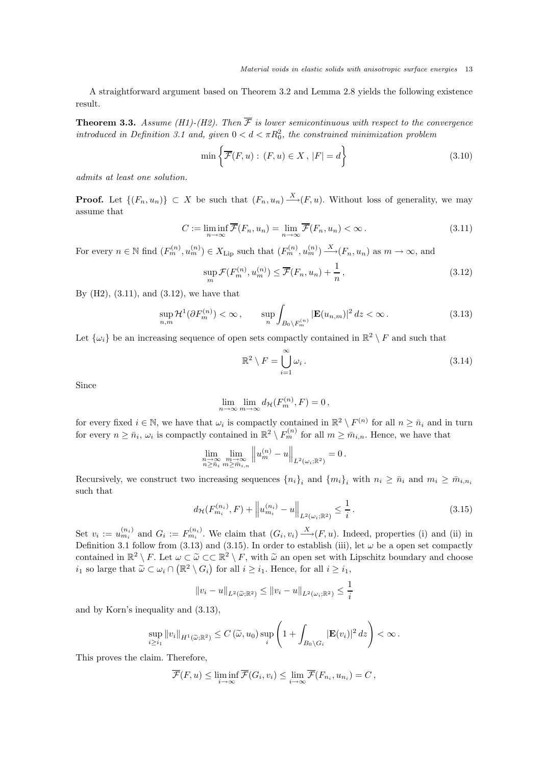A straightforward argument based on Theorem 3.2 and Lemma 2.8 yields the following existence result.

**Theorem 3.3.** *Assume (H1)-(H2). Then $\overline{\mathcal{F}}$ is lower semicontinuous with respect to the convergence introduced in Definition 3.1 and, given $0 < d < \pi R_0^2$, the constrained minimization problem*

$$\min\left\{\overline{\mathcal{F}}(F,u) : (F,u) \in X\,,\ |F| = d\right\} \tag{3.10}$$

*admits at least one solution.*

**Proof.** Let $\{(F_n, u_n)\} \subset X$ be such that $(F_n, u_n) \xrightarrow{X} (F,u)$. Without loss of generality, we may assume that

$$C := \liminf_{n\to\infty} \overline{\mathcal{F}}(F_n, u_n) = \lim_{n\to\infty} \overline{\mathcal{F}}(F_n, u_n) < \infty\,. \tag{3.11}$$

For every $n \in \mathbb{N}$ find $(F_m^{(n)}, u_m^{(n)}) \in X_{\rm Lip}$ such that $(F_m^{(n)}, u_m^{(n)}) \xrightarrow{X} (F_n, u_n)$ as $m \to \infty$, and

$$\sup_m \mathcal{F}(F_m^{(n)}, u_m^{(n)}) \le \overline{\mathcal{F}}(F_n, u_n) + \frac{1}{n}\,, \tag{3.12}$$

By (H2), (3.11), and (3.12), we have that

$$\sup_{n,m} \mathcal{H}^1(\partial F_m^{(n)}) < \infty\,, \qquad \sup_n \int_{B_0\setminus F_m^{(n)}} |\mathbf{E}(u_{n,m})|^2\,dz < \infty\,. \tag{3.13}$$

Let $\{\omega_i\}$ be an increasing sequence of open sets compactly contained in $\mathbb{R}^2 \setminus F$ and such that

$$\mathbb{R}^2 \setminus F = \bigcup_{i=1}^{\infty} \omega_i\,. \tag{3.14}$$

Since

$$\lim_{n\to\infty}\lim_{m\to\infty} d_{\mathcal{H}}(F_m^{(n)}, F) = 0\,,$$

for every fixed $i \in \mathbb{N}$, we have that $\omega_i$ is compactly contained in $\mathbb{R}^2 \setminus F^{(n)}$ for all $n \ge \bar{n}_i$ and in turn for every $n \ge \bar{n}_i$, $\omega_i$ is compactly contained in $\mathbb{R}^2 \setminus F_m^{(n)}$ for all $m \ge \bar{m}_{i,n}$. Hence, we have that

$$\lim_{\substack{n\to\infty \\ n\ge \bar{n}_i}} \lim_{\substack{m\to\infty \\ m \ge \bar{m}_{i,n}}} \left\| u_m^{(n)} - u \right\|_{L^2(\omega_i;\mathbb{R}^2)} = 0\,.$$

Recursively, we construct two increasing sequences $\{n_i\}_i$ and $\{m_i\}_i$ with $n_i \ge \bar{n}_i$ and $m_i \ge \bar{m}_{i,n_i}$ such that

$$d_{\mathcal{H}}(F_{m_i}^{(n_i)}, F) + \left\| u_{m_i}^{(n_i)} - u \right\|_{L^2(\omega_i;\mathbb{R}^2)} \le \frac{1}{i}\,. \tag{3.15}$$

Set $v_i := u_{m_i}^{(n_i)}$ and $G_i := F_{m_i}^{(n_i)}$. We claim that $(G_i, v_i) \xrightarrow{X} (F,u)$. Indeed, properties (i) and (ii) in Definition 3.1 follow from (3.13) and (3.15). In order to establish (iii), let $\omega$ be a open set compactly contained in $\mathbb{R}^2 \setminus F$. Let $\omega \subset \widetilde{\omega} \subset\subset \mathbb{R}^2 \setminus F$, with $\widetilde{\omega}$ an open set with Lipschitz boundary and choose $i_1$ so large that $\widetilde{\omega} \subset \omega_i \cap (\mathbb{R}^2 \setminus G_i)$ for all $i \ge i_1$. Hence, for all $i \ge i_1$,

$$\|v_i - u\|_{L^2(\widetilde{\omega};\mathbb{R}^2)} \le \|v_i - u\|_{L^2(\omega_i;\mathbb{R}^2)} \le \frac{1}{i}$$

and by Korn's inequality and (3.13),

$$\sup_{i\ge i_1} \|v_i\|_{H^1(\widetilde{\omega};\mathbb{R}^2)} \le C\left(\widetilde{\omega}, u_0\right) \sup_i \left(1 + \int_{B_0\setminus G_i} |\mathbf{E}(v_i)|^2\,dz\right) < \infty\,.$$

This proves the claim. Therefore,

$$\overline{\mathcal{F}}(F,u) \le \liminf_{i\to\infty} \overline{\mathcal{F}}(G_i, v_i) \le \lim_{i\to\infty} \overline{\mathcal{F}}(F_{n_i}, u_{n_i}) = C\,,$$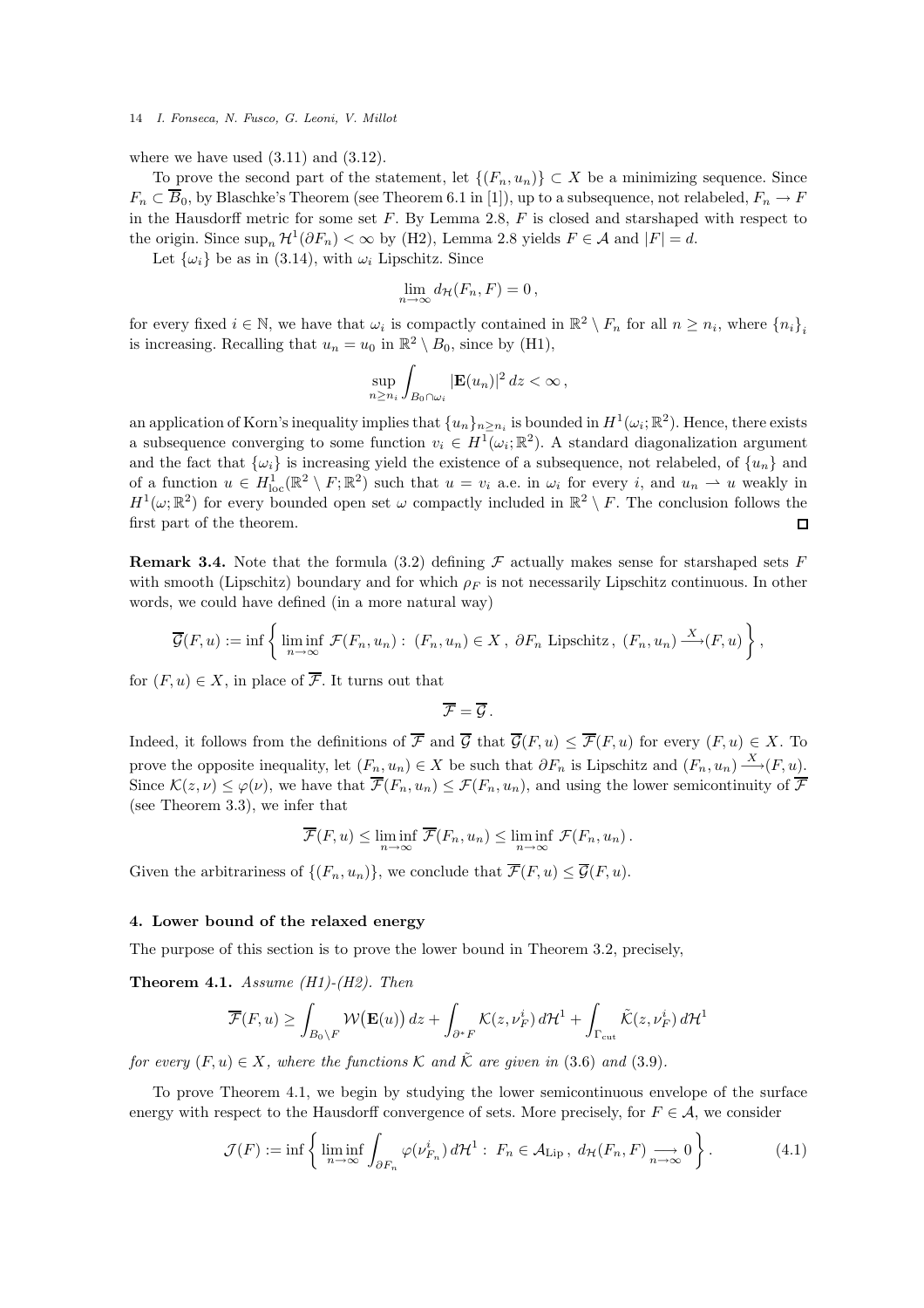where we have used (3.11) and (3.12).

To prove the second part of the statement, let $\{(F_n, u_n)\} \subset X$ be a minimizing sequence. Since $F_n \subset \overline{B}_0$, by Blaschke's Theorem (see Theorem 6.1 in [1]), up to a subsequence, not relabeled, $F_n \to F$ in the Hausdorff metric for some set $F$. By Lemma 2.8, $F$ is closed and starshaped with respect to the origin. Since $\sup_n \mathcal{H}^1(\partial F_n) < \infty$ by (H2), Lemma 2.8 yields $F \in \mathcal{A}$ and $|F| = d$.

Let $\{\omega_i\}$ be as in (3.14), with $\omega_i$ Lipschitz. Since

$$\lim_{n\to\infty} d_{\mathcal{H}}(F_n, F) = 0\,,$$

for every fixed $i \in \mathbb{N}$, we have that $\omega_i$ is compactly contained in $\mathbb{R}^2 \setminus F_n$ for all $n \geq n_i$, where $\{n_i\}_i$ is increasing. Recalling that $u_n = u_0$ in $\mathbb{R}^2 \setminus B_0$, since by (H1),

$$\sup_{n \geq n_i} \int_{B_0 \cap \omega_i} |\mathbf{E}(u_n)|^2\, dz < \infty\,,$$

an application of Korn's inequality implies that $\{u_n\}_{n\geq n_i}$ is bounded in $H^1(\omega_i; \mathbb{R}^2)$. Hence, there exists a subsequence converging to some function $v_i \in H^1(\omega_i; \mathbb{R}^2)$. A standard diagonalization argument and the fact that $\{\omega_i\}$ is increasing yield the existence of a subsequence, not relabeled, of $\{u_n\}$ and of a function $u \in H^1_{\mathrm{loc}}(\mathbb{R}^2 \setminus F; \mathbb{R}^2)$ such that $u = v_i$ a.e. in $\omega_i$ for every $i$, and $u_n \rightharpoonup u$ weakly in $H^1(\omega; \mathbb{R}^2)$ for every bounded open set $\omega$ compactly included in $\mathbb{R}^2 \setminus F$. The conclusion follows the first part of the theorem. $\square$

**Remark 3.4.** Note that the formula (3.2) defining $\mathcal{F}$ actually makes sense for starshaped sets $F$ with smooth (Lipschitz) boundary and for which $\rho_F$ is not necessarily Lipschitz continuous. In other words, we could have defined (in a more natural way)

$$\overline{\mathcal{G}}(F, u) := \inf\left\{ \liminf_{n\to\infty} \mathcal{F}(F_n, u_n) :\ (F_n, u_n) \in X\,,\ \partial F_n \text{ Lipschitz}\,,\ (F_n, u_n) \xrightarrow{X} (F, u) \right\},$$

for $(F, u) \in X$, in place of $\overline{\mathcal{F}}$. It turns out that

$$\overline{\mathcal{F}} = \overline{\mathcal{G}}\,.$$

Indeed, it follows from the definitions of $\overline{\mathcal{F}}$ and $\overline{\mathcal{G}}$ that $\overline{\mathcal{G}}(F, u) \leq \overline{\mathcal{F}}(F, u)$ for every $(F, u) \in X$. To prove the opposite inequality, let $(F_n, u_n) \in X$ be such that $\partial F_n$ is Lipschitz and $(F_n, u_n) \xrightarrow{X} (F, u)$. Since $\mathcal{K}(z, \nu) \leq \varphi(\nu)$, we have that $\overline{\mathcal{F}}(F_n, u_n) \leq \mathcal{F}(F_n, u_n)$, and using the lower semicontinuity of $\overline{\mathcal{F}}$ (see Theorem 3.3), we infer that

$$\overline{\mathcal{F}}(F, u) \leq \liminf_{n\to\infty} \overline{\mathcal{F}}(F_n, u_n) \leq \liminf_{n\to\infty} \mathcal{F}(F_n, u_n)\,.$$

Given the arbitrariness of $\{(F_n, u_n)\}$, we conclude that $\overline{\mathcal{F}}(F, u) \leq \overline{\mathcal{G}}(F, u)$.

## 4. Lower bound of the relaxed energy

The purpose of this section is to prove the lower bound in Theorem 3.2, precisely,

**Theorem 4.1.** *Assume (H1)-(H2). Then*

$$\overline{\mathcal{F}}(F, u) \geq \int_{B_0 \setminus F} \mathcal{W}\big(\mathbf{E}(u)\big)\, dz + \int_{\partial^* F} \mathcal{K}(z, \nu_F^i)\, d\mathcal{H}^1 + \int_{\Gamma_{\mathrm{cut}}} \tilde{\mathcal{K}}(z, \nu_F^i)\, d\mathcal{H}^1$$

*for every $(F, u) \in X$, where the functions $\mathcal{K}$ and $\tilde{\mathcal{K}}$ are given in (3.6) and (3.9).*

To prove Theorem 4.1, we begin by studying the lower semicontinuous envelope of the surface energy with respect to the Hausdorff convergence of sets. More precisely, for $F \in \mathcal{A}$, we consider

$$\mathcal{J}(F) := \inf\left\{ \liminf_{n\to\infty} \int_{\partial F_n} \varphi(\nu_{F_n}^i)\, d\mathcal{H}^1 :\ F_n \in \mathcal{A}_{\mathrm{Lip}}\,,\ d_{\mathcal{H}}(F_n, F) \underset{n\to\infty}{\longrightarrow} 0 \right\}. \tag{4.1}$$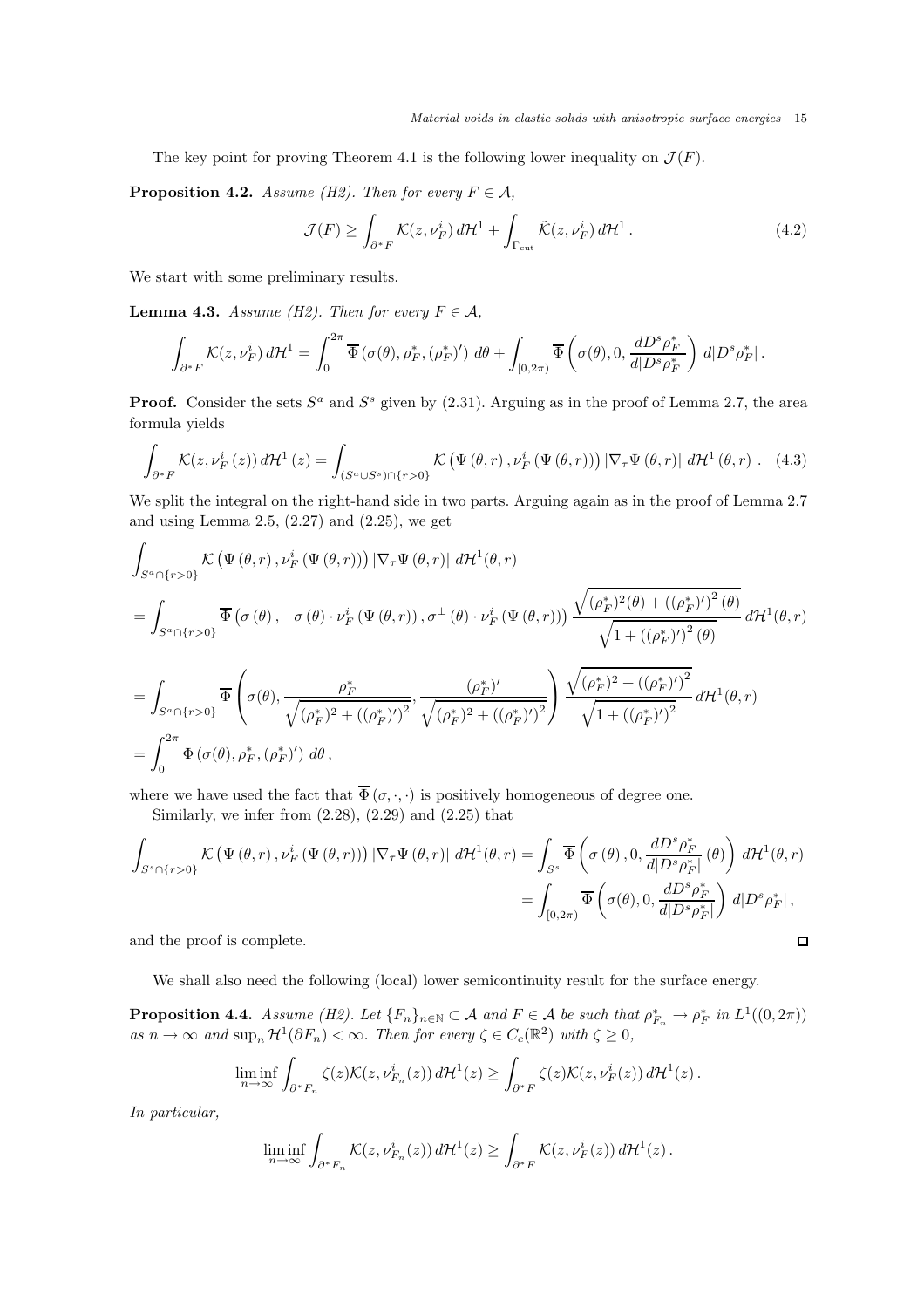The key point for proving Theorem 4.1 is the following lower inequality on $\mathcal{J}(F)$.

**Proposition 4.2.** *Assume (H2). Then for every $F \in \mathcal{A}$,*

$$\mathcal{J}(F) \geq \int_{\partial^* F} \mathcal{K}(z, \nu_F^i)\, d\mathcal{H}^1 + \int_{\Gamma_{\mathrm{cut}}} \tilde{\mathcal{K}}(z, \nu_F^i)\, d\mathcal{H}^1\,. \tag{4.2}$$

We start with some preliminary results.

**Lemma 4.3.** *Assume (H2). Then for every $F \in \mathcal{A}$,*

$$\int_{\partial^* F} \mathcal{K}(z, \nu_F^i)\, d\mathcal{H}^1 = \int_0^{2\pi} \overline{\Phi}\left(\sigma(\theta), \rho_F^*, (\rho_F^*)'\right)\, d\theta + \int_{[0,2\pi)} \overline{\Phi}\left(\sigma(\theta), 0, \frac{dD^s\rho_F^*}{d|D^s\rho_F^*|}\right)\, d|D^s\rho_F^*|\,.$$

**Proof.** Consider the sets $S^a$ and $S^s$ given by (2.31). Arguing as in the proof of Lemma 2.7, the area formula yields

$$\int_{\partial^* F} \mathcal{K}(z, \nu_F^i(z))\, d\mathcal{H}^1(z) = \int_{(S^a \cup S^s) \cap \{r>0\}} \mathcal{K}\left(\Psi(\theta, r), \nu_F^i(\Psi(\theta, r))\right) |\nabla_\tau \Psi(\theta, r)|\, d\mathcal{H}^1(\theta, r)\,. \tag{4.3}$$

We split the integral on the right-hand side in two parts. Arguing again as in the proof of Lemma 2.7 and using Lemma 2.5, (2.27) and (2.25), we get

$$\begin{aligned}
&\int_{S^a \cap \{r>0\}} \mathcal{K}\left(\Psi(\theta, r), \nu_F^i(\Psi(\theta, r))\right) |\nabla_\tau \Psi(\theta, r)|\, d\mathcal{H}^1(\theta, r) \\
&= \int_{S^a \cap \{r>0\}} \overline{\Phi}\left(\sigma(\theta), -\sigma(\theta) \cdot \nu_F^i(\Psi(\theta, r)), \sigma^\perp(\theta) \cdot \nu_F^i(\Psi(\theta, r))\right) \frac{\sqrt{(\rho_F^*)^2(\theta) + \left((\rho_F^*)'\right)^2(\theta)}}{\sqrt{1 + \left((\rho_F^*)'\right)^2(\theta)}}\, d\mathcal{H}^1(\theta, r) \\
&= \int_{S^a \cap \{r>0\}} \overline{\Phi}\left(\sigma(\theta), \frac{\rho_F^*}{\sqrt{(\rho_F^*)^2 + ((\rho_F^*)')^2}}, \frac{(\rho_F^*)'}{\sqrt{(\rho_F^*)^2 + ((\rho_F^*)')^2}}\right) \frac{\sqrt{(\rho_F^*)^2 + ((\rho_F^*)')^2}}{\sqrt{1 + ((\rho_F^*)')^2}}\, d\mathcal{H}^1(\theta, r) \\
&= \int_0^{2\pi} \overline{\Phi}\left(\sigma(\theta), \rho_F^*, (\rho_F^*)'\right)\, d\theta\,,
\end{aligned}$$

where we have used the fact that $\overline{\Phi}(\sigma, \cdot, \cdot)$ is positively homogeneous of degree one.

Similarly, we infer from (2.28), (2.29) and (2.25) that

$$\begin{aligned}
\int_{S^s \cap \{r>0\}} \mathcal{K}\left(\Psi(\theta, r), \nu_F^i(\Psi(\theta, r))\right) |\nabla_\tau \Psi(\theta, r)|\, d\mathcal{H}^1(\theta, r) &= \int_{S^s} \overline{\Phi}\left(\sigma(\theta), 0, \frac{dD^s\rho_F^*}{d|D^s\rho_F^*|}(\theta)\right)\, d\mathcal{H}^1(\theta, r) \\
&= \int_{[0,2\pi)} \overline{\Phi}\left(\sigma(\theta), 0, \frac{dD^s\rho_F^*}{d|D^s\rho_F^*|}\right)\, d|D^s\rho_F^*|\,,
\end{aligned}$$

and the proof is complete. $\square$

We shall also need the following (local) lower semicontinuity result for the surface energy.

**Proposition 4.4.** *Assume (H2). Let $\{F_n\}_{n\in\mathbb{N}} \subset \mathcal{A}$ and $F \in \mathcal{A}$ be such that $\rho_{F_n}^* \to \rho_F^*$ in $L^1((0, 2\pi))$ as $n \to \infty$ and $\sup_n \mathcal{H}^1(\partial F_n) < \infty$. Then for every $\zeta \in C_c(\mathbb{R}^2)$ with $\zeta \geq 0$,*

$$\liminf_{n\to\infty} \int_{\partial^* F_n} \zeta(z) \mathcal{K}(z, \nu_{F_n}^i(z))\, d\mathcal{H}^1(z) \geq \int_{\partial^* F} \zeta(z) \mathcal{K}(z, \nu_F^i(z))\, d\mathcal{H}^1(z)\,.$$

*In particular,*

$$\liminf_{n\to\infty} \int_{\partial^* F_n} \mathcal{K}(z, \nu_{F_n}^i(z))\, d\mathcal{H}^1(z) \geq \int_{\partial^* F} \mathcal{K}(z, \nu_F^i(z))\, d\mathcal{H}^1(z)\,.$$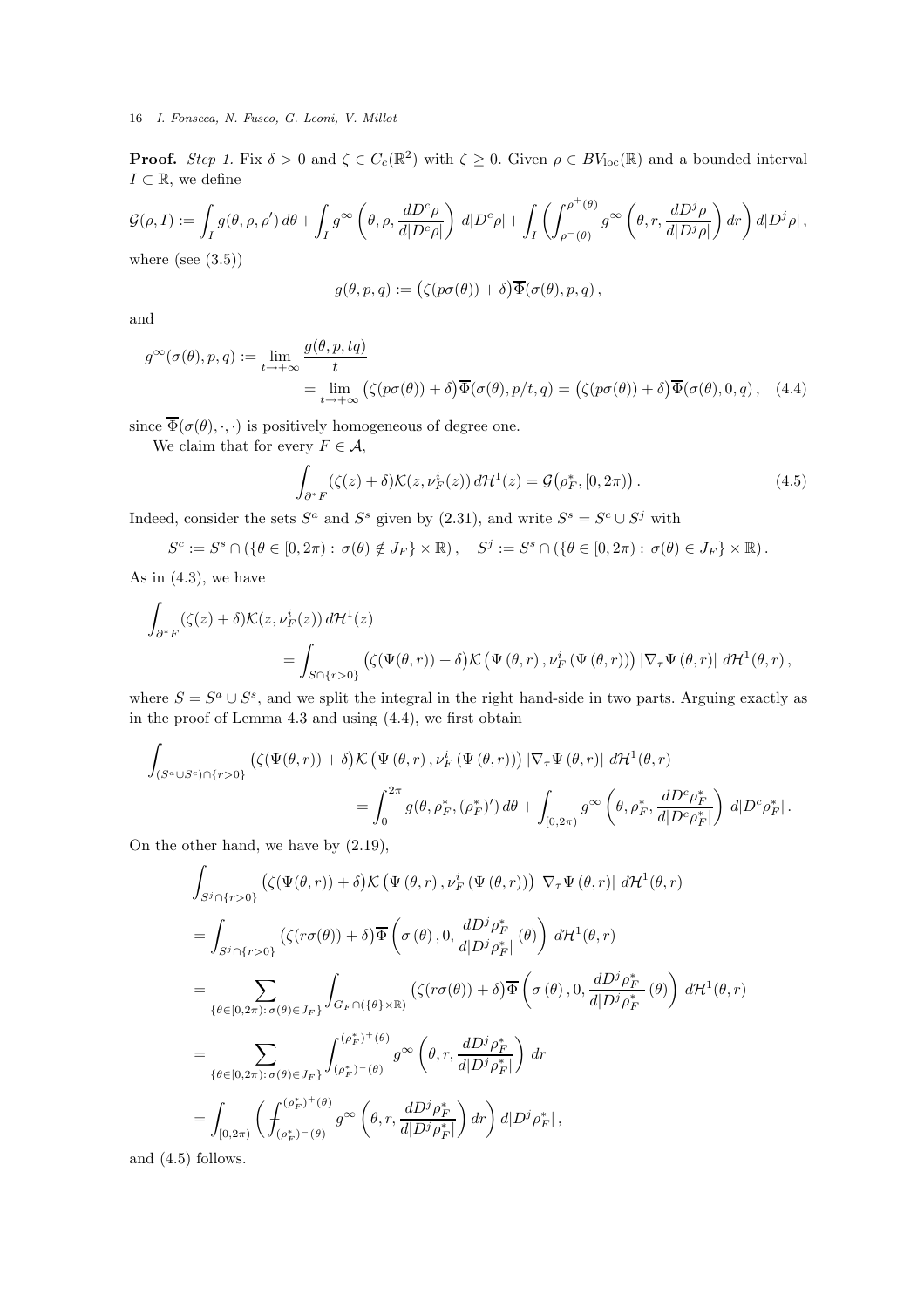**Proof.** *Step 1.* Fix $\delta > 0$ and $\zeta \in C_c(\mathbb{R}^2)$ with $\zeta \geq 0$. Given $\rho \in BV_{\rm loc}(\mathbb{R})$ and a bounded interval $I \subset \mathbb{R}$, we define

$$\mathcal{G}(\rho, I) := \int_I g(\theta, \rho, \rho')\, d\theta + \int_I g^\infty\left(\theta, \rho, \frac{dD^c\rho}{d|D^c\rho|}\right)\, d|D^c\rho| + \int_I \left(⨍_{\rho^-(\theta)}^{\rho^+(\theta)} g^\infty\left(\theta, r, \frac{dD^j\rho}{d|D^j\rho|}\right) dr\right) d|D^j\rho|\,,$$

where (see (3.5))

$$g(\theta, p, q) := \big(\zeta(p\sigma(\theta)) + \delta\big)\overline{\Phi}(\sigma(\theta), p, q)\,,$$

and

$$\begin{aligned} g^\infty(\sigma(\theta), p, q) &:= \lim_{t\to+\infty} \frac{g(\theta, p, tq)}{t} \\ &= \lim_{t\to+\infty} \big(\zeta(p\sigma(\theta)) + \delta\big)\overline{\Phi}(\sigma(\theta), p/t, q) = \big(\zeta(p\sigma(\theta)) + \delta\big)\overline{\Phi}(\sigma(\theta), 0, q)\,, \end{aligned} \tag{4.4}$$

since $\overline{\Phi}(\sigma(\theta), \cdot, \cdot)$ is positively homogeneous of degree one.

We claim that for every $F \in \mathcal{A}$,

$$\int_{\partial^* F} (\zeta(z) + \delta)\mathcal{K}(z, \nu_F^i(z))\, d\mathcal{H}^1(z) = \mathcal{G}\big(\rho_F^*, [0, 2\pi)\big)\,. \tag{4.5}$$

Indeed, consider the sets $S^a$ and $S^s$ given by (2.31), and write $S^s = S^c \cup S^j$ with

$$S^c := S^s \cap (\{\theta \in [0, 2\pi) : \sigma(\theta) \notin J_F\} \times \mathbb{R})\,, \quad S^j := S^s \cap (\{\theta \in [0, 2\pi) : \sigma(\theta) \in J_F\} \times \mathbb{R})\,.$$

As in (4.3), we have

$$\begin{aligned} &\int_{\partial^* F} (\zeta(z) + \delta)\mathcal{K}(z, \nu_F^i(z))\, d\mathcal{H}^1(z) \\ &\qquad = \int_{S \cap \{r > 0\}} \big(\zeta(\Psi(\theta, r)) + \delta\big)\mathcal{K}\left(\Psi(\theta, r), \nu_F^i(\Psi(\theta, r))\right) |\nabla_\tau \Psi(\theta, r)|\, d\mathcal{H}^1(\theta, r)\,, \end{aligned}$$

where $S = S^a \cup S^s$, and we split the integral in the right hand-side in two parts. Arguing exactly as in the proof of Lemma 4.3 and using (4.4), we first obtain

$$\begin{aligned} &\int_{(S^a \cup S^c) \cap \{r > 0\}} \big(\zeta(\Psi(\theta, r)) + \delta\big)\mathcal{K}\left(\Psi(\theta, r), \nu_F^i(\Psi(\theta, r))\right) |\nabla_\tau \Psi(\theta, r)|\, d\mathcal{H}^1(\theta, r) \\ &\qquad = \int_0^{2\pi} g(\theta, \rho_F^*, (\rho_F^*)')\, d\theta + \int_{[0, 2\pi)} g^\infty\left(\theta, \rho_F^*, \frac{dD^c\rho_F^*}{d|D^c\rho_F^*|}\right) d|D^c\rho_F^*|\,. \end{aligned}$$

On the other hand, we have by (2.19),

$$\begin{aligned} &\int_{S^j \cap \{r > 0\}} \big(\zeta(\Psi(\theta, r)) + \delta\big)\mathcal{K}\left(\Psi(\theta, r), \nu_F^i(\Psi(\theta, r))\right) |\nabla_\tau \Psi(\theta, r)|\, d\mathcal{H}^1(\theta, r) \\ &= \int_{S^j \cap \{r > 0\}} \big(\zeta(r\sigma(\theta)) + \delta\big)\overline{\Phi}\left(\sigma(\theta), 0, \frac{dD^j\rho_F^*}{d|D^j\rho_F^*|}(\theta)\right) d\mathcal{H}^1(\theta, r) \\ &= \sum_{\{\theta \in [0, 2\pi) : \sigma(\theta) \in J_F\}} \int_{G_F \cap (\{\theta\} \times \mathbb{R})} \big(\zeta(r\sigma(\theta)) + \delta\big)\overline{\Phi}\left(\sigma(\theta), 0, \frac{dD^j\rho_F^*}{d|D^j\rho_F^*|}(\theta)\right) d\mathcal{H}^1(\theta, r) \\ &= \sum_{\{\theta \in [0, 2\pi) : \sigma(\theta) \in J_F\}} \int_{(\rho_F^*)^-(\theta)}^{(\rho_F^*)^+(\theta)} g^\infty\left(\theta, r, \frac{dD^j\rho_F^*}{d|D^j\rho_F^*|}\right) dr \\ &= \int_{[0, 2\pi)} \left(⨍_{(\rho_F^*)^-(\theta)}^{(\rho_F^*)^+(\theta)} g^\infty\left(\theta, r, \frac{dD^j\rho_F^*}{d|D^j\rho_F^*|}\right) dr\right) d|D^j\rho_F^*|\,, \end{aligned}$$

and (4.5) follows.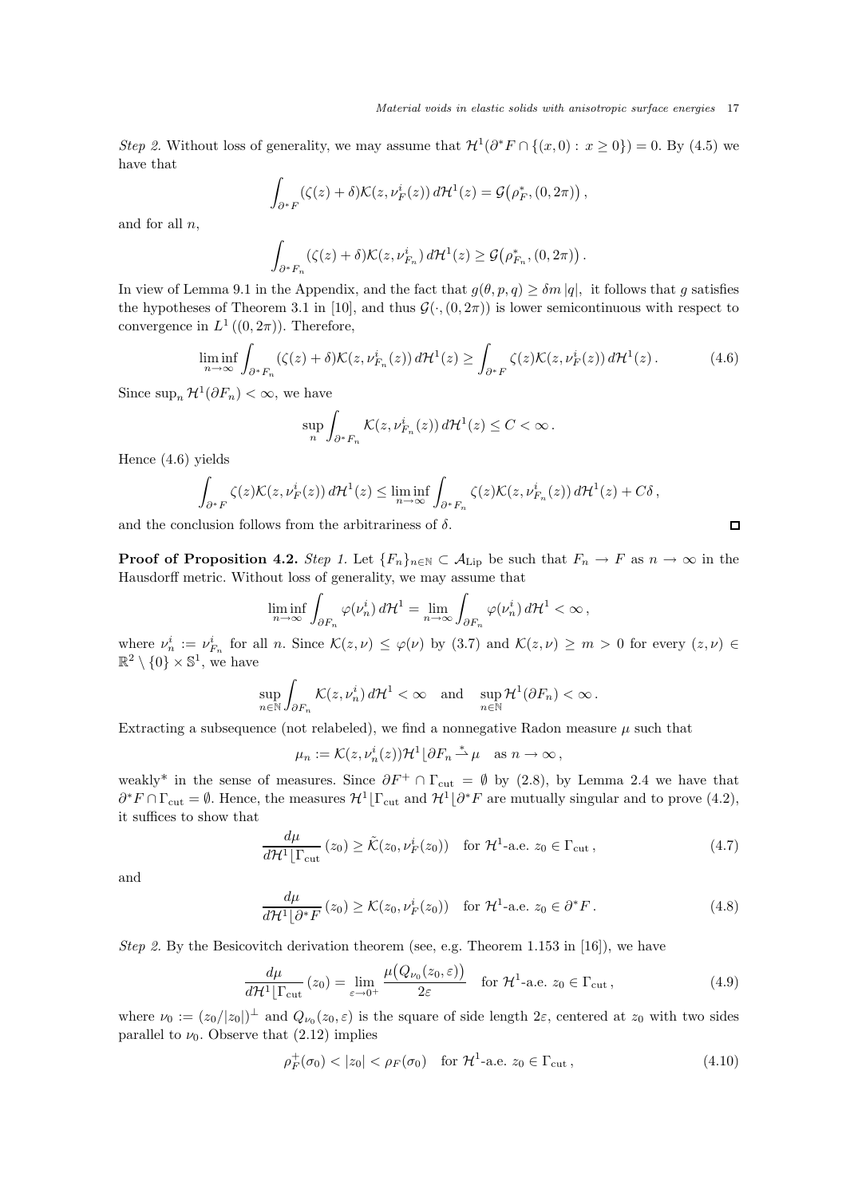*Step 2.* Without loss of generality, we may assume that $\mathcal{H}^1(\partial^* F \cap \{(x,0) : x \geq 0\}) = 0$. By (4.5) we have that

$$
\int_{\partial^* F} (\zeta(z) + \delta)\mathcal{K}(z, \nu_F^i(z))\, d\mathcal{H}^1(z) = \mathcal{G}\big(\rho_F^*, (0, 2\pi)\big)\,,
$$

and for all $n$,

$$
\int_{\partial^* F_n} (\zeta(z) + \delta)\mathcal{K}(z, \nu_{F_n}^i)\, d\mathcal{H}^1(z) \geq \mathcal{G}\big(\rho_{F_n}^*, (0, 2\pi)\big)\,.
$$

In view of Lemma 9.1 in the Appendix, and the fact that $g(\theta, p, q) \geq \delta m\, |q|$, it follows that $g$ satisfies the hypotheses of Theorem 3.1 in [10], and thus $\mathcal{G}(\cdot, (0, 2\pi))$ is lower semicontinuous with respect to convergence in $L^1((0, 2\pi))$. Therefore,

$$
\liminf_{n\to\infty} \int_{\partial^* F_n} (\zeta(z) + \delta)\mathcal{K}(z, \nu_{F_n}^i(z))\, d\mathcal{H}^1(z) \geq \int_{\partial^* F} \zeta(z)\mathcal{K}(z, \nu_F^i(z))\, d\mathcal{H}^1(z)\,. \tag{4.6}
$$

Since $\sup_n \mathcal{H}^1(\partial F_n) < \infty$, we have

$$
\sup_n \int_{\partial^* F_n} \mathcal{K}(z, \nu_{F_n}^i(z))\, d\mathcal{H}^1(z) \leq C < \infty\,.
$$

Hence (4.6) yields

$$
\int_{\partial^* F} \zeta(z)\mathcal{K}(z, \nu_F^i(z))\, d\mathcal{H}^1(z) \leq \liminf_{n\to\infty} \int_{\partial^* F_n} \zeta(z)\mathcal{K}(z, \nu_{F_n}^i(z))\, d\mathcal{H}^1(z) + C\delta\,,
$$

and the conclusion follows from the arbitrariness of $\delta$. $\square$

**Proof of Proposition 4.2.** *Step 1.* Let $\{F_n\}_{n\in\mathbb{N}} \subset \mathcal{A}_{\text{Lip}}$ be such that $F_n \to F$ as $n \to \infty$ in the Hausdorff metric. Without loss of generality, we may assume that

$$
\liminf_{n\to\infty} \int_{\partial F_n} \varphi(\nu_n^i)\, d\mathcal{H}^1 = \lim_{n\to\infty} \int_{\partial F_n} \varphi(\nu_n^i)\, d\mathcal{H}^1 < \infty\,,
$$

where $\nu_n^i := \nu_{F_n}^i$ for all $n$. Since $\mathcal{K}(z, \nu) \leq \varphi(\nu)$ by (3.7) and $\mathcal{K}(z, \nu) \geq m > 0$ for every $(z, \nu) \in \mathbb{R}^2 \setminus \{0\} \times \mathbb{S}^1$, we have

$$
\sup_{n\in\mathbb{N}} \int_{\partial F_n} \mathcal{K}(z, \nu_n^i)\, d\mathcal{H}^1 < \infty \quad \text{and} \quad \sup_{n\in\mathbb{N}} \mathcal{H}^1(\partial F_n) < \infty\,.
$$

Extracting a subsequence (not relabeled), we find a nonnegative Radon measure $\mu$ such that

$$
\mu_n := \mathcal{K}(z, \nu_n^i(z))\mathcal{H}^1 \lfloor \partial F_n \overset{*}{\rightharpoonup} \mu \quad \text{as } n \to \infty\,,
$$

weakly* in the sense of measures. Since $\partial F^+ \cap \Gamma_{\text{cut}} = \emptyset$ by (2.8), by Lemma 2.4 we have that $\partial^* F \cap \Gamma_{\text{cut}} = \emptyset$. Hence, the measures $\mathcal{H}^1 \lfloor \Gamma_{\text{cut}}$ and $\mathcal{H}^1 \lfloor \partial^* F$ are mutually singular and to prove (4.2), it suffices to show that

$$
\frac{d\mu}{d\mathcal{H}^1 \lfloor \Gamma_{\text{cut}}}(z_0) \geq \tilde{\mathcal{K}}(z_0, \nu_F^i(z_0)) \quad \text{for } \mathcal{H}^1\text{-a.e. } z_0 \in \Gamma_{\text{cut}}\,, \tag{4.7}
$$

and

$$
\frac{d\mu}{d\mathcal{H}^1 \lfloor \partial^* F}(z_0) \geq \mathcal{K}(z_0, \nu_F^i(z_0)) \quad \text{for } \mathcal{H}^1\text{-a.e. } z_0 \in \partial^* F\,. \tag{4.8}
$$

*Step 2.* By the Besicovitch derivation theorem (see, e.g. Theorem 1.153 in [16]), we have

$$
\frac{d\mu}{d\mathcal{H}^1 \lfloor \Gamma_{\text{cut}}}(z_0) = \lim_{\varepsilon\to 0^+} \frac{\mu\big(Q_{\nu_0}(z_0, \varepsilon)\big)}{2\varepsilon} \quad \text{for } \mathcal{H}^1\text{-a.e. } z_0 \in \Gamma_{\text{cut}}\,, \tag{4.9}
$$

where $\nu_0 := (z_0/|z_0|)^\perp$ and $Q_{\nu_0}(z_0, \varepsilon)$ is the square of side length $2\varepsilon$, centered at $z_0$ with two sides parallel to $\nu_0$. Observe that (2.12) implies

$$
\rho_F^+(\sigma_0) < |z_0| < \rho_F(\sigma_0) \quad \text{for } \mathcal{H}^1\text{-a.e. } z_0 \in \Gamma_{\text{cut}}\,, \tag{4.10}
$$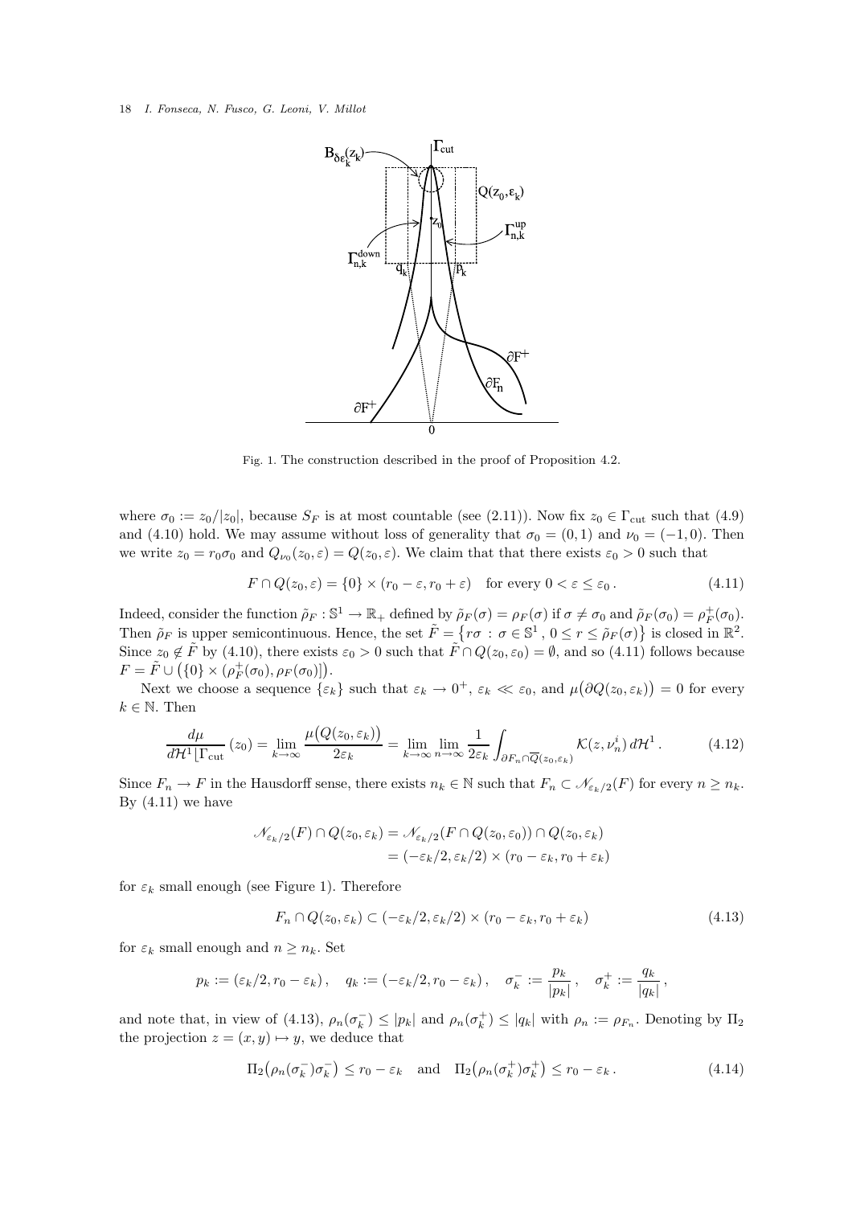Fig. 1. The construction described in the proof of Proposition 4.2.

where $\sigma_0 := z_0/|z_0|$, because $S_F$ is at most countable (see (2.11)). Now fix $z_0 \in \Gamma_{\rm cut}$ such that (4.9) and (4.10) hold. We may assume without loss of generality that $\sigma_0 = (0,1)$ and $\nu_0 = (-1,0)$. Then we write $z_0 = r_0\sigma_0$ and $Q_{\nu_0}(z_0,\varepsilon) = Q(z_0,\varepsilon)$. We claim that that there exists $\varepsilon_0 > 0$ such that

$$F \cap Q(z_0,\varepsilon) = \{0\} \times (r_0 - \varepsilon, r_0 + \varepsilon) \quad \text{for every } 0 < \varepsilon \leq \varepsilon_0\,. \tag{4.11}$$

Indeed, consider the function $\tilde{\rho}_F : \mathbb{S}^1 \to \mathbb{R}_+$ defined by $\tilde{\rho}_F(\sigma) = \rho_F(\sigma)$ if $\sigma \neq \sigma_0$ and $\tilde{\rho}_F(\sigma_0) = \rho_F^+(\sigma_0)$. Then $\tilde{\rho}_F$ is upper semicontinuous. Hence, the set $\tilde{F} = \big\{r\sigma \,:\, \sigma \in \mathbb{S}^1\,,\, 0 \leq r \leq \tilde{\rho}_F(\sigma)\big\}$ is closed in $\mathbb{R}^2$. Since $z_0 \notin \tilde{F}$ by (4.10), there exists $\varepsilon_0 > 0$ such that $\tilde{F} \cap Q(z_0,\varepsilon_0) = \emptyset$, and so (4.11) follows because $F = \tilde{F} \cup \big(\{0\} \times (\rho_F^+(\sigma_0), \rho_F(\sigma_0)]\big)$.

Next we choose a sequence $\{\varepsilon_k\}$ such that $\varepsilon_k \to 0^+$, $\varepsilon_k \ll \varepsilon_0$, and $\mu\big(\partial Q(z_0,\varepsilon_k)\big) = 0$ for every $k \in \mathbb{N}$. Then

$$\frac{d\mu}{d\mathcal{H}^1 \lfloor \Gamma_{\rm cut}}\,(z_0) = \lim_{k\to\infty} \frac{\mu\big(Q(z_0,\varepsilon_k)\big)}{2\varepsilon_k} = \lim_{k\to\infty}\lim_{n\to\infty} \frac{1}{2\varepsilon_k}\int_{\partial F_n \cap \overline{Q}(z_0,\varepsilon_k)} \mathcal{K}(z,\nu_n^i)\, d\mathcal{H}^1\,. \tag{4.12}$$

Since $F_n \to F$ in the Hausdorff sense, there exists $n_k \in \mathbb{N}$ such that $F_n \subset \mathscr{N}_{\varepsilon_k/2}(F)$ for every $n \geq n_k$. By (4.11) we have

$$\begin{aligned}\mathscr{N}_{\varepsilon_k/2}(F) \cap Q(z_0,\varepsilon_k) &= \mathscr{N}_{\varepsilon_k/2}(F \cap Q(z_0,\varepsilon_0)) \cap Q(z_0,\varepsilon_k)\\ &= (-\varepsilon_k/2, \varepsilon_k/2) \times (r_0 - \varepsilon_k, r_0 + \varepsilon_k)\end{aligned}$$

for $\varepsilon_k$ small enough (see Figure 1). Therefore

$$F_n \cap Q(z_0,\varepsilon_k) \subset (-\varepsilon_k/2, \varepsilon_k/2) \times (r_0 - \varepsilon_k, r_0 + \varepsilon_k) \tag{4.13}$$

for $\varepsilon_k$ small enough and $n \geq n_k$. Set

$$p_k := (\varepsilon_k/2, r_0 - \varepsilon_k)\,, \quad q_k := (-\varepsilon_k/2, r_0 - \varepsilon_k)\,, \quad \sigma_k^- := \frac{p_k}{|p_k|}\,, \quad \sigma_k^+ := \frac{q_k}{|q_k|}\,,$$

and note that, in view of (4.13), $\rho_n(\sigma_k^-) \leq |p_k|$ and $\rho_n(\sigma_k^+) \leq |q_k|$ with $\rho_n := \rho_{F_n}$. Denoting by $\Pi_2$ the projection $z = (x,y) \mapsto y$, we deduce that

$$\Pi_2\big(\rho_n(\sigma_k^-)\sigma_k^-\big) \leq r_0 - \varepsilon_k \quad \text{and} \quad \Pi_2\big(\rho_n(\sigma_k^+)\sigma_k^+\big) \leq r_0 - \varepsilon_k\,. \tag{4.14}$$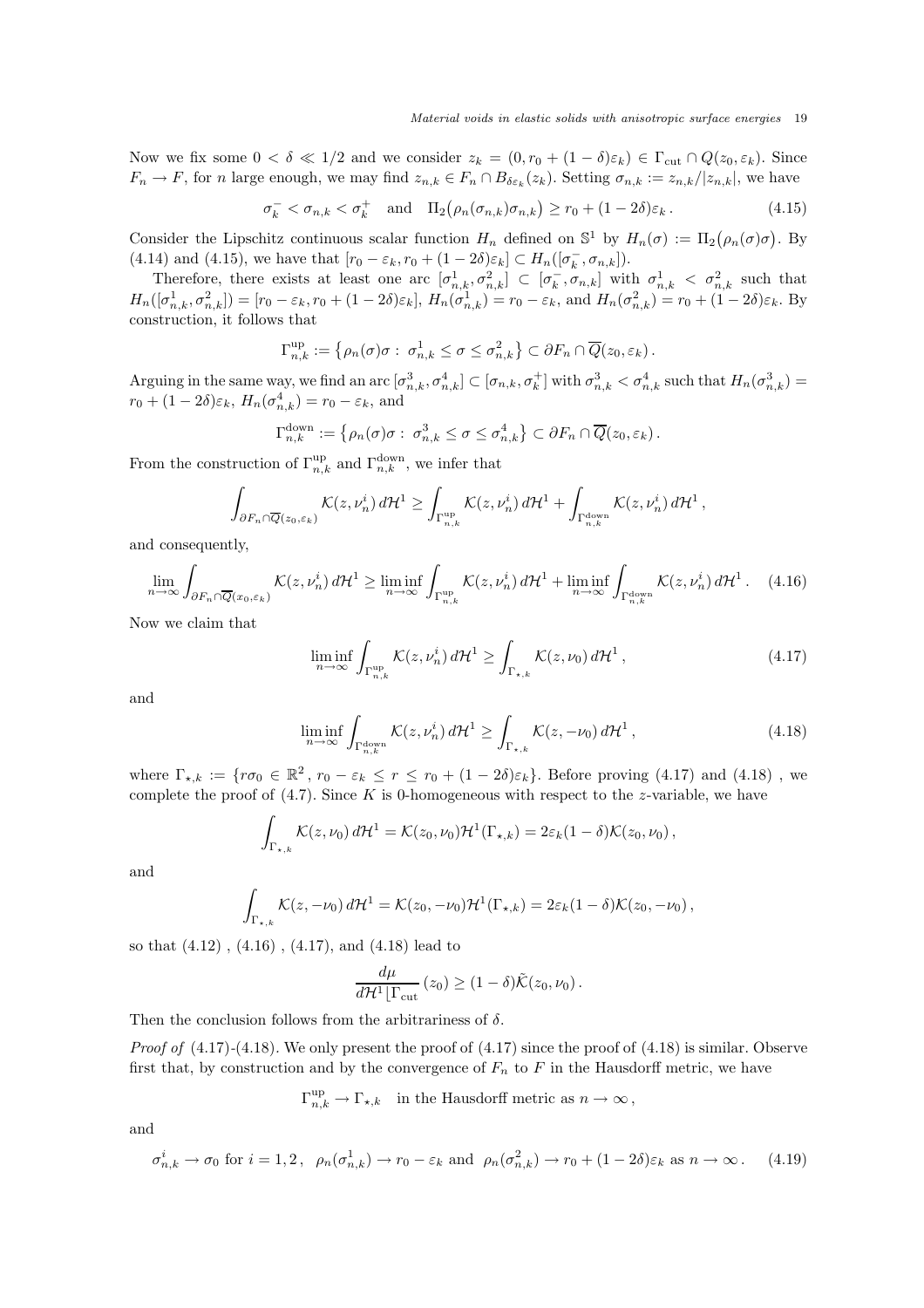Now we fix some $0 < \delta \ll 1/2$ and we consider $z_k = (0, r_0 + (1-\delta)\varepsilon_k) \in \Gamma_{\rm cut} \cap Q(z_0, \varepsilon_k)$. Since $F_n \to F$, for $n$ large enough, we may find $z_{n,k} \in F_n \cap B_{\delta\varepsilon_k}(z_k)$. Setting $\sigma_{n,k} := z_{n,k}/|z_{n,k}|$, we have

$$
\sigma_k^- < \sigma_{n,k} < \sigma_k^+ \quad \text{and} \quad \Pi_2\big(\rho_n(\sigma_{n,k})\sigma_{n,k}\big) \geq r_0 + (1-2\delta)\varepsilon_k \,. \tag{4.15}
$$

Consider the Lipschitz continuous scalar function $H_n$ defined on $\mathbb{S}^1$ by $H_n(\sigma) := \Pi_2\big(\rho_n(\sigma)\sigma\big)$. By (4.14) and (4.15), we have that $[r_0 - \varepsilon_k, r_0 + (1-2\delta)\varepsilon_k] \subset H_n([\sigma_k^-, \sigma_{n,k}])$.

Therefore, there exists at least one arc $[\sigma^1_{n,k}, \sigma^2_{n,k}] \subset [\sigma_k^-, \sigma_{n,k}]$ with $\sigma^1_{n,k} < \sigma^2_{n,k}$ such that $H_n([\sigma^1_{n,k}, \sigma^2_{n,k}]) = [r_0 - \varepsilon_k, r_0 + (1-2\delta)\varepsilon_k]$, $H_n(\sigma^1_{n,k}) = r_0 - \varepsilon_k$, and $H_n(\sigma^2_{n,k}) = r_0 + (1-2\delta)\varepsilon_k$. By construction, it follows that

$$
\Gamma^{\rm up}_{n,k} := \big\{\rho_n(\sigma)\sigma : \ \sigma^1_{n,k} \leq \sigma \leq \sigma^2_{n,k}\big\} \subset \partial F_n \cap \overline{Q}(z_0, \varepsilon_k) \,.
$$

Arguing in the same way, we find an arc $[\sigma^3_{n,k}, \sigma^4_{n,k}] \subset [\sigma_{n,k}, \sigma_k^+]$ with $\sigma^3_{n,k} < \sigma^4_{n,k}$ such that $H_n(\sigma^3_{n,k}) = r_0 + (1-2\delta)\varepsilon_k$, $H_n(\sigma^4_{n,k}) = r_0 - \varepsilon_k$, and

$$
\Gamma^{\rm down}_{n,k} := \big\{\rho_n(\sigma)\sigma : \ \sigma^3_{n,k} \leq \sigma \leq \sigma^4_{n,k}\big\} \subset \partial F_n \cap \overline{Q}(z_0, \varepsilon_k) \,.
$$

From the construction of $\Gamma^{\rm up}_{n,k}$ and $\Gamma^{\rm down}_{n,k}$, we infer that

$$
\int_{\partial F_n \cap \overline{Q}(z_0,\varepsilon_k)} \mathcal{K}(z, \nu_n^i)\, d\mathcal{H}^1 \geq \int_{\Gamma^{\rm up}_{n,k}} \mathcal{K}(z, \nu_n^i)\, d\mathcal{H}^1 + \int_{\Gamma^{\rm down}_{n,k}} \mathcal{K}(z, \nu_n^i)\, d\mathcal{H}^1 \,,
$$

and consequently,

$$
\lim_{n\to\infty} \int_{\partial F_n \cap \overline{Q}(x_0,\varepsilon_k)} \mathcal{K}(z, \nu_n^i)\, d\mathcal{H}^1 \geq \liminf_{n\to\infty} \int_{\Gamma^{\rm up}_{n,k}} \mathcal{K}(z, \nu_n^i)\, d\mathcal{H}^1 + \liminf_{n\to\infty} \int_{\Gamma^{\rm down}_{n,k}} \mathcal{K}(z, \nu_n^i)\, d\mathcal{H}^1 \,. \tag{4.16}
$$

Now we claim that

$$
\liminf_{n\to\infty} \int_{\Gamma^{\rm up}_{n,k}} \mathcal{K}(z, \nu_n^i)\, d\mathcal{H}^1 \geq \int_{\Gamma_{\star,k}} \mathcal{K}(z, \nu_0)\, d\mathcal{H}^1 \,, \tag{4.17}
$$

and

$$
\liminf_{n\to\infty} \int_{\Gamma^{\rm down}_{n,k}} \mathcal{K}(z, \nu_n^i)\, d\mathcal{H}^1 \geq \int_{\Gamma_{\star,k}} \mathcal{K}(z, -\nu_0)\, d\mathcal{H}^1 \,, \tag{4.18}
$$

where $\Gamma_{\star,k} := \{r\sigma_0 \in \mathbb{R}^2 ,\, r_0 - \varepsilon_k \leq r \leq r_0 + (1-2\delta)\varepsilon_k\}$. Before proving (4.17) and (4.18) , we complete the proof of (4.7). Since $K$ is 0-homogeneous with respect to the $z$-variable, we have

$$
\int_{\Gamma_{\star,k}} \mathcal{K}(z, \nu_0)\, d\mathcal{H}^1 = \mathcal{K}(z_0, \nu_0)\mathcal{H}^1(\Gamma_{\star,k}) = 2\varepsilon_k(1-\delta)\mathcal{K}(z_0, \nu_0) \,,
$$

and

$$
\int_{\Gamma_{\star,k}} \mathcal{K}(z, -\nu_0)\, d\mathcal{H}^1 = \mathcal{K}(z_0, -\nu_0)\mathcal{H}^1(\Gamma_{\star,k}) = 2\varepsilon_k(1-\delta)\mathcal{K}(z_0, -\nu_0) \,,
$$

so that (4.12) , (4.16) , (4.17), and (4.18) lead to

$$
\frac{d\mu}{d\mathcal{H}^1 \lfloor \Gamma_{\rm cut}}(z_0) \geq (1-\delta)\tilde{\mathcal{K}}(z_0, \nu_0) \,.
$$

Then the conclusion follows from the arbitrariness of $\delta$.

*Proof of* (4.17)-(4.18). We only present the proof of (4.17) since the proof of (4.18) is similar. Observe first that, by construction and by the convergence of $F_n$ to $F$ in the Hausdorff metric, we have

$$
\Gamma^{\rm up}_{n,k} \to \Gamma_{\star,k} \quad \text{in the Hausdorff metric as } n \to \infty \,,
$$

and

$$
\sigma^i_{n,k} \to \sigma_0 \text{ for } i = 1,2 \,, \ \ \rho_n(\sigma^1_{n,k}) \to r_0 - \varepsilon_k \text{ and } \rho_n(\sigma^2_{n,k}) \to r_0 + (1-2\delta)\varepsilon_k \text{ as } n \to \infty \,. \tag{4.19}
$$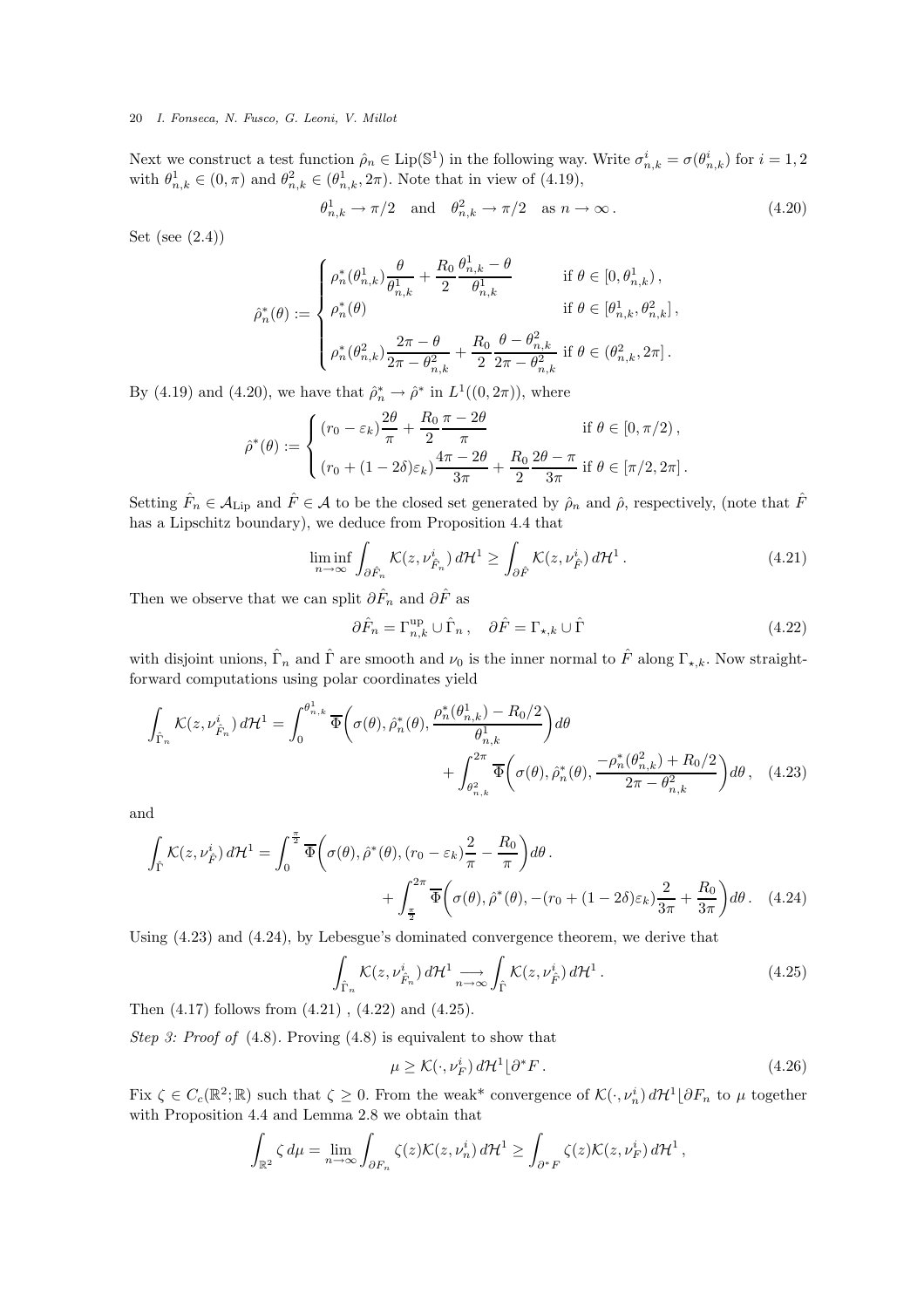Next we construct a test function $\hat{\rho}_n \in \mathrm{Lip}(\mathbb{S}^1)$ in the following way. Write $\sigma^i_{n,k} = \sigma(\theta^i_{n,k})$ for $i = 1, 2$ with $\theta^1_{n,k} \in (0, \pi)$ and $\theta^2_{n,k} \in (\theta^1_{n,k}, 2\pi)$. Note that in view of (4.19),

$$
\theta^1_{n,k} \to \pi/2 \quad \text{and} \quad \theta^2_{n,k} \to \pi/2 \quad \text{as } n \to \infty\,. \tag{4.20}
$$

Set (see (2.4))

$$
\hat{\rho}^*_n(\theta) := \begin{cases} \rho^*_n(\theta^1_{n,k}) \dfrac{\theta}{\theta^1_{n,k}} + \dfrac{R_0}{2} \dfrac{\theta^1_{n,k} - \theta}{\theta^1_{n,k}} & \text{if } \theta \in [0, \theta^1_{n,k})\,, \\ \rho^*_n(\theta) & \text{if } \theta \in [\theta^1_{n,k}, \theta^2_{n,k}]\,, \\ \rho^*_n(\theta^2_{n,k}) \dfrac{2\pi - \theta}{2\pi - \theta^2_{n,k}} + \dfrac{R_0}{2} \dfrac{\theta - \theta^2_{n,k}}{2\pi - \theta^2_{n,k}} & \text{if } \theta \in (\theta^2_{n,k}, 2\pi]\,. \end{cases}
$$

By (4.19) and (4.20), we have that $\hat{\rho}^*_n \to \hat{\rho}^*$ in $L^1((0, 2\pi))$, where

$$
\hat{\rho}^*(\theta) := \begin{cases} (r_0 - \varepsilon_k) \dfrac{2\theta}{\pi} + \dfrac{R_0}{2} \dfrac{\pi - 2\theta}{\pi} & \text{if } \theta \in [0, \pi/2)\,, \\ (r_0 + (1 - 2\delta)\varepsilon_k) \dfrac{4\pi - 2\theta}{3\pi} + \dfrac{R_0}{2} \dfrac{2\theta - \pi}{3\pi} & \text{if } \theta \in [\pi/2, 2\pi]\,. \end{cases}
$$

Setting $\hat{F}_n \in \mathcal{A}_{\mathrm{Lip}}$ and $\hat{F} \in \mathcal{A}$ to be the closed set generated by $\hat{\rho}_n$ and $\hat{\rho}$, respectively, (note that $\hat{F}$ has a Lipschitz boundary), we deduce from Proposition 4.4 that

$$
\liminf_{n\to\infty} \int_{\partial \hat{F}_n} \mathcal{K}(z, \nu^i_{\hat{F}_n})\, d\mathcal{H}^1 \geq \int_{\partial \hat{F}} \mathcal{K}(z, \nu^i_{\hat{F}})\, d\mathcal{H}^1\,. \tag{4.21}
$$

Then we observe that we can split $\partial \hat{F}_n$ and $\partial \hat{F}$ as

$$
\partial \hat{F}_n = \Gamma^{\mathrm{up}}_{n,k} \cup \hat{\Gamma}_n\,, \quad \partial \hat{F} = \Gamma_{\star,k} \cup \hat{\Gamma} \tag{4.22}
$$

with disjoint unions, $\hat{\Gamma}_n$ and $\hat{\Gamma}$ are smooth and $\nu_0$ is the inner normal to $\hat{F}$ along $\Gamma_{\star,k}$. Now straightforward computations using polar coordinates yield

$$
\int_{\hat{\Gamma}_n} \mathcal{K}(z, \nu^i_{\hat{F}_n})\, d\mathcal{H}^1 = \int_0^{\theta^1_{n,k}} \overline{\Phi}\bigg(\sigma(\theta), \hat{\rho}^*_n(\theta), \frac{\rho^*_n(\theta^1_{n,k}) - R_0/2}{\theta^1_{n,k}}\bigg) d\theta + \int_{\theta^2_{n,k}}^{2\pi} \overline{\Phi}\bigg(\sigma(\theta), \hat{\rho}^*_n(\theta), \frac{-\rho^*_n(\theta^2_{n,k}) + R_0/2}{2\pi - \theta^2_{n,k}}\bigg) d\theta\,, \tag{4.23}
$$

and

$$
\int_{\hat{\Gamma}} \mathcal{K}(z, \nu^i_{\hat{F}})\, d\mathcal{H}^1 = \int_0^{\frac{\pi}{2}} \overline{\Phi}\bigg(\sigma(\theta), \hat{\rho}^*(\theta), (r_0 - \varepsilon_k)\frac{2}{\pi} - \frac{R_0}{\pi}\bigg) d\theta\,. + \int_{\frac{\pi}{2}}^{2\pi} \overline{\Phi}\bigg(\sigma(\theta), \hat{\rho}^*(\theta), -(r_0 + (1 - 2\delta)\varepsilon_k)\frac{2}{3\pi} + \frac{R_0}{3\pi}\bigg) d\theta\,. \tag{4.24}
$$

Using (4.23) and (4.24), by Lebesgue's dominated convergence theorem, we derive that

$$
\int_{\hat{\Gamma}_n} \mathcal{K}(z, \nu^i_{\hat{F}_n})\, d\mathcal{H}^1 \underset{n\to\infty}{\longrightarrow} \int_{\hat{\Gamma}} \mathcal{K}(z, \nu^i_{\hat{F}})\, d\mathcal{H}^1\,. \tag{4.25}
$$

Then (4.17) follows from (4.21) , (4.22) and (4.25).

*Step 3: Proof of* (4.8). Proving (4.8) is equivalent to show that

$$
\mu \geq \mathcal{K}(\cdot, \nu^i_F)\, d\mathcal{H}^1 \lfloor \partial^* F\,. \tag{4.26}
$$

Fix $\zeta \in C_c(\mathbb{R}^2; \mathbb{R})$ such that $\zeta \geq 0$. From the weak* convergence of $\mathcal{K}(\cdot, \nu^i_n)\, d\mathcal{H}^1 \lfloor \partial F_n$ to $\mu$ together with Proposition 4.4 and Lemma 2.8 we obtain that

$$
\int_{\mathbb{R}^2} \zeta\, d\mu = \lim_{n\to\infty} \int_{\partial F_n} \zeta(z) \mathcal{K}(z, \nu^i_n)\, d\mathcal{H}^1 \geq \int_{\partial^* F} \zeta(z) \mathcal{K}(z, \nu^i_F)\, d\mathcal{H}^1\,,
$$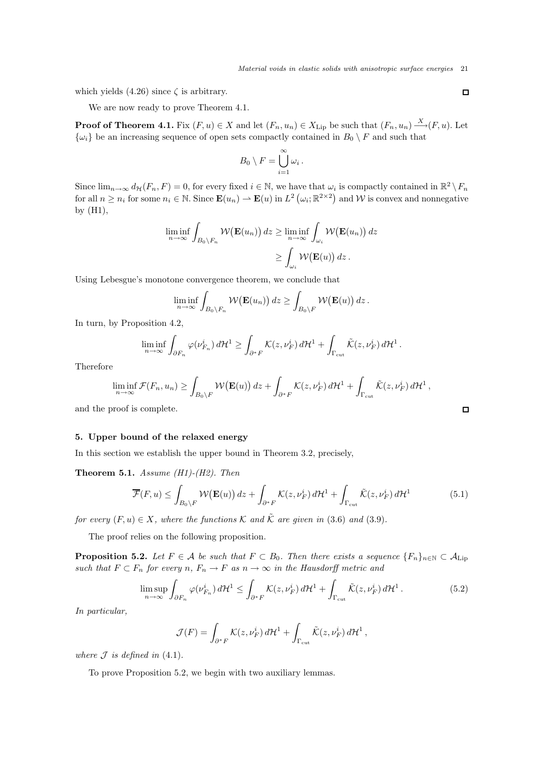which yields (4.26) since $\zeta$ is arbitrary. ◻

We are now ready to prove Theorem 4.1.

**Proof of Theorem 4.1.** Fix $(F,u) \in X$ and let $(F_n, u_n) \in X_{\mathrm{Lip}}$ be such that $(F_n,u_n) \xrightarrow{X} (F,u)$. Let $\{\omega_i\}$ be an increasing sequence of open sets compactly contained in $B_0 \setminus F$ and such that

$$B_0 \setminus F = \bigcup_{i=1}^{\infty} \omega_i \,.$$

Since $\lim_{n\to\infty} d_{\mathcal{H}}(F_n, F) = 0$, for every fixed $i \in \mathbb{N}$, we have that $\omega_i$ is compactly contained in $\mathbb{R}^2 \setminus F_n$ for all $n \geq n_i$ for some $n_i \in \mathbb{N}$. Since $\mathbf{E}(u_n) \rightharpoonup \mathbf{E}(u)$ in $L^2\left(\omega_i; \mathbb{R}^{2\times 2}\right)$ and $\mathcal{W}$ is convex and nonnegative by (H1),

$$\begin{aligned}
\liminf_{n\to\infty} \int_{B_0 \setminus F_n} \mathcal{W}\big(\mathbf{E}(u_n)\big)\, dz &\geq \liminf_{n\to\infty} \int_{\omega_i} \mathcal{W}\big(\mathbf{E}(u_n)\big)\, dz \\
&\geq \int_{\omega_i} \mathcal{W}\big(\mathbf{E}(u)\big)\, dz \,.
\end{aligned}$$

Using Lebesgue's monotone convergence theorem, we conclude that

$$\liminf_{n\to\infty} \int_{B_0\setminus F_n} \mathcal{W}\big(\mathbf{E}(u_n)\big)\, dz \geq \int_{B_0 \setminus F} \mathcal{W}\big(\mathbf{E}(u)\big)\, dz \,.$$

In turn, by Proposition 4.2,

$$\liminf_{n\to\infty} \int_{\partial F_n} \varphi(\nu^i_{F_n})\, d\mathcal{H}^1 \geq \int_{\partial^* F} \mathcal{K}(z, \nu^i_F)\, d\mathcal{H}^1 + \int_{\Gamma_{\mathrm{cut}}} \tilde{\mathcal{K}}(z,\nu^i_F)\, d\mathcal{H}^1 \,.$$

Therefore

$$\liminf_{n\to\infty} \mathcal{F}(F_n,u_n) \geq \int_{B_0\setminus F} \mathcal{W}\big(\mathbf{E}(u)\big)\, dz + \int_{\partial^* F} \mathcal{K}(z,\nu^i_F)\, d\mathcal{H}^1 + \int_{\Gamma_{\mathrm{cut}}} \tilde{\mathcal{K}}(z,\nu^i_F)\, d\mathcal{H}^1 \,,$$

and the proof is complete. ◻

## 5. Upper bound of the relaxed energy

In this section we establish the upper bound in Theorem 3.2, precisely,

**Theorem 5.1.** *Assume (H1)-(H2). Then*

$$\overline{\mathcal{F}}(F,u) \leq \int_{B_0\setminus F} \mathcal{W}\big(\mathbf{E}(u)\big)\, dz + \int_{\partial^* F} \mathcal{K}(z,\nu^i_F)\, d\mathcal{H}^1 + \int_{\Gamma_{\mathrm{cut}}} \tilde{\mathcal{K}}(z,\nu^i_F)\, d\mathcal{H}^1 \tag{5.1}$$

*for every $(F,u) \in X$, where the functions $\mathcal{K}$ and $\tilde{\mathcal{K}}$ are given in (3.6) and (3.9).*

The proof relies on the following proposition.

**Proposition 5.2.** *Let $F \in \mathcal{A}$ be such that $F \subset B_0$. Then there exists a sequence $\{F_n\}_{n\in\mathbb{N}} \subset \mathcal{A}_{\mathrm{Lip}}$ such that $F \subset F_n$ for every $n$, $F_n \to F$ as $n \to \infty$ in the Hausdorff metric and*

$$\limsup_{n\to\infty} \int_{\partial F_n} \varphi(\nu^i_{F_n})\, d\mathcal{H}^1 \leq \int_{\partial^* F} \mathcal{K}(z,\nu^i_F)\, d\mathcal{H}^1 + \int_{\Gamma_{\mathrm{cut}}} \tilde{\mathcal{K}}(z,\nu^i_F)\, d\mathcal{H}^1 \,. \tag{5.2}$$

*In particular,*

$$\mathcal{J}(F) = \int_{\partial^* F} \mathcal{K}(z,\nu^i_F)\, d\mathcal{H}^1 + \int_{\Gamma_{\mathrm{cut}}} \tilde{\mathcal{K}}(z,\nu^i_F)\, d\mathcal{H}^1 \,,$$

*where $\mathcal{J}$ is defined in (4.1).*

To prove Proposition 5.2, we begin with two auxiliary lemmas.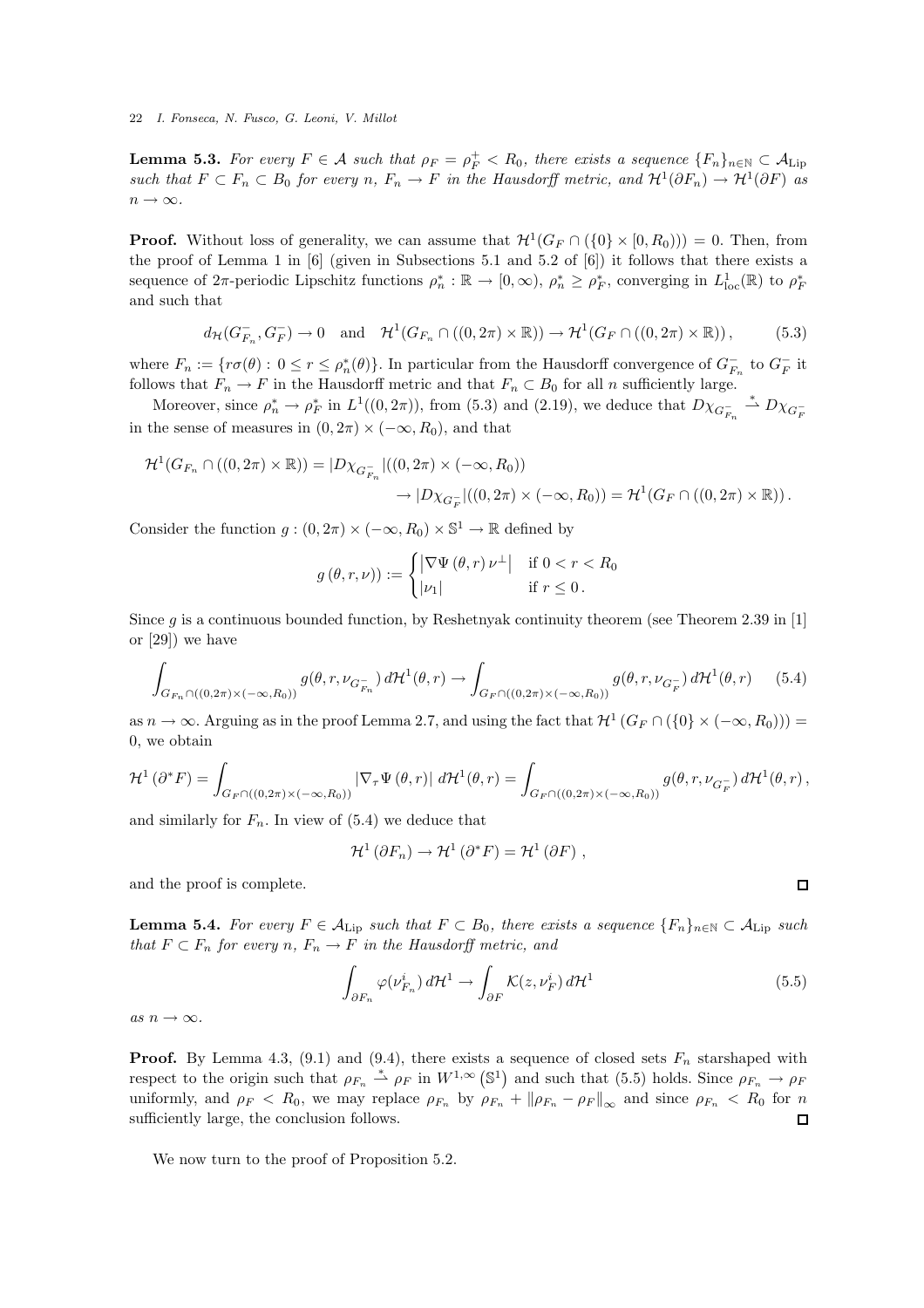**Lemma 5.3.** *For every $F \in \mathcal{A}$ such that $\rho_F = \rho_F^+ < R_0$, there exists a sequence $\{F_n\}_{n\in\mathbb{N}} \subset \mathcal{A}_{\rm Lip}$ such that $F \subset F_n \subset B_0$ for every $n$, $F_n \to F$ in the Hausdorff metric, and $\mathcal{H}^1(\partial F_n) \to \mathcal{H}^1(\partial F)$ as $n \to \infty$.*

**Proof.** Without loss of generality, we can assume that $\mathcal{H}^1(G_F \cap (\{0\} \times [0, R_0))) = 0$. Then, from the proof of Lemma 1 in [6] (given in Subsections 5.1 and 5.2 of [6]) it follows that there exists a sequence of $2\pi$-periodic Lipschitz functions $\rho_n^* : \mathbb{R} \to [0, \infty)$, $\rho_n^* \geq \rho_F^*$, converging in $L^1_{\rm loc}(\mathbb{R})$ to $\rho_F^*$ and such that

$$d_{\mathcal{H}}(G^-_{F_n}, G^-_F) \to 0 \quad \text{and} \quad \mathcal{H}^1(G_{F_n} \cap ((0, 2\pi) \times \mathbb{R})) \to \mathcal{H}^1(G_F \cap ((0, 2\pi) \times \mathbb{R}))\,, \tag{5.3}$$

where $F_n := \{r\sigma(\theta) : 0 \leq r \leq \rho_n^*(\theta)\}$. In particular from the Hausdorff convergence of $G^-_{F_n}$ to $G^-_F$ it follows that $F_n \to F$ in the Hausdorff metric and that $F_n \subset B_0$ for all $n$ sufficiently large.

Moreover, since $\rho_n^* \to \rho_F^*$ in $L^1((0, 2\pi))$, from (5.3) and (2.19), we deduce that $D\chi_{G^-_{F_n}} \overset{*}{\rightharpoonup} D\chi_{G^-_F}$ in the sense of measures in $(0, 2\pi) \times (-\infty, R_0)$, and that

$$\begin{aligned}\mathcal{H}^1(G_{F_n} \cap ((0, 2\pi) \times \mathbb{R})) &= |D\chi_{G^-_{F_n}}|((0, 2\pi) \times (-\infty, R_0)) \\ &\to |D\chi_{G^-_F}|((0, 2\pi) \times (-\infty, R_0)) = \mathcal{H}^1(G_F \cap ((0, 2\pi) \times \mathbb{R}))\,.\end{aligned}$$

Consider the function $g : (0, 2\pi) \times (-\infty, R_0) \times \mathbb{S}^1 \to \mathbb{R}$ defined by

$$g\left(\theta, r, \nu\right) := \begin{cases} \left|\nabla\Psi\left(\theta, r\right)\nu^\perp\right| & \text{if } 0 < r < R_0 \\ |\nu_1| & \text{if } r \leq 0\,. \end{cases}$$

Since $g$ is a continuous bounded function, by Reshetnyak continuity theorem (see Theorem 2.39 in [1] or [29]) we have

$$\int_{G_{F_n} \cap ((0,2\pi)\times(-\infty,R_0))} g(\theta, r, \nu_{G^-_{F_n}})\, d\mathcal{H}^1(\theta, r) \to \int_{G_F \cap ((0,2\pi)\times(-\infty,R_0))} g(\theta, r, \nu_{G^-_F})\, d\mathcal{H}^1(\theta, r) \tag{5.4}$$

as $n \to \infty$. Arguing as in the proof Lemma 2.7, and using the fact that $\mathcal{H}^1\left(G_F \cap (\{0\} \times (-\infty, R_0))\right) = 0$, we obtain

$$\mathcal{H}^1\left(\partial^* F\right) = \int_{G_F \cap ((0,2\pi)\times(-\infty,R_0))} \left|\nabla_\tau \Psi\left(\theta, r\right)\right| d\mathcal{H}^1(\theta, r) = \int_{G_F \cap ((0,2\pi)\times(-\infty,R_0))} g(\theta, r, \nu_{G^-_F})\, d\mathcal{H}^1(\theta, r)\,,$$

and similarly for $F_n$. In view of (5.4) we deduce that

$$\mathcal{H}^1\left(\partial F_n\right) \to \mathcal{H}^1\left(\partial^* F\right) = \mathcal{H}^1\left(\partial F\right)\,,$$

and the proof is complete. ◻

**Lemma 5.4.** *For every $F \in \mathcal{A}_{\rm Lip}$ such that $F \subset B_0$, there exists a sequence $\{F_n\}_{n\in\mathbb{N}} \subset \mathcal{A}_{\rm Lip}$ such that $F \subset F_n$ for every $n$, $F_n \to F$ in the Hausdorff metric, and*

$$\int_{\partial F_n} \varphi(\nu^i_{F_n})\, d\mathcal{H}^1 \to \int_{\partial F} \mathcal{K}(z, \nu^i_F)\, d\mathcal{H}^1 \tag{5.5}$$

*as $n \to \infty$.*

**Proof.** By Lemma 4.3, (9.1) and (9.4), there exists a sequence of closed sets $F_n$ starshaped with respect to the origin such that $\rho_{F_n} \overset{*}{\rightharpoonup} \rho_F$ in $W^{1,\infty}\left(\mathbb{S}^1\right)$ and such that (5.5) holds. Since $\rho_{F_n} \to \rho_F$ uniformly, and $\rho_F < R_0$, we may replace $\rho_{F_n}$ by $\rho_{F_n} + \|\rho_{F_n} - \rho_F\|_\infty$ and since $\rho_{F_n} < R_0$ for $n$ sufficiently large, the conclusion follows. ◻

We now turn to the proof of Proposition 5.2.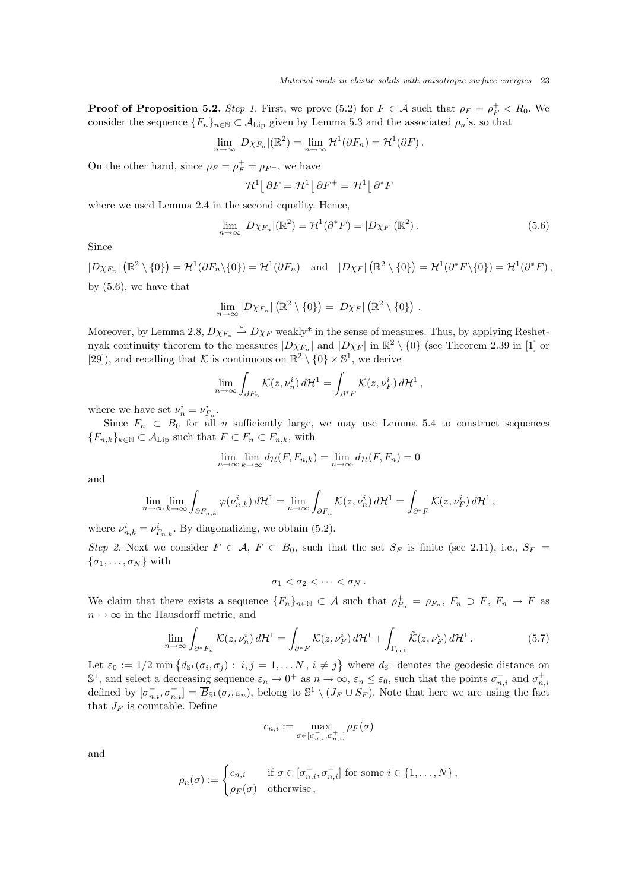**Proof of Proposition 5.2.** *Step 1.* First, we prove (5.2) for $F \in \mathcal{A}$ such that $\rho_F = \rho_F^+ < R_0$. We consider the sequence $\{F_n\}_{n\in\mathbb{N}} \subset \mathcal{A}_{\rm Lip}$ given by Lemma 5.3 and the associated $\rho_n$'s, so that

$$
\lim_{n\to\infty} |D\chi_{F_n}|(\mathbb{R}^2) = \lim_{n\to\infty} \mathcal{H}^1(\partial F_n) = \mathcal{H}^1(\partial F)\,.
$$

On the other hand, since $\rho_F = \rho_F^+ = \rho_{F^+}$, we have

$$
\mathcal{H}^1 \lfloor \partial F = \mathcal{H}^1 \lfloor \partial F^+ = \mathcal{H}^1 \lfloor \partial^* F
$$

where we used Lemma 2.4 in the second equality. Hence,

$$
\lim_{n\to\infty} |D\chi_{F_n}|(\mathbb{R}^2) = \mathcal{H}^1(\partial^* F) = |D\chi_F|(\mathbb{R}^2)\,. \tag{5.6}
$$

Since

$$
|D\chi_{F_n}|\left(\mathbb{R}^2 \setminus \{0\}\right) = \mathcal{H}^1(\partial F_n \setminus\{0\}) = \mathcal{H}^1(\partial F_n) \quad \text{and} \quad |D\chi_F|\left(\mathbb{R}^2 \setminus \{0\}\right) = \mathcal{H}^1(\partial^* F\setminus\{0\}) = \mathcal{H}^1(\partial^* F)\,,
$$

by (5.6), we have that

$$
\lim_{n\to\infty} |D\chi_{F_n}|\left(\mathbb{R}^2 \setminus \{0\}\right) = |D\chi_F|\left(\mathbb{R}^2 \setminus \{0\}\right)\,.
$$

Moreover, by Lemma 2.8, $D\chi_{F_n} \overset{*}{\rightharpoonup} D\chi_F$ weakly* in the sense of measures. Thus, by applying Reshetnyak continuity theorem to the measures $|D\chi_{F_n}|$ and $|D\chi_F|$ in $\mathbb{R}^2 \setminus \{0\}$ (see Theorem 2.39 in [1] or [29]), and recalling that $\mathcal{K}$ is continuous on $\mathbb{R}^2 \setminus \{0\} \times \mathbb{S}^1$, we derive

$$
\lim_{n\to\infty} \int_{\partial F_n} \mathcal{K}(z,\nu_n^i)\,d\mathcal{H}^1 = \int_{\partial^* F} \mathcal{K}(z,\nu_F^i)\,d\mathcal{H}^1\,,
$$

where we have set $\nu_n^i = \nu_{F_n}^i$.

Since $F_n \subset B_0$ for all $n$ sufficiently large, we may use Lemma 5.4 to construct sequences $\{F_{n,k}\}_{k\in\mathbb{N}} \subset \mathcal{A}_{\rm Lip}$ such that $F \subset F_n \subset F_{n,k}$, with

$$
\lim_{n\to\infty}\lim_{k\to\infty} d_{\mathcal{H}}(F, F_{n,k}) = \lim_{n\to\infty} d_{\mathcal{H}}(F, F_n) = 0
$$

and

$$
\lim_{n\to\infty}\lim_{k\to\infty} \int_{\partial F_{n,k}} \varphi(\nu_{n,k}^i)\,d\mathcal{H}^1 = \lim_{n\to\infty} \int_{\partial F_n} \mathcal{K}(z,\nu_n^i)\,d\mathcal{H}^1 = \int_{\partial^* F} \mathcal{K}(z,\nu_F^i)\,d\mathcal{H}^1\,,
$$

where $\nu_{n,k}^i = \nu_{F_{n,k}}^i$. By diagonalizing, we obtain (5.2).

*Step 2.* Next we consider $F \in \mathcal{A}$, $F \subset B_0$, such that the set $S_F$ is finite (see 2.11), i.e., $S_F = \{\sigma_1, \ldots, \sigma_N\}$ with

$$
\sigma_1 < \sigma_2 < \cdots < \sigma_N\,.
$$

We claim that there exists a sequence $\{F_n\}_{n\in\mathbb{N}} \subset \mathcal{A}$ such that $\rho_{F_n}^+ = \rho_{F_n}$, $F_n \supset F$, $F_n \to F$ as $n \to \infty$ in the Hausdorff metric, and

$$
\lim_{n\to\infty} \int_{\partial^* F_n} \mathcal{K}(z,\nu_n^i)\,d\mathcal{H}^1 = \int_{\partial^* F} \mathcal{K}(z,\nu_F^i)\,d\mathcal{H}^1 + \int_{\Gamma_{\rm cut}} \tilde{\mathcal{K}}(z,\nu_F^i)\,d\mathcal{H}^1\,. \tag{5.7}
$$

Let $\varepsilon_0 := 1/2 \min\left\{d_{\mathbb{S}^1}(\sigma_i,\sigma_j)\,:\, i,j = 1,\ldots N\,,\, i \neq j\right\}$ where $d_{\mathbb{S}^1}$ denotes the geodesic distance on $\mathbb{S}^1$, and select a decreasing sequence $\varepsilon_n \to 0^+$ as $n \to \infty$, $\varepsilon_n \le \varepsilon_0$, such that the points $\sigma_{n,i}^-$ and $\sigma_{n,i}^+$ defined by $[\sigma_{n,i}^-, \sigma_{n,i}^+] = \overline{B}_{\mathbb{S}^1}(\sigma_i, \varepsilon_n)$, belong to $\mathbb{S}^1 \setminus (J_F \cup S_F)$. Note that here we are using the fact that $J_F$ is countable. Define

$$
c_{n,i} := \max_{\sigma\in[\sigma_{n,i}^-,\sigma_{n,i}^+]} \rho_F(\sigma)
$$

and

$$
\rho_n(\sigma) := \begin{cases} c_{n,i} & \text{if } \sigma \in [\sigma_{n,i}^-, \sigma_{n,i}^+] \text{ for some } i \in \{1,\ldots,N\}\,, \\ \rho_F(\sigma) & \text{otherwise}\,, \end{cases}
$$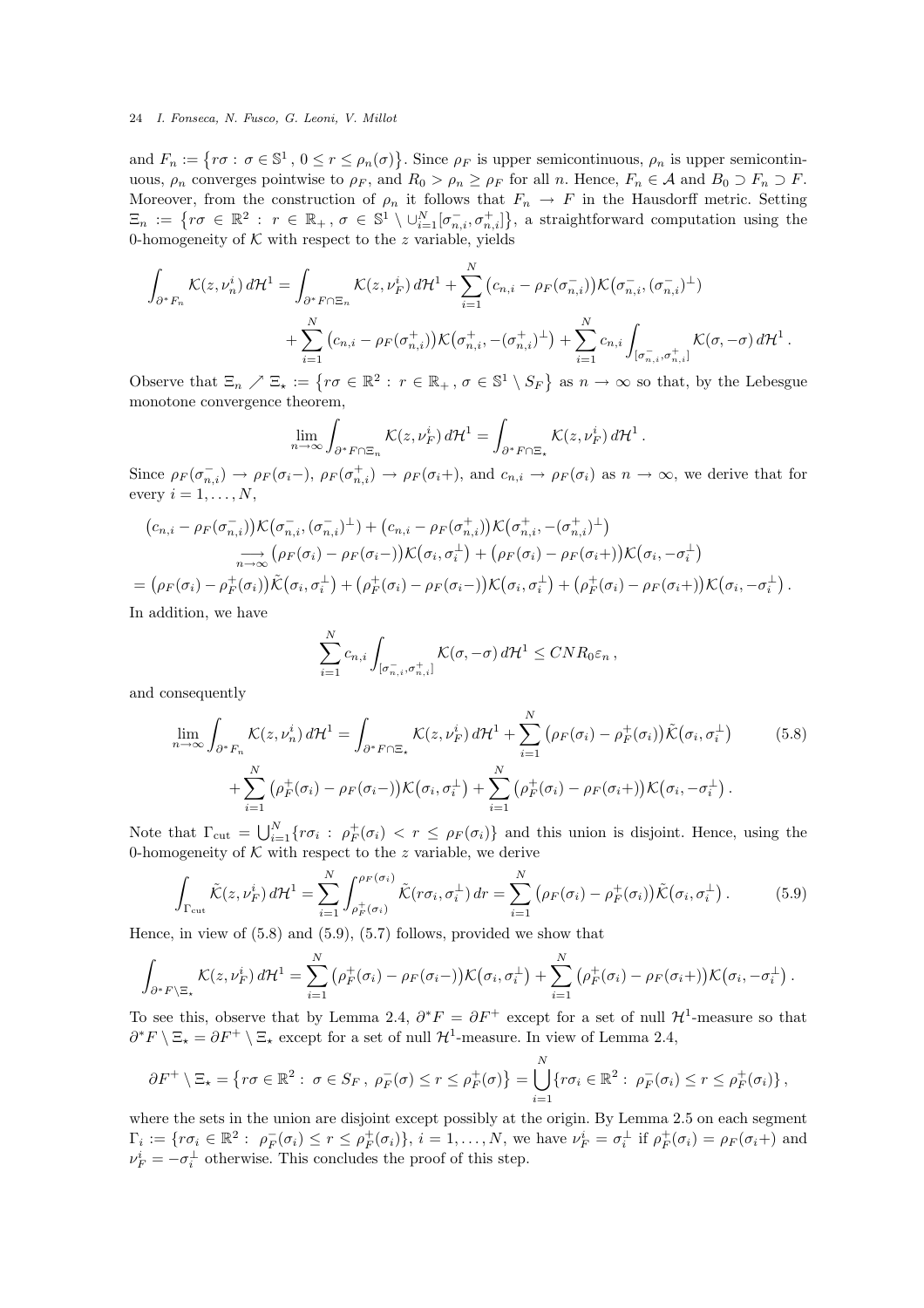and $F_n := \{r\sigma : \sigma \in \mathbb{S}^1 , 0 \le r \le \rho_n(\sigma)\}$. Since $\rho_F$ is upper semicontinuous, $\rho_n$ is upper semicontinuous, $\rho_n$ converges pointwise to $\rho_F$, and $R_0 > \rho_n \ge \rho_F$ for all $n$. Hence, $F_n \in \mathcal{A}$ and $B_0 \supset F_n \supset F$. Moreover, from the construction of $\rho_n$ it follows that $F_n \to F$ in the Hausdorff metric. Setting $\Xi_n := \{r\sigma \in \mathbb{R}^2 : r \in \mathbb{R}_+ , \sigma \in \mathbb{S}^1 \setminus \cup_{i=1}^N [\sigma_{n,i}^-, \sigma_{n,i}^+]\}$, a straightforward computation using the 0-homogeneity of $\mathcal{K}$ with respect to the $z$ variable, yields

$$
\begin{aligned}
\int_{\partial^* F_n} \mathcal{K}(z, \nu_n^i)\, d\mathcal{H}^1 &= \int_{\partial^* F \cap \Xi_n} \mathcal{K}(z, \nu_F^i)\, d\mathcal{H}^1 + \sum_{i=1}^N \big(c_{n,i} - \rho_F(\sigma_{n,i}^-)\big)\mathcal{K}\big(\sigma_{n,i}^-, (\sigma_{n,i}^-)^\perp\big) \\
&\quad + \sum_{i=1}^N \big(c_{n,i} - \rho_F(\sigma_{n,i}^+)\big)\mathcal{K}\big(\sigma_{n,i}^+, -(\sigma_{n,i}^+)^\perp\big) + \sum_{i=1}^N c_{n,i} \int_{[\sigma_{n,i}^-, \sigma_{n,i}^+]} \mathcal{K}(\sigma, -\sigma)\, d\mathcal{H}^1 .
\end{aligned}
$$

Observe that $\Xi_n \nearrow \Xi_\star := \{r\sigma \in \mathbb{R}^2 : r \in \mathbb{R}_+ , \sigma \in \mathbb{S}^1 \setminus S_F\}$ as $n \to \infty$ so that, by the Lebesgue monotone convergence theorem,

$$
\lim_{n\to\infty} \int_{\partial^* F \cap \Xi_n} \mathcal{K}(z, \nu_F^i)\, d\mathcal{H}^1 = \int_{\partial^* F \cap \Xi_\star} \mathcal{K}(z, \nu_F^i)\, d\mathcal{H}^1 .
$$

Since $\rho_F(\sigma_{n,i}^-) \to \rho_F(\sigma_i -)$, $\rho_F(\sigma_{n,i}^+) \to \rho_F(\sigma_i +)$, and $c_{n,i} \to \rho_F(\sigma_i)$ as $n \to \infty$, we derive that for every $i = 1, \dots, N$,

$$
\begin{aligned}
&\big(c_{n,i} - \rho_F(\sigma_{n,i}^-)\big)\mathcal{K}\big(\sigma_{n,i}^-, (\sigma_{n,i}^-)^\perp\big) + \big(c_{n,i} - \rho_F(\sigma_{n,i}^+)\big)\mathcal{K}\big(\sigma_{n,i}^+, -(\sigma_{n,i}^+)^\perp\big) \\
&\qquad \underset{n\to\infty}{\longrightarrow} \big(\rho_F(\sigma_i) - \rho_F(\sigma_i -)\big)\mathcal{K}\big(\sigma_i, \sigma_i^\perp\big) + \big(\rho_F(\sigma_i) - \rho_F(\sigma_i +)\big)\mathcal{K}\big(\sigma_i, -\sigma_i^\perp\big) \\
&= \big(\rho_F(\sigma_i) - \rho_F^+(\sigma_i)\big)\tilde{\mathcal{K}}\big(\sigma_i, \sigma_i^\perp\big) + \big(\rho_F^+(\sigma_i) - \rho_F(\sigma_i -)\big)\mathcal{K}\big(\sigma_i, \sigma_i^\perp\big) + \big(\rho_F^+(\sigma_i) - \rho_F(\sigma_i +)\big)\mathcal{K}\big(\sigma_i, -\sigma_i^\perp\big) .
\end{aligned}
$$

In addition, we have

$$
\sum_{i=1}^N c_{n,i} \int_{[\sigma_{n,i}^-, \sigma_{n,i}^+]} \mathcal{K}(\sigma, -\sigma)\, d\mathcal{H}^1 \le CNR_0\varepsilon_n ,
$$

and consequently

$$
\begin{aligned}
\lim_{n\to\infty} \int_{\partial^* F_n} \mathcal{K}(z, \nu_n^i)\, d\mathcal{H}^1 &= \int_{\partial^* F \cap \Xi_\star} \mathcal{K}(z, \nu_F^i)\, d\mathcal{H}^1 + \sum_{i=1}^N \big(\rho_F(\sigma_i) - \rho_F^+(\sigma_i)\big)\tilde{\mathcal{K}}\big(\sigma_i, \sigma_i^\perp\big) \qquad (5.8)\\
&\quad + \sum_{i=1}^N \big(\rho_F^+(\sigma_i) - \rho_F(\sigma_i -)\big)\mathcal{K}\big(\sigma_i, \sigma_i^\perp\big) + \sum_{i=1}^N \big(\rho_F^+(\sigma_i) - \rho_F(\sigma_i +)\big)\mathcal{K}\big(\sigma_i, -\sigma_i^\perp\big) .
\end{aligned}
$$

Note that $\Gamma_{\rm cut} = \bigcup_{i=1}^N \{r\sigma_i : \rho_F^+(\sigma_i) < r \le \rho_F(\sigma_i)\}$ and this union is disjoint. Hence, using the 0-homogeneity of $\mathcal{K}$ with respect to the $z$ variable, we derive

$$
\int_{\Gamma_{\rm cut}} \tilde{\mathcal{K}}(z, \nu_F^i)\, d\mathcal{H}^1 = \sum_{i=1}^N \int_{\rho_F^+(\sigma_i)}^{\rho_F(\sigma_i)} \tilde{\mathcal{K}}(r\sigma_i, \sigma_i^\perp)\, dr = \sum_{i=1}^N \big(\rho_F(\sigma_i) - \rho_F^+(\sigma_i)\big)\tilde{\mathcal{K}}\big(\sigma_i, \sigma_i^\perp\big) . \qquad (5.9)
$$

Hence, in view of (5.8) and (5.9), (5.7) follows, provided we show that

$$
\int_{\partial^* F \setminus \Xi_\star} \mathcal{K}(z, \nu_F^i)\, d\mathcal{H}^1 = \sum_{i=1}^N \big(\rho_F^+(\sigma_i) - \rho_F(\sigma_i -)\big)\mathcal{K}\big(\sigma_i, \sigma_i^\perp\big) + \sum_{i=1}^N \big(\rho_F^+(\sigma_i) - \rho_F(\sigma_i +)\big)\mathcal{K}\big(\sigma_i, -\sigma_i^\perp\big) .
$$

To see this, observe that by Lemma 2.4, $\partial^* F = \partial F^+$ except for a set of null $\mathcal{H}^1$-measure so that $\partial^* F \setminus \Xi_\star = \partial F^+ \setminus \Xi_\star$ except for a set of null $\mathcal{H}^1$-measure. In view of Lemma 2.4,

$$
\partial F^+ \setminus \Xi_\star = \{r\sigma \in \mathbb{R}^2 : \sigma \in S_F , \rho_F^-(\sigma) \le r \le \rho_F^+(\sigma)\} = \bigcup_{i=1}^N \{r\sigma_i \in \mathbb{R}^2 : \rho_F^-(\sigma_i) \le r \le \rho_F^+(\sigma_i)\} ,
$$

where the sets in the union are disjoint except possibly at the origin. By Lemma 2.5 on each segment $\Gamma_i := \{r\sigma_i \in \mathbb{R}^2 : \rho_F^-(\sigma_i) \le r \le \rho_F^+(\sigma_i)\}$, $i = 1, \dots, N$, we have $\nu_F^i = \sigma_i^\perp$ if $\rho_F^+(\sigma_i) = \rho_F(\sigma_i +)$ and $\nu_F^i = -\sigma_i^\perp$ otherwise. This concludes the proof of this step.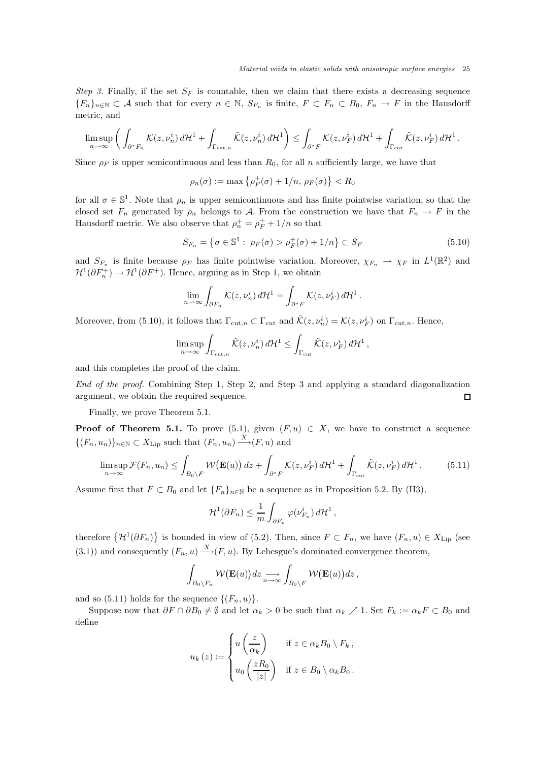*Step 3.* Finally, if the set $S_F$ is countable, then we claim that there exists a decreasing sequence $\{F_n\}_{n\in\mathbb{N}} \subset \mathcal{A}$ such that for every $n \in \mathbb{N}$, $S_{F_n}$ is finite, $F \subset F_n \subset B_0$, $F_n \to F$ in the Hausdorff metric, and

$$\limsup_{n\to\infty} \left( \int_{\partial^* F_n} \mathcal{K}(z, \nu_n^i)\, d\mathcal{H}^1 + \int_{\Gamma_{\mathrm{cut},n}} \tilde{\mathcal{K}}(z, \nu_n^i)\, d\mathcal{H}^1 \right) \le \int_{\partial^* F} \mathcal{K}(z, \nu_F^i)\, d\mathcal{H}^1 + \int_{\Gamma_{\mathrm{cut}}} \tilde{\mathcal{K}}(z, \nu_F^i)\, d\mathcal{H}^1 .$$

Since $\rho_F$ is upper semicontinuous and less than $R_0$, for all $n$ sufficiently large, we have that

$$\rho_n(\sigma) := \max\left\{\rho_F^+(\sigma) + 1/n,\ \rho_F(\sigma)\right\} < R_0$$

for all $\sigma \in \mathbb{S}^1$. Note that $\rho_n$ is upper semicontinuous and has finite pointwise variation, so that the closed set $F_n$ generated by $\rho_n$ belongs to $\mathcal{A}$. From the construction we have that $F_n \to F$ in the Hausdorff metric. We also observe that $\rho_n^+ = \rho_F^+ + 1/n$ so that

$$S_{F_n} = \left\{\sigma \in \mathbb{S}^1 :\ \rho_F(\sigma) > \rho_F^+(\sigma) + 1/n\right\} \subset S_F \tag{5.10}$$

and $S_{F_n}$ is finite because $\rho_F$ has finite pointwise variation. Moreover, $\chi_{F_n} \to \chi_F$ in $L^1(\mathbb{R}^2)$ and $\mathcal{H}^1(\partial F_n^+) \to \mathcal{H}^1(\partial F^+)$. Hence, arguing as in Step 1, we obtain

$$\lim_{n\to\infty} \int_{\partial F_n} \mathcal{K}(z, \nu_n^i)\, d\mathcal{H}^1 = \int_{\partial^* F} \mathcal{K}(z, \nu_F^i)\, d\mathcal{H}^1 .$$

Moreover, from (5.10), it follows that $\Gamma_{\mathrm{cut},n} \subset \Gamma_{\mathrm{cut}}$ and $\tilde{\mathcal{K}}(z, \nu_n^i) = \mathcal{K}(z, \nu_F^i)$ on $\Gamma_{\mathrm{cut},n}$. Hence,

$$\limsup_{n\to\infty} \int_{\Gamma_{\mathrm{cut},n}} \tilde{\mathcal{K}}(z, \nu_n^i)\, d\mathcal{H}^1 \le \int_{\Gamma_{\mathrm{cut}}} \tilde{\mathcal{K}}(z, \nu_F^i)\, d\mathcal{H}^1 ,$$

and this completes the proof of the claim.

*End of the proof.* Combining Step 1, Step 2, and Step 3 and applying a standard diagonalization argument, we obtain the required sequence. $\square$

Finally, we prove Theorem 5.1.

**Proof of Theorem 5.1.** To prove (5.1), given $(F, u) \in X$, we have to construct a sequence $\{(F_n, u_n)\}_{n\in\mathbb{N}} \subset X_{\mathrm{Lip}}$ such that $(F_n, u_n) \xrightarrow{X} (F, u)$ and

$$\limsup_{n\to\infty} \mathcal{F}(F_n, u_n) \le \int_{B_0\setminus F} \mathcal{W}\big(\mathbf{E}(u)\big)\, dz + \int_{\partial^* F} \mathcal{K}(z, \nu_F^i)\, d\mathcal{H}^1 + \int_{\Gamma_{\mathrm{cut}}} \tilde{\mathcal{K}}(z, \nu_F^i)\, d\mathcal{H}^1 . \tag{5.11}$$

Assume first that $F \subset B_0$ and let $\{F_n\}_{n\in\mathbb{N}}$ be a sequence as in Proposition 5.2. By (H3),

$$\mathcal{H}^1(\partial F_n) \le \frac{1}{m} \int_{\partial F_n} \varphi(\nu_{F_n}^i)\, d\mathcal{H}^1 ,$$

therefore $\left\{\mathcal{H}^1(\partial F_n)\right\}$ is bounded in view of (5.2). Then, since $F \subset F_n$, we have $(F_n, u) \in X_{\mathrm{Lip}}$ (see (3.1)) and consequently $(F_n, u) \xrightarrow{X} (F, u)$. By Lebesgue's dominated convergence theorem,

$$\int_{B_0\setminus F_n} \mathcal{W}\big(\mathbf{E}(u)\big)\, dz \underset{n\to\infty}{\longrightarrow} \int_{B_0\setminus F} \mathcal{W}\big(\mathbf{E}(u)\big)\, dz ,$$

and so (5.11) holds for the sequence $\{(F_n, u)\}$.

Suppose now that $\partial F \cap \partial B_0 \ne \emptyset$ and let $\alpha_k > 0$ be such that $\alpha_k \nearrow 1$. Set $F_k := \alpha_k F \subset B_0$ and define

$$u_k(z) := \begin{cases} u\left(\dfrac{z}{\alpha_k}\right) & \text{if } z \in \alpha_k B_0 \setminus F_k , \\[2ex] u_0\left(\dfrac{z R_0}{|z|}\right) & \text{if } z \in B_0 \setminus \alpha_k B_0 . \end{cases}$$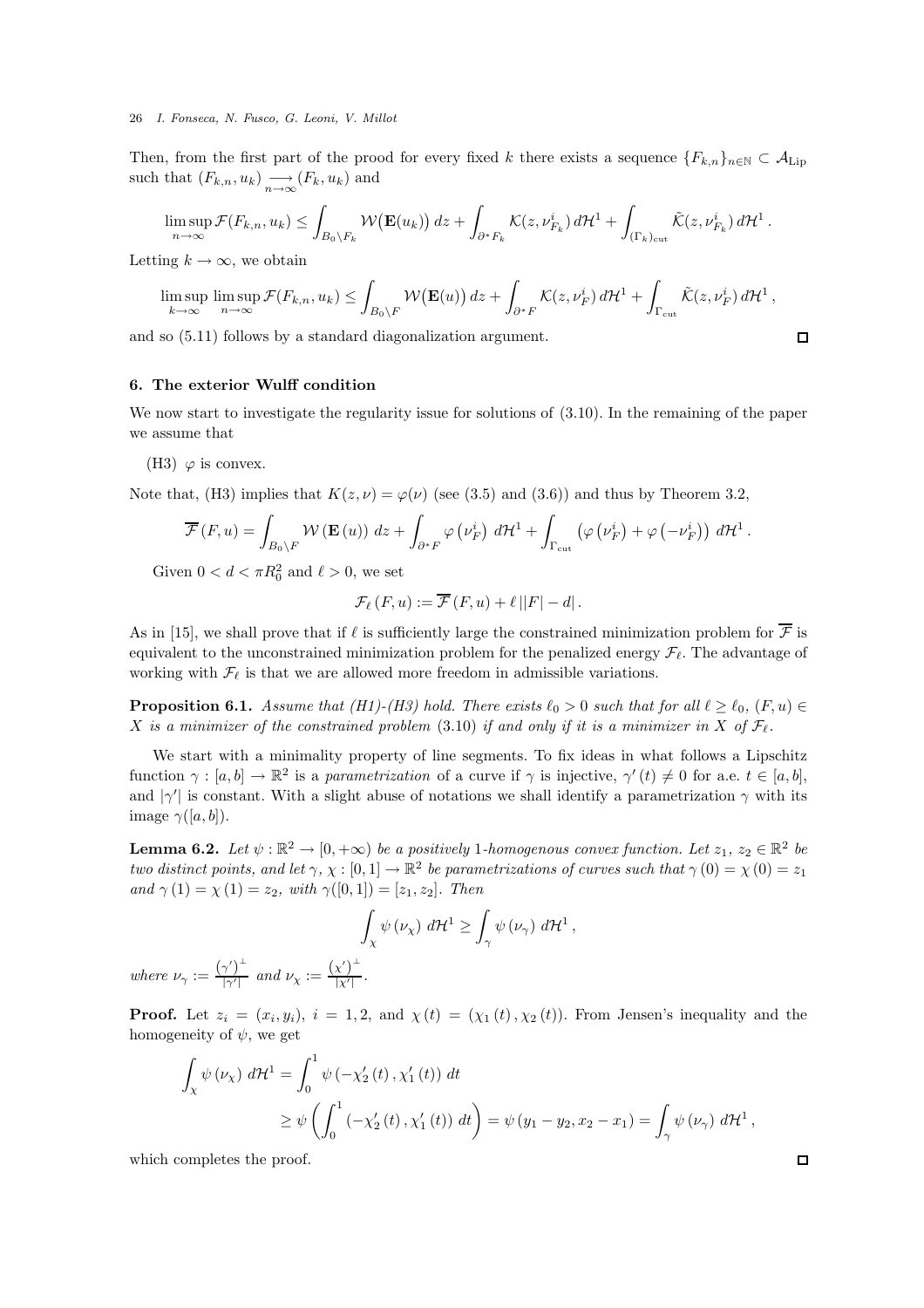Then, from the first part of the prood for every fixed $k$ there exists a sequence $\{F_{k,n}\}_{n\in\mathbb{N}} \subset \mathcal{A}_{\rm Lip}$ such that $(F_{k,n}, u_k) \underset{n\to\infty}{\longrightarrow} (F_k, u_k)$ and

$$\limsup_{n\to\infty} \mathcal{F}(F_{k,n}, u_k) \le \int_{B_0\setminus F_k} \mathcal{W}\big(\mathbf{E}(u_k)\big)\, dz + \int_{\partial^* F_k} \mathcal{K}(z, \nu^i_{F_k})\, d\mathcal{H}^1 + \int_{(\Gamma_k)_{\rm cut}} \tilde{\mathcal{K}}(z, \nu^i_{F_k})\, d\mathcal{H}^1 \,.$$

Letting $k\to\infty$, we obtain

$$\limsup_{k\to\infty}\, \limsup_{n\to\infty} \mathcal{F}(F_{k,n}, u_k) \le \int_{B_0\setminus F} \mathcal{W}\big(\mathbf{E}(u)\big)\, dz + \int_{\partial^* F} \mathcal{K}(z, \nu^i_{F})\, d\mathcal{H}^1 + \int_{\Gamma_{\rm cut}} \tilde{\mathcal{K}}(z, \nu^i_{F})\, d\mathcal{H}^1 \,,$$

and so (5.11) follows by a standard diagonalization argument. □

## 6. The exterior Wulff condition

We now start to investigate the regularity issue for solutions of (3.10). In the remaining of the paper we assume that

(H3) $\varphi$ is convex.

Note that, (H3) implies that $K(z,\nu) = \varphi(\nu)$ (see (3.5) and (3.6)) and thus by Theorem 3.2,

$$\overline{\mathcal{F}}\,(F,u) = \int_{B_0\setminus F} \mathcal{W}\left(\mathbf{E}\left(u\right)\right)\, dz + \int_{\partial^* F} \varphi\left(\nu^i_F\right)\, d\mathcal{H}^1 + \int_{\Gamma_{\rm cut}} \left(\varphi\left(\nu^i_F\right) + \varphi\left(-\nu^i_F\right)\right)\, d\mathcal{H}^1 \,.$$

Given $0 < d < \pi R_0^2$ and $\ell > 0$, we set

$$\mathcal{F}_\ell\,(F,u) := \overline{\mathcal{F}}\,(F,u) + \ell\, \big||F| - d\big|\,.$$

As in [15], we shall prove that if $\ell$ is sufficiently large the constrained minimization problem for $\overline{\mathcal{F}}$ is equivalent to the unconstrained minimization problem for the penalized energy $\mathcal{F}_\ell$. The advantage of working with $\mathcal{F}_\ell$ is that we are allowed more freedom in admissible variations.

**Proposition 6.1.** *Assume that (H1)-(H3) hold. There exists $\ell_0 > 0$ such that for all $\ell \ge \ell_0$, $(F,u) \in X$ is a minimizer of the constrained problem* (3.10) *if and only if it is a minimizer in $X$ of $\mathcal{F}_\ell$.*

We start with a minimality property of line segments. To fix ideas in what follows a Lipschitz function $\gamma : [a,b] \to \mathbb{R}^2$ is a *parametrization* of a curve if $\gamma$ is injective, $\gamma'(t) \neq 0$ for a.e. $t \in [a,b]$, and $|\gamma'|$ is constant. With a slight abuse of notations we shall identify a parametrization $\gamma$ with its image $\gamma([a,b])$.

**Lemma 6.2.** *Let $\psi : \mathbb{R}^2 \to [0,+\infty)$ be a positively 1-homogenous convex function. Let $z_1$, $z_2 \in \mathbb{R}^2$ be two distinct points, and let $\gamma$, $\chi : [0,1] \to \mathbb{R}^2$ be parametrizations of curves such that $\gamma(0) = \chi(0) = z_1$ and $\gamma(1) = \chi(1) = z_2$, with $\gamma([0,1]) = [z_1, z_2]$. Then*

$$\int_\chi \psi\left(\nu_\chi\right)\, d\mathcal{H}^1 \ge \int_\gamma \psi\left(\nu_\gamma\right)\, d\mathcal{H}^1 \,,$$

*where $\nu_\gamma := \frac{(\gamma')^\perp}{|\gamma'|}$ and $\nu_\chi := \frac{(\chi')^\perp}{|\chi'|}$.*

**Proof.** Let $z_i = (x_i, y_i)$, $i = 1,2$, and $\chi(t) = (\chi_1(t), \chi_2(t))$. From Jensen's inequality and the homogeneity of $\psi$, we get

$$\begin{aligned}\int_\chi \psi\left(\nu_\chi\right)\, d\mathcal{H}^1 &= \int_0^1 \psi\left(-\chi_2'(t), \chi_1'(t)\right)\, dt \\ &\ge \psi\left(\int_0^1 \left(-\chi_2'(t), \chi_1'(t)\right)\, dt\right) = \psi\left(y_1 - y_2, x_2 - x_1\right) = \int_\gamma \psi\left(\nu_\gamma\right)\, d\mathcal{H}^1 \,,\end{aligned}$$

which completes the proof. □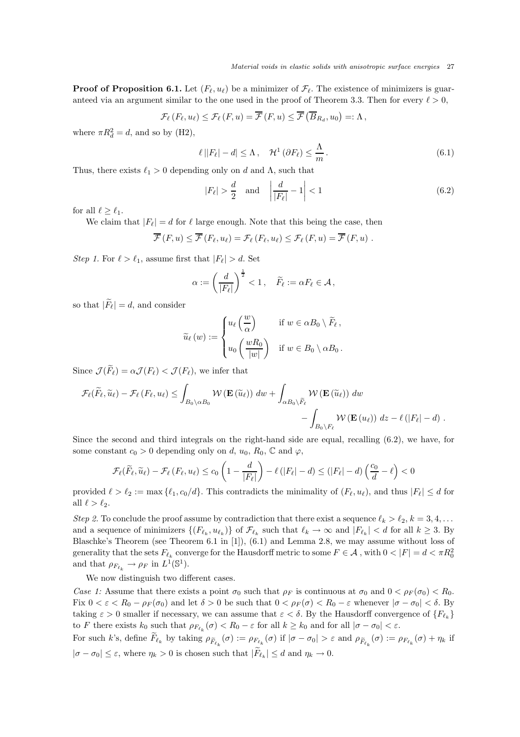**Proof of Proposition 6.1.** Let $(F_\ell, u_\ell)$ be a minimizer of $\mathcal{F}_\ell$. The existence of minimizers is guaranteed via an argument similar to the one used in the proof of Theorem 3.3. Then for every $\ell > 0$,

$$\mathcal{F}_\ell(F_\ell, u_\ell) \le \mathcal{F}_\ell(F, u) = \overline{\mathcal{F}}(F, u) \le \overline{\mathcal{F}}\left(\overline{B}_{R_d}, u_0\right) =: \Lambda\,,$$

where $\pi R_d^2 = d$, and so by (H2),

$$\ell\,||F_\ell| - d| \le \Lambda\,, \quad \mathcal{H}^1(\partial F_\ell) \le \frac{\Lambda}{m}\,. \tag{6.1}$$

Thus, there exists $\ell_1 > 0$ depending only on $d$ and $\Lambda$, such that

$$|F_\ell| > \frac{d}{2} \quad \text{and} \quad \left|\frac{d}{|F_\ell|} - 1\right| < 1 \tag{6.2}$$

for all $\ell \ge \ell_1$.

We claim that $|F_\ell| = d$ for $\ell$ large enough. Note that this being the case, then

$$\overline{\mathcal{F}}(F, u) \le \overline{\mathcal{F}}(F_\ell, u_\ell) = \mathcal{F}_\ell(F_\ell, u_\ell) \le \mathcal{F}_\ell(F, u) = \overline{\mathcal{F}}(F, u)\,.$$

*Step 1.* For $\ell > \ell_1$, assume first that $|F_\ell| > d$. Set

$$\alpha := \left(\frac{d}{|F_\ell|}\right)^{\frac{1}{2}} < 1\,, \quad \widetilde{F}_\ell := \alpha F_\ell \in \mathcal{A}\,,$$

so that $|\widetilde{F}_\ell| = d$, and consider

$$\widetilde{u}_\ell(w) := \begin{cases} u_\ell\left(\dfrac{w}{\alpha}\right) & \text{if } w \in \alpha B_0 \setminus \widetilde{F}_\ell\,, \\[2ex] u_0\left(\dfrac{wR_0}{|w|}\right) & \text{if } w \in B_0 \setminus \alpha B_0\,. \end{cases}$$

Since $\mathcal{J}(\widetilde{F}_\ell) = \alpha \mathcal{J}(F_\ell) < \mathcal{J}(F_\ell)$, we infer that

$$\mathcal{F}_\ell(\widetilde{F}_\ell, \widetilde{u}_\ell) - \mathcal{F}_\ell(F_\ell, u_\ell) \le \int_{B_0 \setminus \alpha B_0} \mathcal{W}(\mathbf{E}(\widetilde{u}_\ell))\,dw + \int_{\alpha B_0 \setminus \widetilde{F}_\ell} \mathcal{W}(\mathbf{E}(\widetilde{u}_\ell))\,dw - \int_{B_0 \setminus F_\ell} \mathcal{W}(\mathbf{E}(u_\ell))\,dz - \ell(|F_\ell| - d)\,.$$

Since the second and third integrals on the right-hand side are equal, recalling (6.2), we have, for some constant $c_0 > 0$ depending only on $d$, $u_0$, $R_0$, $\mathbb{C}$ and $\varphi$,

$$\mathcal{F}_\ell(\widetilde{F}_\ell, \widetilde{u}_\ell) - \mathcal{F}_\ell(F_\ell, u_\ell) \le c_0\left(1 - \frac{d}{|F_\ell|}\right) - \ell(|F_\ell| - d) \le (|F_\ell| - d)\left(\frac{c_0}{d} - \ell\right) < 0$$

provided $\ell > \ell_2 := \max\{\ell_1, c_0/d\}$. This contradicts the minimality of $(F_\ell, u_\ell)$, and thus $|F_\ell| \le d$ for all $\ell > \ell_2$.

*Step 2.* To conclude the proof assume by contradiction that there exist a sequence $\ell_k > \ell_2$, $k = 3, 4, \ldots$ and a sequence of minimizers $\{(F_{\ell_k}, u_{\ell_k})\}$ of $\mathcal{F}_{\ell_k}$ such that $\ell_k \to \infty$ and $|F_{\ell_k}| < d$ for all $k \ge 3$. By Blaschke's Theorem (see Theorem 6.1 in [1]), (6.1) and Lemma 2.8, we may assume without loss of generality that the sets $F_{\ell_k}$ converge for the Hausdorff metric to some $F \in \mathcal{A}$, with $0 < |F| = d < \pi R_0^2$ and that $\rho_{F_{\ell_k}} \to \rho_F$ in $L^1(\mathbb{S}^1)$.

We now distinguish two different cases.

*Case 1:* Assume that there exists a point $\sigma_0$ such that $\rho_F$ is continuous at $\sigma_0$ and $0 < \rho_F(\sigma_0) < R_0$. Fix $0 < \varepsilon < R_0 - \rho_F(\sigma_0)$ and let $\delta > 0$ be such that $0 < \rho_F(\sigma) < R_0 - \varepsilon$ whenever $|\sigma - \sigma_0| < \delta$. By taking $\varepsilon > 0$ smaller if necessary, we can assume that $\varepsilon < \delta$. By the Hausdorff convergence of $\{F_{\ell_k}\}$ to $F$ there exists $k_0$ such that $\rho_{F_{\ell_k}}(\sigma) < R_0 - \varepsilon$ for all $k \ge k_0$ and for all $|\sigma - \sigma_0| < \varepsilon$.
For such $k$'s, define $\widetilde{F}_{\ell_k}$ by taking $\rho_{\widetilde{F}_{\ell_k}}(\sigma) := \rho_{F_{\ell_k}}(\sigma)$ if $|\sigma - \sigma_0| > \varepsilon$ and $\rho_{\widetilde{F}_{\ell_k}}(\sigma) := \rho_{F_{\ell_k}}(\sigma) + \eta_k$ if $|\sigma - \sigma_0| \le \varepsilon$, where $\eta_k > 0$ is chosen such that $|\widetilde{F}_{\ell_k}| \le d$ and $\eta_k \to 0$.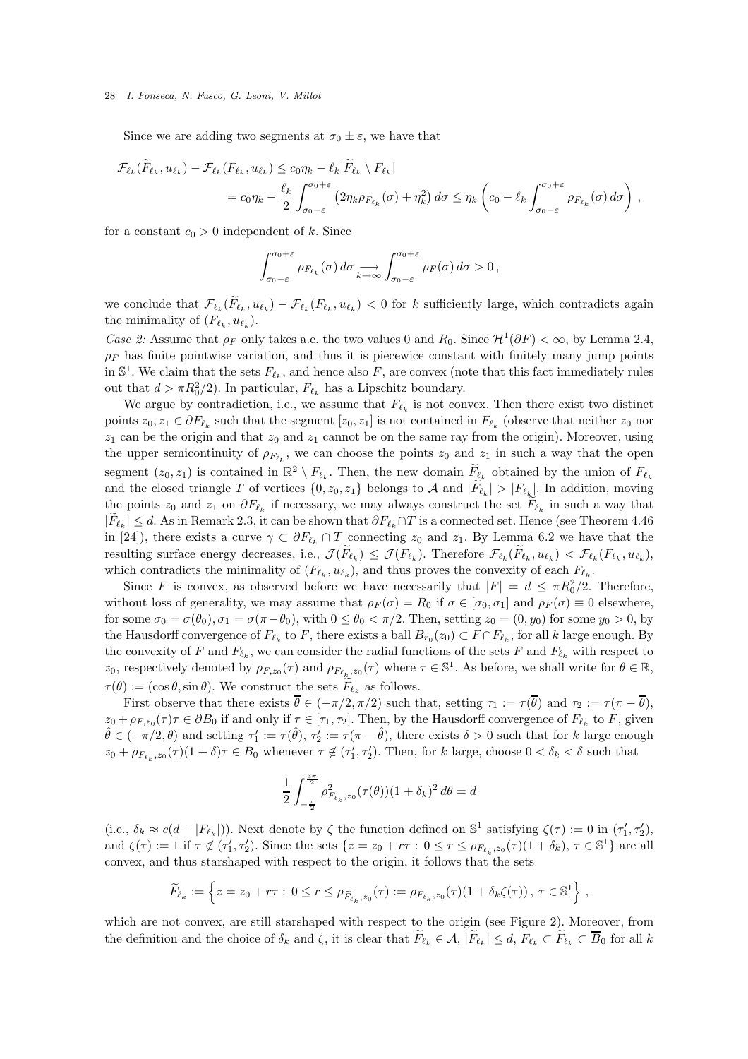Since we are adding two segments at $\sigma_0 \pm \varepsilon$, we have that

$$
\begin{aligned}
\mathcal{F}_{\ell_k}(\widetilde{F}_{\ell_k}, u_{\ell_k}) - \mathcal{F}_{\ell_k}(F_{\ell_k}, u_{\ell_k}) &\le c_0 \eta_k - \ell_k |\widetilde{F}_{\ell_k} \setminus F_{\ell_k}| \\
&= c_0\eta_k - \frac{\ell_k}{2}\int_{\sigma_0-\varepsilon}^{\sigma_0+\varepsilon} \left(2\eta_k \rho_{F_{\ell_k}}(\sigma) + \eta_k^2\right) d\sigma \le \eta_k \left( c_0 - \ell_k \int_{\sigma_0-\varepsilon}^{\sigma_0+\varepsilon} \rho_{F_{\ell_k}}(\sigma)\, d\sigma \right),
\end{aligned}
$$

for a constant $c_0 > 0$ independent of $k$. Since

$$
\int_{\sigma_0-\varepsilon}^{\sigma_0+\varepsilon} \rho_{F_{\ell_k}}(\sigma)\, d\sigma \underset{k\to\infty}{\longrightarrow} \int_{\sigma_0-\varepsilon}^{\sigma_0+\varepsilon} \rho_F(\sigma)\, d\sigma > 0\,,
$$

we conclude that $\mathcal{F}_{\ell_k}(\widetilde{F}_{\ell_k}, u_{\ell_k}) - \mathcal{F}_{\ell_k}(F_{\ell_k}, u_{\ell_k}) < 0$ for $k$ sufficiently large, which contradicts again the minimality of $(F_{\ell_k}, u_{\ell_k})$.

*Case 2:* Assume that $\rho_F$ only takes a.e. the two values 0 and $R_0$. Since $\mathcal{H}^1(\partial F) < \infty$, by Lemma 2.4, $\rho_F$ has finite pointwise variation, and thus it is piecewice constant with finitely many jump points in $\mathbb{S}^1$. We claim that the sets $F_{\ell_k}$, and hence also $F$, are convex (note that this fact immediately rules out that $d > \pi R_0^2/2$). In particular, $F_{\ell_k}$ has a Lipschitz boundary.

We argue by contradiction, i.e., we assume that $F_{\ell_k}$ is not convex. Then there exist two distinct points $z_0, z_1 \in \partial F_{\ell_k}$ such that the segment $[z_0, z_1]$ is not contained in $F_{\ell_k}$ (observe that neither $z_0$ nor $z_1$ can be the origin and that $z_0$ and $z_1$ cannot be on the same ray from the origin). Moreover, using the upper semicontinuity of $\rho_{F_{\ell_k}}$, we can choose the points $z_0$ and $z_1$ in such a way that the open segment $(z_0, z_1)$ is contained in $\mathbb{R}^2 \setminus F_{\ell_k}$. Then, the new domain $\widetilde{F}_{\ell_k}$ obtained by the union of $F_{\ell_k}$ and the closed triangle $T$ of vertices $\{0, z_0, z_1\}$ belongs to $\mathcal{A}$ and $|\widetilde{F}_{\ell_k}| > |F_{\ell_k}|$. In addition, moving the points $z_0$ and $z_1$ on $\partial F_{\ell_k}$ if necessary, we may always construct the set $\widetilde{F}_{\ell_k}$ in such a way that $|\widetilde{F}_{\ell_k}| \le d$. As in Remark 2.3, it can be shown that $\partial F_{\ell_k} \cap T$ is a connected set. Hence (see Theorem 4.46 in [24]), there exists a curve $\gamma \subset \partial F_{\ell_k} \cap T$ connecting $z_0$ and $z_1$. By Lemma 6.2 we have that the resulting surface energy decreases, i.e., $\mathcal{J}(\widetilde{F}_{\ell_k}) \le \mathcal{J}(F_{\ell_k})$. Therefore $\mathcal{F}_{\ell_k}(\widetilde{F}_{\ell_k}, u_{\ell_k}) < \mathcal{F}_{\ell_k}(F_{\ell_k}, u_{\ell_k})$, which contradicts the minimality of $(F_{\ell_k}, u_{\ell_k})$, and thus proves the convexity of each $F_{\ell_k}$.

Since $F$ is convex, as observed before we have necessarily that $|F| = d \le \pi R_0^2/2$. Therefore, without loss of generality, we may assume that $\rho_F(\sigma) = R_0$ if $\sigma \in [\sigma_0, \sigma_1]$ and $\rho_F(\sigma) \equiv 0$ elsewhere, for some $\sigma_0 = \sigma(\theta_0), \sigma_1 = \sigma(\pi - \theta_0)$, with $0 \le \theta_0 < \pi/2$. Then, setting $z_0 = (0, y_0)$ for some $y_0 > 0$, by the Hausdorff convergence of $F_{\ell_k}$ to $F$, there exists a ball $B_{r_0}(z_0) \subset F \cap F_{\ell_k}$, for all $k$ large enough. By the convexity of $F$ and $F_{\ell_k}$, we can consider the radial functions of the sets $F$ and $F_{\ell_k}$ with respect to $z_0$, respectively denoted by $\rho_{F,z_0}(\tau)$ and $\rho_{F_{\ell_k},z_0}(\tau)$ where $\tau \in \mathbb{S}^1$. As before, we shall write for $\theta \in \mathbb{R}$, $\tau(\theta) := (\cos\theta, \sin\theta)$. We construct the sets $\widetilde{F}_{\ell_k}$ as follows.

First observe that there exists $\overline{\theta} \in (-\pi/2, \pi/2)$ such that, setting $\tau_1 := \tau(\overline{\theta})$ and $\tau_2 := \tau(\pi - \overline{\theta})$, $z_0 + \rho_{F,z_0}(\tau)\tau \in \partial B_0$ if and only if $\tau \in [\tau_1, \tau_2]$. Then, by the Hausdorff convergence of $F_{\ell_k}$ to $F$, given $\hat{\theta} \in (-\pi/2, \overline{\theta})$ and setting $\tau_1' := \tau(\hat{\theta})$, $\tau_2' := \tau(\pi - \hat{\theta})$, there exists $\delta > 0$ such that for $k$ large enough $z_0 + \rho_{F_{\ell_k},z_0}(\tau)(1+\delta)\tau \in B_0$ whenever $\tau \notin (\tau_1', \tau_2')$. Then, for $k$ large, choose $0 < \delta_k < \delta$ such that

$$
\frac{1}{2}\int_{-\frac{\pi}{2}}^{\frac{3\pi}{2}} \rho^2_{F_{\ell_k},z_0}(\tau(\theta))(1+\delta_k)^2\, d\theta = d
$$

(i.e., $\delta_k \approx c(d - |F_{\ell_k}|)$). Next denote by $\zeta$ the function defined on $\mathbb{S}^1$ satisfying $\zeta(\tau) := 0$ in $(\tau_1', \tau_2')$, and $\zeta(\tau) := 1$ if $\tau \notin (\tau_1', \tau_2')$. Since the sets $\{z = z_0 + r\tau : 0 \le r \le \rho_{F_{\ell_k},z_0}(\tau)(1+\delta_k),\ \tau \in \mathbb{S}^1\}$ are all convex, and thus starshaped with respect to the origin, it follows that the sets

$$
\widetilde{F}_{\ell_k} := \left\{ z = z_0 + r\tau :\ 0 \le r \le \rho_{\widetilde{F}_{\ell_k},z_0}(\tau) := \rho_{F_{\ell_k},z_0}(\tau)(1 + \delta_k \zeta(\tau))\,,\ \tau \in \mathbb{S}^1 \right\},
$$

which are not convex, are still starshaped with respect to the origin (see Figure 2). Moreover, from the definition and the choice of $\delta_k$ and $\zeta$, it is clear that $\widetilde{F}_{\ell_k} \in \mathcal{A}$, $|\widetilde{F}_{\ell_k}| \le d$, $F_{\ell_k} \subset \widetilde{F}_{\ell_k} \subset \overline{B}_0$ for all $k$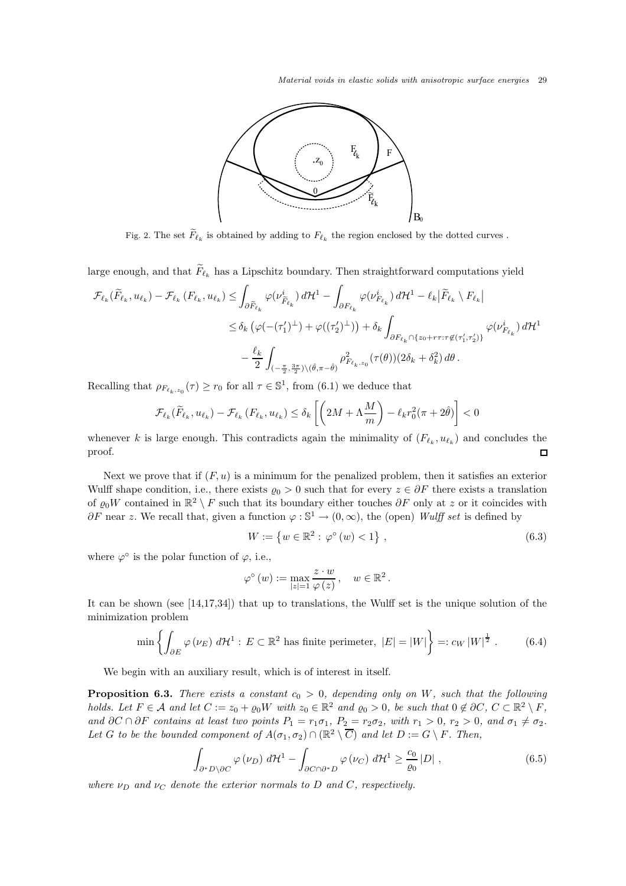Fig. 2. The set $\widetilde{F}_{\ell_k}$ is obtained by adding to $F_{\ell_k}$ the region enclosed by the dotted curves .

large enough, and that $\widetilde{F}_{\ell_k}$ has a Lipschitz boundary. Then straightforward computations yield

$$
\begin{aligned}
\mathcal{F}_{\ell_k}(\widetilde{F}_{\ell_k}, u_{\ell_k}) - \mathcal{F}_{\ell_k}(F_{\ell_k}, u_{\ell_k}) &\leq \int_{\partial \widetilde{F}_{\ell_k}} \varphi(\nu^i_{\widetilde{F}_{\ell_k}})\, d\mathcal{H}^1 - \int_{\partial F_{\ell_k}} \varphi(\nu^i_{F_{\ell_k}})\, d\mathcal{H}^1 - \ell_k \big|\widetilde{F}_{\ell_k} \setminus F_{\ell_k}\big| \\
&\leq \delta_k \left(\varphi(-(\tau_1')^\perp) + \varphi((\tau_2')^\perp)\right) + \delta_k \int_{\partial F_{\ell_k} \cap \{z_0 + r\tau : \tau \notin (\tau_1', \tau_2')\}} \varphi(\nu^i_{F_{\ell_k}})\, d\mathcal{H}^1 \\
&\quad - \frac{\ell_k}{2} \int_{(-\frac{\pi}{2}, \frac{3\pi}{2}) \setminus (\hat\theta, \pi - \hat\theta)} \rho^2_{F_{\ell_k}, z_0}(\tau(\theta))(2\delta_k + \delta_k^2)\, d\theta\,.
\end{aligned}
$$

Recalling that $\rho_{F_{\ell_k}, z_0}(\tau) \geq r_0$ for all $\tau \in \mathbb{S}^1$, from (6.1) we deduce that

$$
\mathcal{F}_{\ell_k}(\widetilde{F}_{\ell_k}, u_{\ell_k}) - \mathcal{F}_{\ell_k}(F_{\ell_k}, u_{\ell_k}) \leq \delta_k \left[ \left( 2M + \Lambda \frac{M}{m} \right) - \ell_k r_0^2 (\pi + 2\hat\theta) \right] < 0
$$

whenever $k$ is large enough. This contradicts again the minimality of $(F_{\ell_k}, u_{\ell_k})$ and concludes the proof. □

Next we prove that if $(F, u)$ is a minimum for the penalized problem, then it satisfies an exterior Wulff shape condition, i.e., there exists $\varrho_0 > 0$ such that for every $z \in \partial F$ there exists a translation of $\varrho_0 W$ contained in $\mathbb{R}^2 \setminus F$ such that its boundary either touches $\partial F$ only at $z$ or it coincides with $\partial F$ near $z$. We recall that, given a function $\varphi : \mathbb{S}^1 \to (0, \infty)$, the (open) *Wulff set* is defined by

$$
W := \left\{ w \in \mathbb{R}^2 : \varphi^\circ(w) < 1 \right\}, \tag{6.3}
$$

where $\varphi^\circ$ is the polar function of $\varphi$, i.e.,

$$
\varphi^\circ(w) := \max_{|z|=1} \frac{z \cdot w}{\varphi(z)}, \quad w \in \mathbb{R}^2 .
$$

It can be shown (see [14,17,34]) that up to translations, the Wulff set is the unique solution of the minimization problem

$$
\min \left\{ \int_{\partial E} \varphi(\nu_E)\, d\mathcal{H}^1 : E \subset \mathbb{R}^2 \text{ has finite perimeter, } |E| = |W| \right\} =: c_W |W|^{\frac{1}{2}} . \tag{6.4}
$$

We begin with an auxiliary result, which is of interest in itself.

**Proposition 6.3.** *There exists a constant $c_0 > 0$, depending only on $W$, such that the following holds. Let $F \in \mathcal{A}$ and let $C := z_0 + \varrho_0 W$ with $z_0 \in \mathbb{R}^2$ and $\varrho_0 > 0$, be such that $0 \notin \partial C$, $C \subset \mathbb{R}^2 \setminus F$, and $\partial C \cap \partial F$ contains at least two points $P_1 = r_1 \sigma_1$, $P_2 = r_2 \sigma_2$, with $r_1 > 0$, $r_2 > 0$, and $\sigma_1 \neq \sigma_2$. Let $G$ to be the bounded component of $A(\sigma_1, \sigma_2) \cap (\mathbb{R}^2 \setminus \overline{C})$ and let $D := G \setminus F$. Then,*

$$
\int_{\partial^* D \setminus \partial C} \varphi(\nu_D)\, d\mathcal{H}^1 - \int_{\partial C \cap \partial^* D} \varphi(\nu_C)\, d\mathcal{H}^1 \geq \frac{c_0}{\varrho_0} |D| , \tag{6.5}
$$

*where $\nu_D$ and $\nu_C$ denote the exterior normals to $D$ and $C$, respectively.*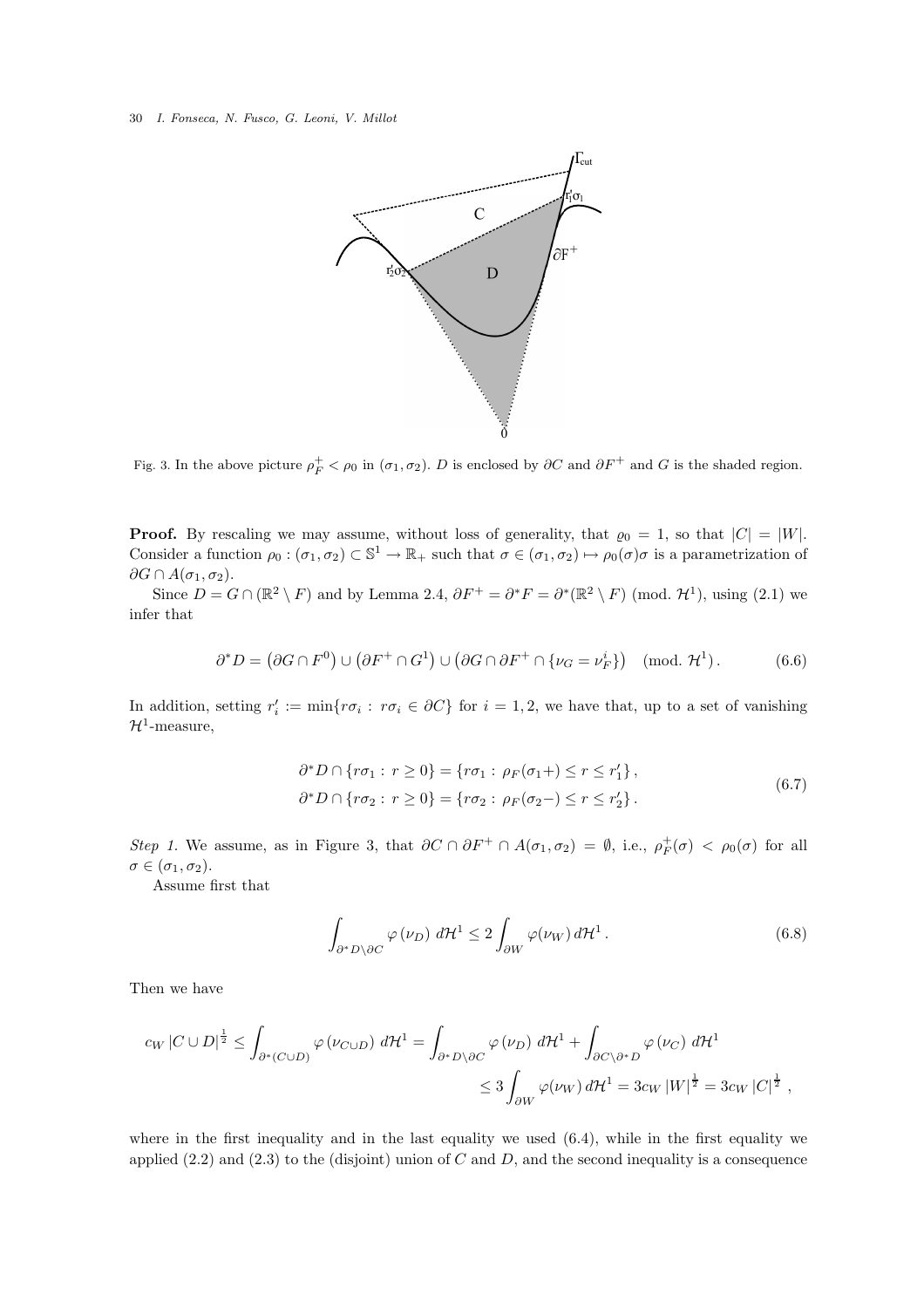Fig. 3. In the above picture $\rho_F^+ < \rho_0$ in $(\sigma_1, \sigma_2)$. $D$ is enclosed by $\partial C$ and $\partial F^+$ and $G$ is the shaded region.

**Proof.** By rescaling we may assume, without loss of generality, that $\varrho_0 = 1$, so that $|C| = |W|$. Consider a function $\rho_0 : (\sigma_1, \sigma_2) \subset \mathbb{S}^1 \to \mathbb{R}_+$ such that $\sigma \in (\sigma_1, \sigma_2) \mapsto \rho_0(\sigma)\sigma$ is a parametrization of $\partial G \cap A(\sigma_1, \sigma_2)$.

Since $D = G \cap (\mathbb{R}^2 \setminus F)$ and by Lemma 2.4, $\partial F^+ = \partial^* F = \partial^*(\mathbb{R}^2 \setminus F)$ (mod. $\mathcal{H}^1$), using (2.1) we infer that

$$\partial^* D = \big(\partial G \cap F^0\big) \cup \big(\partial F^+ \cap G^1\big) \cup \big(\partial G \cap \partial F^+ \cap \{\nu_G = \nu_F^i\}\big) \quad (\text{mod. } \mathcal{H}^1). \tag{6.6}$$

In addition, setting $r_i' := \min\{r\sigma_i : r\sigma_i \in \partial C\}$ for $i = 1, 2$, we have that, up to a set of vanishing $\mathcal{H}^1$-measure,

$$\begin{aligned} \partial^* D \cap \{r\sigma_1 : r \geq 0\} &= \{r\sigma_1 : \rho_F(\sigma_1+) \leq r \leq r_1'\}, \\ \partial^* D \cap \{r\sigma_2 : r \geq 0\} &= \{r\sigma_2 : \rho_F(\sigma_2-) \leq r \leq r_2'\}. \end{aligned} \tag{6.7}$$

*Step 1.* We assume, as in Figure 3, that $\partial C \cap \partial F^+ \cap A(\sigma_1, \sigma_2) = \emptyset$, i.e., $\rho_F^+(\sigma) < \rho_0(\sigma)$ for all $\sigma \in (\sigma_1, \sigma_2)$.

Assume first that

$$\int_{\partial^* D \setminus \partial C} \varphi(\nu_D)\, d\mathcal{H}^1 \leq 2 \int_{\partial W} \varphi(\nu_W)\, d\mathcal{H}^1. \tag{6.8}$$

Then we have

$$\begin{aligned} c_W\, |C \cup D|^{\frac{1}{2}} \leq \int_{\partial^*(C \cup D)} \varphi(\nu_{C \cup D})\, d\mathcal{H}^1 &= \int_{\partial^* D \setminus \partial C} \varphi(\nu_D)\, d\mathcal{H}^1 + \int_{\partial C \setminus \partial^* D} \varphi(\nu_C)\, d\mathcal{H}^1 \\ &\leq 3 \int_{\partial W} \varphi(\nu_W)\, d\mathcal{H}^1 = 3c_W\, |W|^{\frac{1}{2}} = 3c_W\, |C|^{\frac{1}{2}}, \end{aligned}$$

where in the first inequality and in the last equality we used (6.4), while in the first equality we applied (2.2) and (2.3) to the (disjoint) union of $C$ and $D$, and the second inequality is a consequence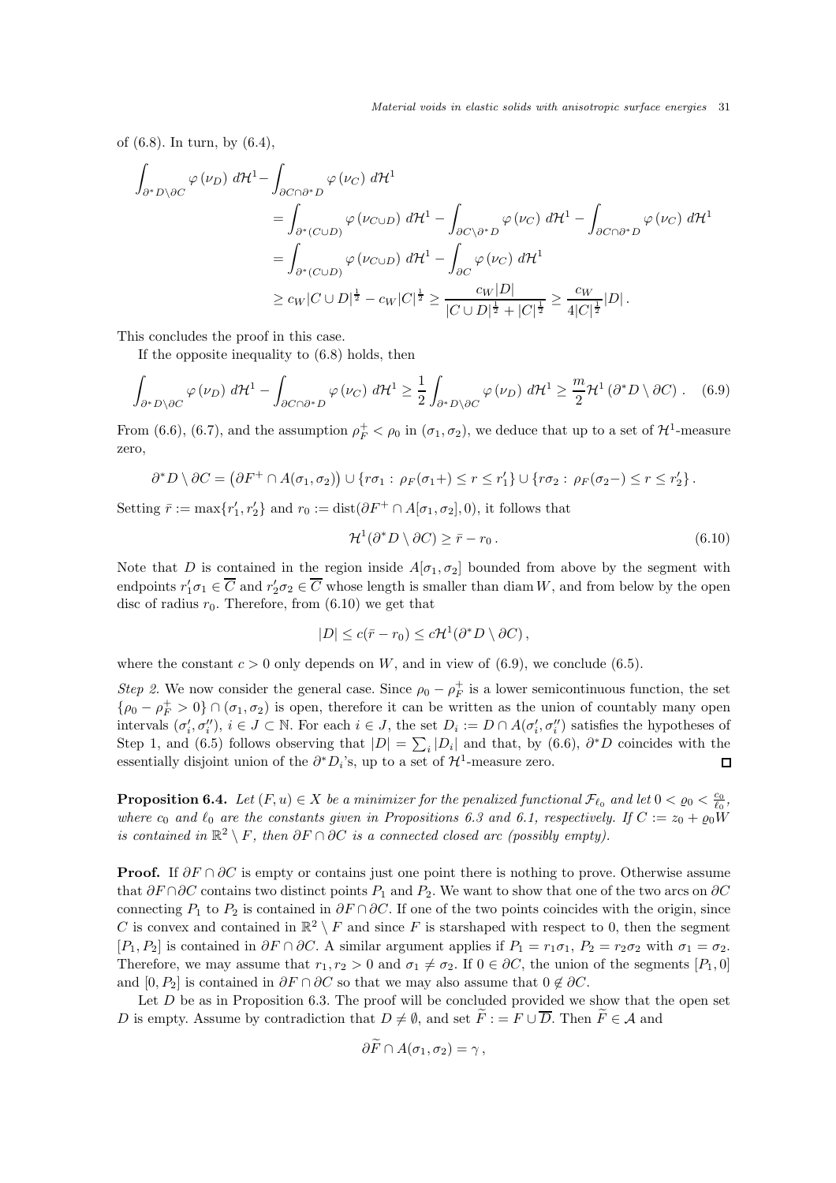of (6.8). In turn, by (6.4),

$$
\begin{aligned}
\int_{\partial^* D\setminus \partial C} \varphi(\nu_D)\, d\mathcal{H}^1 - &\int_{\partial C\cap \partial^* D} \varphi(\nu_C)\, d\mathcal{H}^1 \\
&= \int_{\partial^*(C\cup D)} \varphi(\nu_{C\cup D})\, d\mathcal{H}^1 - \int_{\partial C\setminus \partial^* D} \varphi(\nu_C)\, d\mathcal{H}^1 - \int_{\partial C\cap \partial^* D} \varphi(\nu_C)\, d\mathcal{H}^1 \\
&= \int_{\partial^*(C\cup D)} \varphi(\nu_{C\cup D})\, d\mathcal{H}^1 - \int_{\partial C} \varphi(\nu_C)\, d\mathcal{H}^1 \\
&\geq c_W |C\cup D|^{\frac{1}{2}} - c_W |C|^{\frac{1}{2}} \geq \frac{c_W |D|}{|C\cup D|^{\frac{1}{2}} + |C|^{\frac{1}{2}}} \geq \frac{c_W}{4|C|^{\frac{1}{2}}} |D|\,.
\end{aligned}
$$

This concludes the proof in this case.

If the opposite inequality to (6.8) holds, then

$$
\int_{\partial^* D\setminus \partial C} \varphi(\nu_D)\, d\mathcal{H}^1 - \int_{\partial C\cap \partial^* D} \varphi(\nu_C)\, d\mathcal{H}^1 \geq \frac{1}{2}\int_{\partial^* D\setminus \partial C} \varphi(\nu_D)\, d\mathcal{H}^1 \geq \frac{m}{2}\mathcal{H}^1(\partial^* D\setminus \partial C)\,. \quad (6.9)
$$

From (6.6), (6.7), and the assumption $\rho_F^+ < \rho_0$ in $(\sigma_1, \sigma_2)$, we deduce that up to a set of $\mathcal{H}^1$-measure zero,

$$
\partial^* D\setminus \partial C = \left(\partial F^+ \cap A(\sigma_1,\sigma_2)\right) \cup \{r\sigma_1 :\, \rho_F(\sigma_1+) \leq r \leq r_1'\} \cup \{r\sigma_2 :\, \rho_F(\sigma_2-) \leq r \leq r_2'\}\,.
$$

Setting $\bar{r} := \max\{r_1', r_2'\}$ and $r_0 := \operatorname{dist}(\partial F^+ \cap A[\sigma_1,\sigma_2], 0)$, it follows that

$$
\mathcal{H}^1(\partial^* D\setminus \partial C) \geq \bar{r} - r_0\,. \quad (6.10)
$$

Note that $D$ is contained in the region inside $A[\sigma_1,\sigma_2]$ bounded from above by the segment with endpoints $r_1'\sigma_1 \in \overline{C}$ and $r_2'\sigma_2 \in \overline{C}$ whose length is smaller than $\operatorname{diam} W$, and from below by the open disc of radius $r_0$. Therefore, from (6.10) we get that

$$
|D| \leq c(\bar{r} - r_0) \leq c\mathcal{H}^1(\partial^* D\setminus \partial C)\,,
$$

where the constant $c > 0$ only depends on $W$, and in view of (6.9), we conclude (6.5).

*Step 2.* We now consider the general case. Since $\rho_0 - \rho_F^+$ is a lower semicontinuous function, the set $\{\rho_0 - \rho_F^+ > 0\} \cap (\sigma_1,\sigma_2)$ is open, therefore it can be written as the union of countably many open intervals $(\sigma_i', \sigma_i'')$, $i \in J \subset \mathbb{N}$. For each $i \in J$, the set $D_i := D \cap A(\sigma_i', \sigma_i'')$ satisfies the hypotheses of Step 1, and (6.5) follows observing that $|D| = \sum_i |D_i|$ and that, by (6.6), $\partial^* D$ coincides with the essentially disjoint union of the $\partial^* D_i$'s, up to a set of $\mathcal{H}^1$-measure zero. ◻

**Proposition 6.4.** *Let $(F, u) \in X$ be a minimizer for the penalized functional $\mathcal{F}_{\ell_0}$ and let $0 < \varrho_0 < \frac{c_0}{\ell_0}$, where $c_0$ and $\ell_0$ are the constants given in Propositions 6.3 and 6.1, respectively. If $C := z_0 + \varrho_0 W$ is contained in $\mathbb{R}^2 \setminus F$, then $\partial F \cap \partial C$ is a connected closed arc (possibly empty).*

**Proof.** If $\partial F \cap \partial C$ is empty or contains just one point there is nothing to prove. Otherwise assume that $\partial F \cap \partial C$ contains two distinct points $P_1$ and $P_2$. We want to show that one of the two arcs on $\partial C$ connecting $P_1$ to $P_2$ is contained in $\partial F \cap \partial C$. If one of the two points coincides with the origin, since $C$ is convex and contained in $\mathbb{R}^2 \setminus F$ and since $F$ is starshaped with respect to 0, then the segment $[P_1, P_2]$ is contained in $\partial F \cap \partial C$. A similar argument applies if $P_1 = r_1\sigma_1$, $P_2 = r_2\sigma_2$ with $\sigma_1 = \sigma_2$. Therefore, we may assume that $r_1, r_2 > 0$ and $\sigma_1 \neq \sigma_2$. If $0 \in \partial C$, the union of the segments $[P_1, 0]$ and $[0, P_2]$ is contained in $\partial F \cap \partial C$ so that we may also assume that $0 \notin \partial C$.

Let $D$ be as in Proposition 6.3. The proof will be concluded provided we show that the open set $D$ is empty. Assume by contradiction that $D \neq \emptyset$, and set $\widetilde{F} := F \cup \overline{D}$. Then $\widetilde{F} \in \mathcal{A}$ and

$$
\partial\widetilde{F} \cap A(\sigma_1, \sigma_2) = \gamma\,,
$$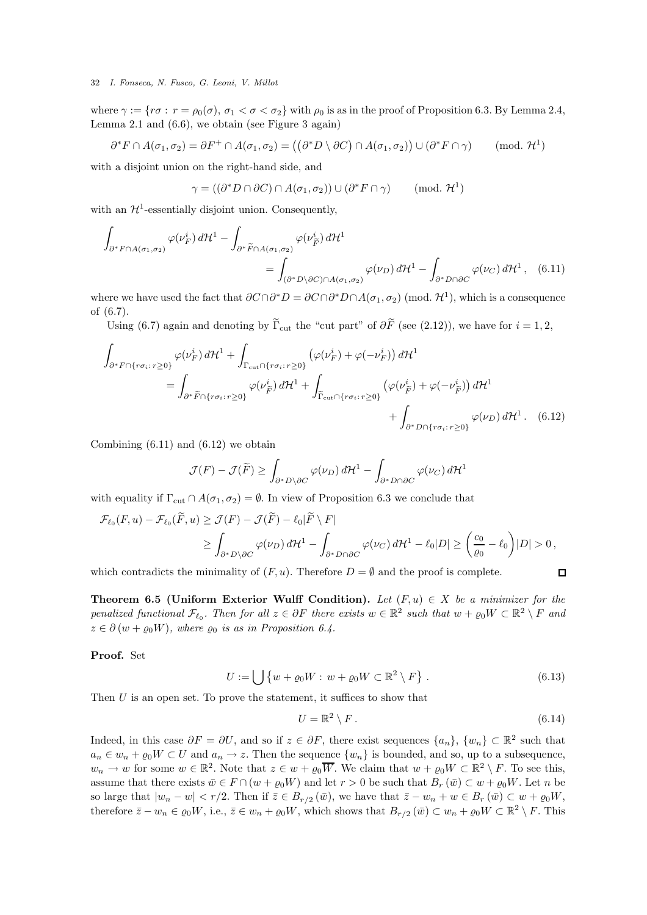where $\gamma := \{r\sigma : r = \rho_0(\sigma),\, \sigma_1 < \sigma < \sigma_2\}$ with $\rho_0$ is as in the proof of Proposition 6.3. By Lemma 2.4, Lemma 2.1 and (6.6), we obtain (see Figure 3 again)

$$\partial^* F \cap A(\sigma_1, \sigma_2) = \partial F^+ \cap A(\sigma_1, \sigma_2) = \big( (\partial^* D \setminus \partial C) \cap A(\sigma_1, \sigma_2) \big) \cup (\partial^* F \cap \gamma) \qquad (\text{mod. } \mathcal{H}^1)$$

with a disjoint union on the right-hand side, and

$$\gamma = ((\partial^* D \cap \partial C) \cap A(\sigma_1, \sigma_2)) \cup (\partial^* F \cap \gamma) \qquad (\text{mod. } \mathcal{H}^1)$$

with an $\mathcal{H}^1$-essentially disjoint union. Consequently,

$$\int_{\partial^* F \cap A(\sigma_1,\sigma_2)} \varphi(\nu_F^i)\, d\mathcal{H}^1 - \int_{\partial^* \widetilde{F} \cap A(\sigma_1,\sigma_2)} \varphi(\nu_{\widetilde{F}}^i)\, d\mathcal{H}^1 = \int_{(\partial^* D \setminus \partial C) \cap A(\sigma_1,\sigma_2)} \varphi(\nu_D)\, d\mathcal{H}^1 - \int_{\partial^* D \cap \partial C} \varphi(\nu_C)\, d\mathcal{H}^1 , \quad (6.11)$$

where we have used the fact that $\partial C \cap \partial^* D = \partial C \cap \partial^* D \cap A(\sigma_1, \sigma_2)$ (mod. $\mathcal{H}^1$), which is a consequence of (6.7).

Using (6.7) again and denoting by $\widetilde{\Gamma}_{\text{cut}}$ the "cut part" of $\partial \widetilde{F}$ (see (2.12)), we have for $i = 1, 2$,

$$\begin{aligned}
\int_{\partial^* F \cap \{r\sigma_i : r \geq 0\}} \varphi(\nu_F^i)\, d\mathcal{H}^1 &+ \int_{\Gamma_{\text{cut}} \cap \{r\sigma_i : r \geq 0\}} \big( \varphi(\nu_F^i) + \varphi(-\nu_F^i) \big)\, d\mathcal{H}^1 \\
&= \int_{\partial^* \widetilde{F} \cap \{r\sigma_i : r \geq 0\}} \varphi(\nu_{\widetilde{F}}^i)\, d\mathcal{H}^1 + \int_{\widetilde{\Gamma}_{\text{cut}} \cap \{r\sigma_i : r \geq 0\}} \big( \varphi(\nu_{\widetilde{F}}^i) + \varphi(-\nu_{\widetilde{F}}^i) \big)\, d\mathcal{H}^1 \\
&\qquad + \int_{\partial^* D \cap \{r\sigma_i : r \geq 0\}} \varphi(\nu_D)\, d\mathcal{H}^1 . \quad (6.12)
\end{aligned}$$

Combining (6.11) and (6.12) we obtain

$$\mathcal{J}(F) - \mathcal{J}(\widetilde{F}) \geq \int_{\partial^* D \setminus \partial C} \varphi(\nu_D)\, d\mathcal{H}^1 - \int_{\partial^* D \cap \partial C} \varphi(\nu_C)\, d\mathcal{H}^1$$

with equality if $\Gamma_{\text{cut}} \cap A(\sigma_1, \sigma_2) = \emptyset$. In view of Proposition 6.3 we conclude that

$$\begin{aligned}
\mathcal{F}_{\ell_0}(F, u) - \mathcal{F}_{\ell_0}(\widetilde{F}, u) &\geq \mathcal{J}(F) - \mathcal{J}(\widetilde{F}) - \ell_0 |\widetilde{F} \setminus F| \\
&\geq \int_{\partial^* D \setminus \partial C} \varphi(\nu_D)\, d\mathcal{H}^1 - \int_{\partial^* D \cap \partial C} \varphi(\nu_C)\, d\mathcal{H}^1 - \ell_0 |D| \geq \left( \frac{c_0}{\varrho_0} - \ell_0 \right) |D| > 0 ,
\end{aligned}$$

which contradicts the minimality of $(F, u)$. Therefore $D = \emptyset$ and the proof is complete. $\square$

**Theorem 6.5 (Uniform Exterior Wulff Condition).** *Let $(F, u) \in X$ be a minimizer for the penalized functional $\mathcal{F}_{\ell_0}$. Then for all $z \in \partial F$ there exists $w \in \mathbb{R}^2$ such that $w + \varrho_0 W \subset \mathbb{R}^2 \setminus F$ and $z \in \partial (w + \varrho_0 W)$, where $\varrho_0$ is as in Proposition 6.4.*

**Proof.** Set

$$U := \bigcup \left\{ w + \varrho_0 W : \, w + \varrho_0 W \subset \mathbb{R}^2 \setminus F \right\} . \quad (6.13)$$

Then $U$ is an open set. To prove the statement, it suffices to show that

$$U = \mathbb{R}^2 \setminus F . \quad (6.14)$$

Indeed, in this case $\partial F = \partial U$, and so if $z \in \partial F$, there exist sequences $\{a_n\}$, $\{w_n\} \subset \mathbb{R}^2$ such that $a_n \in w_n + \varrho_0 W \subset U$ and $a_n \to z$. Then the sequence $\{w_n\}$ is bounded, and so, up to a subsequence, $w_n \to w$ for some $w \in \mathbb{R}^2$. Note that $z \in w + \varrho_0 \overline{W}$. We claim that $w + \varrho_0 W \subset \mathbb{R}^2 \setminus F$. To see this, assume that there exists $\bar{w} \in F \cap (w + \varrho_0 W)$ and let $r > 0$ be such that $B_r(\bar{w}) \subset w + \varrho_0 W$. Let $n$ be so large that $|w_n - w| < r/2$. Then if $\bar{z} \in B_{r/2}(\bar{w})$, we have that $\bar{z} - w_n + w \in B_r(\bar{w}) \subset w + \varrho_0 W$, therefore $\bar{z} - w_n \in \varrho_0 W$, i.e., $\bar{z} \in w_n + \varrho_0 W$, which shows that $B_{r/2}(\bar{w}) \subset w_n + \varrho_0 W \subset \mathbb{R}^2 \setminus F$. This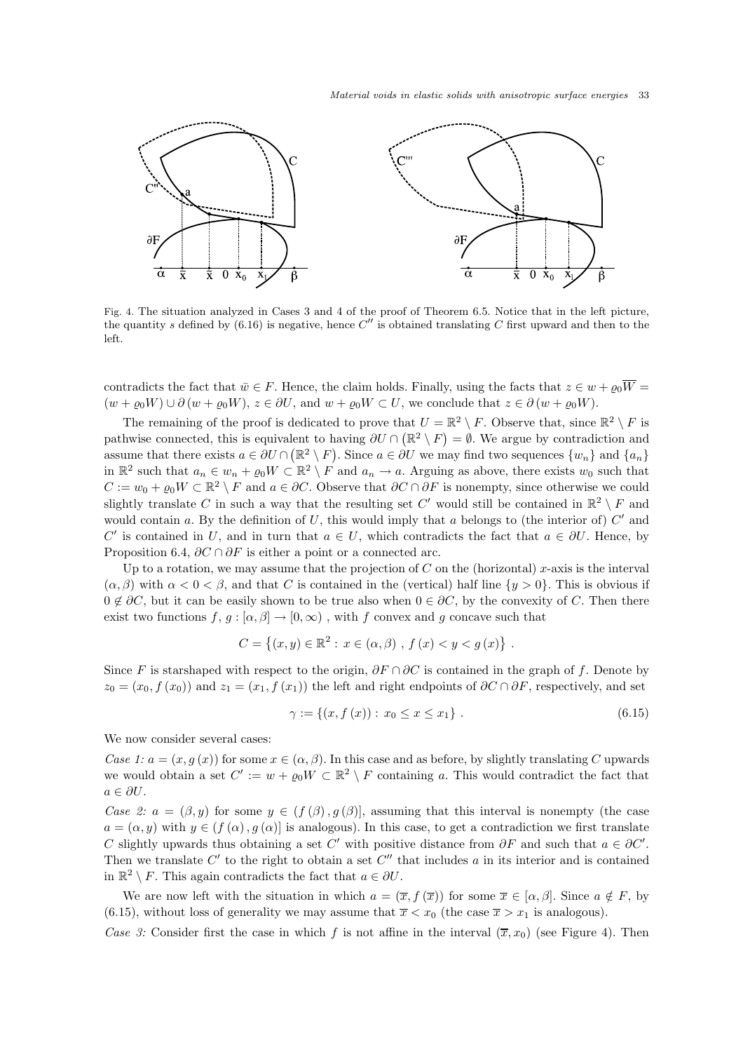Fig. 4. The situation analyzed in Cases 3 and 4 of the proof of Theorem 6.5. Notice that in the left picture, the quantity $s$ defined by (6.16) is negative, hence $C''$ is obtained translating $C$ first upward and then to the left.

contradicts the fact that $\bar{w} \in F$. Hence, the claim holds. Finally, using the facts that $z \in w + \varrho_0 \overline{W} = (w + \varrho_0 W) \cup \partial (w + \varrho_0 W)$, $z \in \partial U$, and $w + \varrho_0 W \subset U$, we conclude that $z \in \partial (w + \varrho_0 W)$.

The remaining of the proof is dedicated to prove that $U = \mathbb{R}^2 \setminus F$. Observe that, since $\mathbb{R}^2 \setminus F$ is pathwise connected, this is equivalent to having $\partial U \cap \left(\mathbb{R}^2 \setminus F\right) = \emptyset$. We argue by contradiction and assume that there exists $a \in \partial U \cap \left(\mathbb{R}^2 \setminus F\right)$. Since $a \in \partial U$ we may find two sequences $\{w_n\}$ and $\{a_n\}$ in $\mathbb{R}^2$ such that $a_n \in w_n + \varrho_0 W \subset \mathbb{R}^2 \setminus F$ and $a_n \to a$. Arguing as above, there exists $w_0$ such that $C := w_0 + \varrho_0 W \subset \mathbb{R}^2 \setminus F$ and $a \in \partial C$. Observe that $\partial C \cap \partial F$ is nonempty, since otherwise we could slightly translate $C$ in such a way that the resulting set $C'$ would still be contained in $\mathbb{R}^2 \setminus F$ and would contain $a$. By the definition of $U$, this would imply that $a$ belongs to (the interior of) $C'$ and $C'$ is contained in $U$, and in turn that $a \in U$, which contradicts the fact that $a \in \partial U$. Hence, by Proposition 6.4, $\partial C \cap \partial F$ is either a point or a connected arc.

Up to a rotation, we may assume that the projection of $C$ on the (horizontal) $x$-axis is the interval $(\alpha, \beta)$ with $\alpha < 0 < \beta$, and that $C$ is contained in the (vertical) half line $\{y > 0\}$. This is obvious if $0 \notin \partial C$, but it can be easily shown to be true also when $0 \in \partial C$, by the convexity of $C$. Then there exist two functions $f, g : [\alpha, \beta] \to [0, \infty)$ , with $f$ convex and $g$ concave such that

$$C = \left\{(x, y) \in \mathbb{R}^2 : \, x \in (\alpha, \beta) \, , \, f(x) < y < g(x)\right\} .$$

Since $F$ is starshaped with respect to the origin, $\partial F \cap \partial C$ is contained in the graph of $f$. Denote by $z_0 = (x_0, f(x_0))$ and $z_1 = (x_1, f(x_1))$ the left and right endpoints of $\partial C \cap \partial F$, respectively, and set

$$\gamma := \{(x, f(x)) : \, x_0 \leq x \leq x_1\} \, . \tag{6.15}$$

We now consider several cases:

*Case 1:* $a = (x, g(x))$ for some $x \in (\alpha, \beta)$. In this case and as before, by slightly translating $C$ upwards we would obtain a set $C' := w + \varrho_0 W \subset \mathbb{R}^2 \setminus F$ containing $a$. This would contradict the fact that $a \in \partial U$.

*Case 2:* $a = (\beta, y)$ for some $y \in (f(\beta), g(\beta)]$, assuming that this interval is nonempty (the case $a = (\alpha, y)$ with $y \in (f(\alpha), g(\alpha)]$ is analogous). In this case, to get a contradiction we first translate $C$ slightly upwards thus obtaining a set $C'$ with positive distance from $\partial F$ and such that $a \in \partial C'$. Then we translate $C'$ to the right to obtain a set $C''$ that includes $a$ in its interior and is contained in $\mathbb{R}^2 \setminus F$. This again contradicts the fact that $a \in \partial U$.

We are now left with the situation in which $a = (\overline{x}, f(\overline{x}))$ for some $\overline{x} \in [\alpha, \beta]$. Since $a \notin F$, by (6.15), without loss of generality we may assume that $\overline{x} < x_0$ (the case $\overline{x} > x_1$ is analogous).

*Case 3:* Consider first the case in which $f$ is not affine in the interval $(\overline{x}, x_0)$ (see Figure 4). Then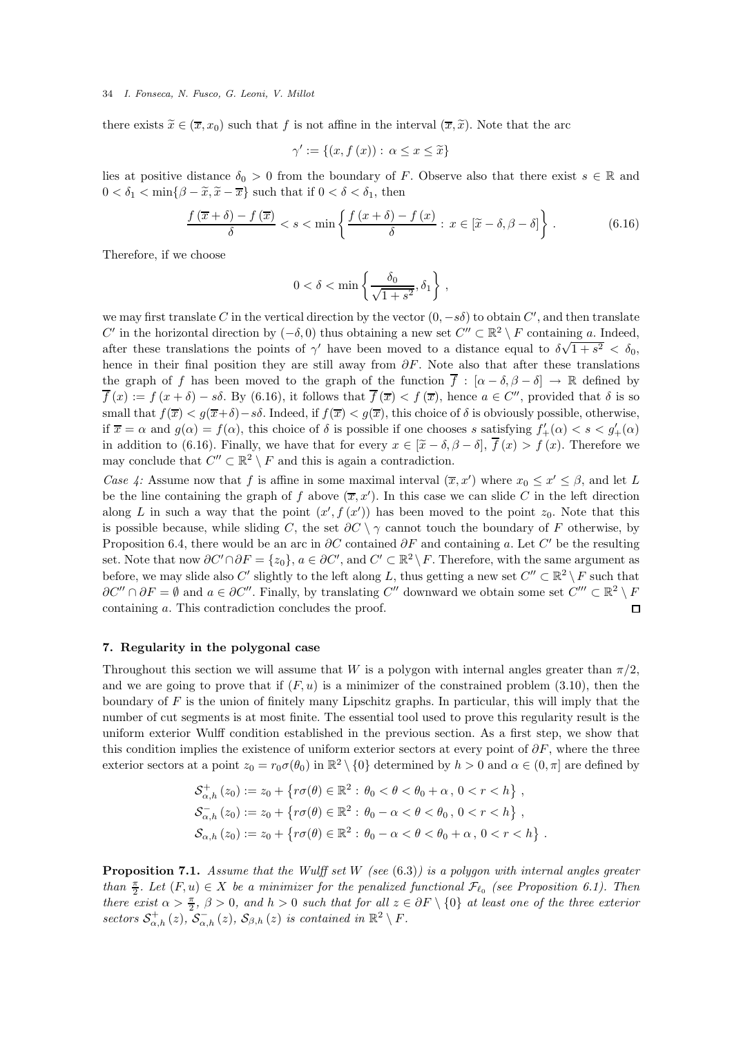there exists $\widetilde{x} \in (\overline{x}, x_0)$ such that $f$ is not affine in the interval $(\overline{x}, \widetilde{x})$. Note that the arc

$$\gamma' := \{(x, f(x)) : \alpha \le x \le \widetilde{x}\}$$

lies at positive distance $\delta_0 > 0$ from the boundary of $F$. Observe also that there exist $s \in \mathbb{R}$ and $0 < \delta_1 < \min\{\beta - \widetilde{x}, \widetilde{x} - \overline{x}\}$ such that if $0 < \delta < \delta_1$, then

$$\frac{f(\overline{x} + \delta) - f(\overline{x})}{\delta} < s < \min\left\{ \frac{f(x + \delta) - f(x)}{\delta} : x \in [\widetilde{x} - \delta, \beta - \delta] \right\} . \tag{6.16}$$

Therefore, if we choose

$$0 < \delta < \min\left\{ \frac{\delta_0}{\sqrt{1 + s^2}}, \delta_1 \right\} ,$$

we may first translate $C$ in the vertical direction by the vector $(0, -s\delta)$ to obtain $C'$, and then translate $C'$ in the horizontal direction by $(-\delta, 0)$ thus obtaining a new set $C'' \subset \mathbb{R}^2 \setminus F$ containing $a$. Indeed, after these translations the points of $\gamma'$ have been moved to a distance equal to $\delta\sqrt{1 + s^2} < \delta_0$, hence in their final position they are still away from $\partial F$. Note also that after these translations the graph of $f$ has been moved to the graph of the function $\overline{f} : [\alpha - \delta, \beta - \delta] \to \mathbb{R}$ defined by $\overline{f}(x) := f(x + \delta) - s\delta$. By (6.16), it follows that $\overline{f}(\overline{x}) < f(\overline{x})$, hence $a \in C''$, provided that $\delta$ is so small that $f(\overline{x}) < g(\overline{x}+\delta) - s\delta$. Indeed, if $f(\overline{x}) < g(\overline{x})$, this choice of $\delta$ is obviously possible, otherwise, if $\overline{x} = \alpha$ and $g(\alpha) = f(\alpha)$, this choice of $\delta$ is possible if one chooses $s$ satisfying $f'_+(\alpha) < s < g'_+(\alpha)$ in addition to (6.16). Finally, we have that for every $x \in [\widetilde{x} - \delta, \beta - \delta]$, $\overline{f}(x) > f(x)$. Therefore we may conclude that $C'' \subset \mathbb{R}^2 \setminus F$ and this is again a contradiction.

*Case 4:* Assume now that $f$ is affine in some maximal interval $(\overline{x}, x')$ where $x_0 \le x' \le \beta$, and let $L$ be the line containing the graph of $f$ above $(\overline{x}, x')$. In this case we can slide $C$ in the left direction along $L$ in such a way that the point $(x', f(x'))$ has been moved to the point $z_0$. Note that this is possible because, while sliding $C$, the set $\partial C \setminus \gamma$ cannot touch the boundary of $F$ otherwise, by Proposition 6.4, there would be an arc in $\partial C$ contained $\partial F$ and containing $a$. Let $C'$ be the resulting set. Note that now $\partial C' \cap \partial F = \{z_0\}$, $a \in \partial C'$, and $C' \subset \mathbb{R}^2 \setminus F$. Therefore, with the same argument as before, we may slide also $C'$ slightly to the left along $L$, thus getting a new set $C'' \subset \mathbb{R}^2 \setminus F$ such that $\partial C'' \cap \partial F = \emptyset$ and $a \in \partial C''$. Finally, by translating $C''$ downward we obtain some set $C''' \subset \mathbb{R}^2 \setminus F$ containing $a$. This contradiction concludes the proof. □

## 7. Regularity in the polygonal case

Throughout this section we will assume that $W$ is a polygon with internal angles greater than $\pi/2$, and we are going to prove that if $(F, u)$ is a minimizer of the constrained problem (3.10), then the boundary of $F$ is the union of finitely many Lipschitz graphs. In particular, this will imply that the number of cut segments is at most finite. The essential tool used to prove this regularity result is the uniform exterior Wulff condition established in the previous section. As a first step, we show that this condition implies the existence of uniform exterior sectors at every point of $\partial F$, where the three exterior sectors at a point $z_0 = r_0\sigma(\theta_0)$ in $\mathbb{R}^2 \setminus \{0\}$ determined by $h > 0$ and $\alpha \in (0, \pi]$ are defined by

$$\mathcal{S}^+_{\alpha,h}(z_0) := z_0 + \left\{ r\sigma(\theta) \in \mathbb{R}^2 : \theta_0 < \theta < \theta_0 + \alpha \, , \, 0 < r < h \right\} ,$$
$$\mathcal{S}^-_{\alpha,h}(z_0) := z_0 + \left\{ r\sigma(\theta) \in \mathbb{R}^2 : \theta_0 - \alpha < \theta < \theta_0 \, , \, 0 < r < h \right\} ,$$
$$\mathcal{S}_{\alpha,h}(z_0) := z_0 + \left\{ r\sigma(\theta) \in \mathbb{R}^2 : \theta_0 - \alpha < \theta < \theta_0 + \alpha \, , \, 0 < r < h \right\} .$$

**Proposition 7.1.** *Assume that the Wulff set $W$ (see (6.3)) is a polygon with internal angles greater than $\frac{\pi}{2}$. Let $(F, u) \in X$ be a minimizer for the penalized functional $\mathcal{F}_{\ell_0}$ (see Proposition 6.1). Then there exist $\alpha > \frac{\pi}{2}$, $\beta > 0$, and $h > 0$ such that for all $z \in \partial F \setminus \{0\}$ at least one of the three exterior sectors $\mathcal{S}^+_{\alpha,h}(z)$, $\mathcal{S}^-_{\alpha,h}(z)$, $\mathcal{S}_{\beta,h}(z)$ is contained in $\mathbb{R}^2 \setminus F$.*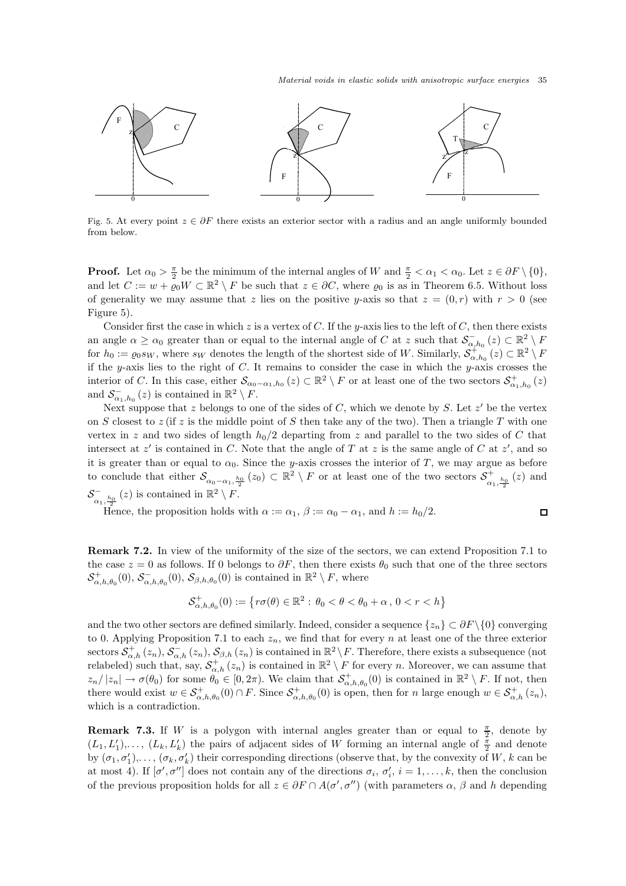Fig. 5. At every point $z \in \partial F$ there exists an exterior sector with a radius and an angle uniformly bounded from below.

**Proof.** Let $\alpha_0 > \frac{\pi}{2}$ be the minimum of the internal angles of $W$ and $\frac{\pi}{2} < \alpha_1 < \alpha_0$. Let $z \in \partial F \setminus \{0\}$, and let $C := w + \varrho_0 W \subset \mathbb{R}^2 \setminus F$ be such that $z \in \partial C$, where $\varrho_0$ is as in Theorem 6.5. Without loss of generality we may assume that $z$ lies on the positive $y$-axis so that $z = (0, r)$ with $r > 0$ (see Figure 5).

Consider first the case in which $z$ is a vertex of $C$. If the $y$-axis lies to the left of $C$, then there exists an angle $\alpha \geq \alpha_0$ greater than or equal to the internal angle of $C$ at $z$ such that $\mathcal{S}^-_{\alpha,h_0}(z) \subset \mathbb{R}^2 \setminus F$ for $h_0 := \varrho_0 s_W$, where $s_W$ denotes the length of the shortest side of $W$. Similarly, $\mathcal{S}^+_{\alpha,h_0}(z) \subset \mathbb{R}^2 \setminus F$ if the $y$-axis lies to the right of $C$. It remains to consider the case in which the $y$-axis crosses the interior of $C$. In this case, either $\mathcal{S}_{\alpha_0-\alpha_1,h_0}(z) \subset \mathbb{R}^2 \setminus F$ or at least one of the two sectors $\mathcal{S}^+_{\alpha_1,h_0}(z)$ and $\mathcal{S}^-_{\alpha_1,h_0}(z)$ is contained in $\mathbb{R}^2 \setminus F$.

Next suppose that $z$ belongs to one of the sides of $C$, which we denote by $S$. Let $z'$ be the vertex on $S$ closest to $z$ (if $z$ is the middle point of $S$ then take any of the two). Then a triangle $T$ with one vertex in $z$ and two sides of length $h_0/2$ departing from $z$ and parallel to the two sides of $C$ that intersect at $z'$ is contained in $C$. Note that the angle of $T$ at $z$ is the same angle of $C$ at $z'$, and so it is greater than or equal to $\alpha_0$. Since the $y$-axis crosses the interior of $T$, we may argue as before to conclude that either $\mathcal{S}_{\alpha_0-\alpha_1,\frac{h_0}{2}}(z_0) \subset \mathbb{R}^2 \setminus F$ or at least one of the two sectors $\mathcal{S}^+_{\alpha_1,\frac{h_0}{2}}(z)$ and $\mathcal{S}^-_{\alpha_1,\frac{h_0}{2}}(z)$ is contained in $\mathbb{R}^2 \setminus F$.

Hence, the proposition holds with $\alpha := \alpha_1$, $\beta := \alpha_0 - \alpha_1$, and $h := h_0/2$. $\square$

**Remark 7.2.** In view of the uniformity of the size of the sectors, we can extend Proposition 7.1 to the case $z = 0$ as follows. If 0 belongs to $\partial F$, then there exists $\theta_0$ such that one of the three sectors $\mathcal{S}^+_{\alpha,h,\theta_0}(0)$, $\mathcal{S}^-_{\alpha,h,\theta_0}(0)$, $\mathcal{S}_{\beta,h,\theta_0}(0)$ is contained in $\mathbb{R}^2 \setminus F$, where

$$\mathcal{S}^+_{\alpha,h,\theta_0}(0) := \left\{ r\sigma(\theta) \in \mathbb{R}^2 : \theta_0 < \theta < \theta_0 + \alpha \, , \, 0 < r < h \right\}$$

and the two other sectors are defined similarly. Indeed, consider a sequence $\{z_n\} \subset \partial F \setminus \{0\}$ converging to 0. Applying Proposition 7.1 to each $z_n$, we find that for every $n$ at least one of the three exterior sectors $\mathcal{S}^+_{\alpha,h}(z_n)$, $\mathcal{S}^-_{\alpha,h}(z_n)$, $\mathcal{S}_{\beta,h}(z_n)$ is contained in $\mathbb{R}^2 \setminus F$. Therefore, there exists a subsequence (not relabeled) such that, say, $\mathcal{S}^+_{\alpha,h}(z_n)$ is contained in $\mathbb{R}^2 \setminus F$ for every $n$. Moreover, we can assume that $z_n/|z_n| \to \sigma(\theta_0)$ for some $\theta_0 \in [0, 2\pi)$. We claim that $\mathcal{S}^+_{\alpha,h,\theta_0}(0)$ is contained in $\mathbb{R}^2 \setminus F$. If not, then there would exist $w \in \mathcal{S}^+_{\alpha,h,\theta_0}(0) \cap F$. Since $\mathcal{S}^+_{\alpha,h,\theta_0}(0)$ is open, then for $n$ large enough $w \in \mathcal{S}^+_{\alpha,h}(z_n)$, which is a contradiction.

**Remark 7.3.** If $W$ is a polygon with internal angles greater than or equal to $\frac{\pi}{2}$, denote by $(L_1, L'_1), \ldots, (L_k, L'_k)$ the pairs of adjacent sides of $W$ forming an internal angle of $\frac{\pi}{2}$ and denote by $(\sigma_1, \sigma'_1), \ldots, (\sigma_k, \sigma'_k)$ their corresponding directions (observe that, by the convexity of $W$, $k$ can be at most 4). If $[\sigma', \sigma'']$ does not contain any of the directions $\sigma_i$, $\sigma'_i$, $i = 1, \ldots, k$, then the conclusion of the previous proposition holds for all $z \in \partial F \cap A(\sigma', \sigma'')$ (with parameters $\alpha$, $\beta$ and $h$ depending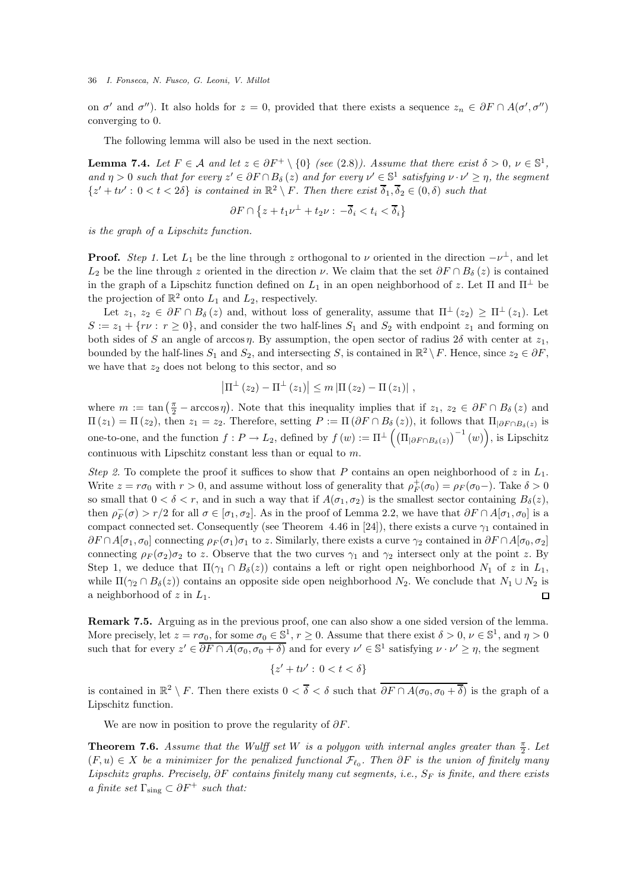on $\sigma'$ and $\sigma''$). It also holds for $z = 0$, provided that there exists a sequence $z_n \in \partial F \cap A(\sigma', \sigma'')$ converging to 0.

The following lemma will also be used in the next section.

**Lemma 7.4.** *Let $F \in \mathcal{A}$ and let $z \in \partial F^+ \setminus \{0\}$ (see (2.8)). Assume that there exist $\delta > 0$, $\nu \in \mathbb{S}^1$, and $\eta > 0$ such that for every $z' \in \partial F \cap B_\delta(z)$ and for every $\nu' \in \mathbb{S}^1$ satisfying $\nu \cdot \nu' \geq \eta$, the segment $\{z' + t\nu' : 0 < t < 2\delta\}$ is contained in $\mathbb{R}^2 \setminus F$. Then there exist $\overline{\delta}_1, \overline{\delta}_2 \in (0, \delta)$ such that*

$$\partial F \cap \left\{z + t_1\nu^\perp + t_2\nu : -\overline{\delta}_i < t_i < \overline{\delta}_i\right\}$$

*is the graph of a Lipschitz function.*

**Proof.** *Step 1.* Let $L_1$ be the line through $z$ orthogonal to $\nu$ oriented in the direction $-\nu^\perp$, and let $L_2$ be the line through $z$ oriented in the direction $\nu$. We claim that the set $\partial F \cap B_\delta(z)$ is contained in the graph of a Lipschitz function defined on $L_1$ in an open neighborhood of $z$. Let $\Pi$ and $\Pi^\perp$ be the projection of $\mathbb{R}^2$ onto $L_1$ and $L_2$, respectively.

Let $z_1, z_2 \in \partial F \cap B_\delta(z)$ and, without loss of generality, assume that $\Pi^\perp(z_2) \geq \Pi^\perp(z_1)$. Let $S := z_1 + \{r\nu : r \geq 0\}$, and consider the two half-lines $S_1$ and $S_2$ with endpoint $z_1$ and forming on both sides of $S$ an angle of $\arccos\eta$. By assumption, the open sector of radius $2\delta$ with center at $z_1$, bounded by the half-lines $S_1$ and $S_2$, and intersecting $S$, is contained in $\mathbb{R}^2 \setminus F$. Hence, since $z_2 \in \partial F$, we have that $z_2$ does not belong to this sector, and so

$$\left|\Pi^\perp(z_2) - \Pi^\perp(z_1)\right| \leq m\left|\Pi(z_2) - \Pi(z_1)\right|,$$

where $m := \tan\left(\frac{\pi}{2} - \arccos\eta\right)$. Note that this inequality implies that if $z_1, z_2 \in \partial F \cap B_\delta(z)$ and $\Pi(z_1) = \Pi(z_2)$, then $z_1 = z_2$. Therefore, setting $P := \Pi(\partial F \cap B_\delta(z))$, it follows that $\Pi_{|\partial F \cap B_\delta(z)}$ is one-to-one, and the function $f : P \to L_2$, defined by $f(w) := \Pi^\perp\left(\left(\Pi_{|\partial F \cap B_\delta(z)}\right)^{-1}(w)\right)$, is Lipschitz continuous with Lipschitz constant less than or equal to $m$.

*Step 2.* To complete the proof it suffices to show that $P$ contains an open neighborhood of $z$ in $L_1$. Write $z = r\sigma_0$ with $r > 0$, and assume without loss of generality that $\rho_F^+(\sigma_0) = \rho_F(\sigma_0-)$. Take $\delta > 0$ so small that $0 < \delta < r$, and in such a way that if $A(\sigma_1, \sigma_2)$ is the smallest sector containing $B_\delta(z)$, then $\rho_F^-(\sigma) > r/2$ for all $\sigma \in [\sigma_1, \sigma_2]$. As in the proof of Lemma 2.2, we have that $\partial F \cap A[\sigma_1, \sigma_0]$ is a compact connected set. Consequently (see Theorem 4.46 in [24]), there exists a curve $\gamma_1$ contained in $\partial F \cap A[\sigma_1, \sigma_0]$ connecting $\rho_F(\sigma_1)\sigma_1$ to $z$. Similarly, there exists a curve $\gamma_2$ contained in $\partial F \cap A[\sigma_0, \sigma_2]$ connecting $\rho_F(\sigma_2)\sigma_2$ to $z$. Observe that the two curves $\gamma_1$ and $\gamma_2$ intersect only at the point $z$. By Step 1, we deduce that $\Pi(\gamma_1 \cap B_\delta(z))$ contains a left or right open neighborhood $N_1$ of $z$ in $L_1$, while $\Pi(\gamma_2 \cap B_\delta(z))$ contains an opposite side open neighborhood $N_2$. We conclude that $N_1 \cup N_2$ is a neighborhood of $z$ in $L_1$. □

**Remark 7.5.** Arguing as in the previous proof, one can also show a one sided version of the lemma. More precisely, let $z = r\sigma_0$, for some $\sigma_0 \in \mathbb{S}^1$, $r \geq 0$. Assume that there exist $\delta > 0$, $\nu \in \mathbb{S}^1$, and $\eta > 0$ such that for every $z' \in \overline{\partial F \cap A(\sigma_0, \sigma_0 + \delta)}$ and for every $\nu' \in \mathbb{S}^1$ satisfying $\nu \cdot \nu' \geq \eta$, the segment

$$\{z' + t\nu' : 0 < t < \delta\}$$

is contained in $\mathbb{R}^2 \setminus F$. Then there exists $0 < \overline{\delta} < \delta$ such that $\overline{\partial F \cap A(\sigma_0, \sigma_0 + \overline{\delta})}$ is the graph of a Lipschitz function.

We are now in position to prove the regularity of $\partial F$.

**Theorem 7.6.** *Assume that the Wulff set $W$ is a polygon with internal angles greater than $\frac{\pi}{2}$. Let $(F, u) \in X$ be a minimizer for the penalized functional $\mathcal{F}_{\ell_0}$. Then $\partial F$ is the union of finitely many Lipschitz graphs. Precisely, $\partial F$ contains finitely many cut segments, i.e., $S_F$ is finite, and there exists a finite set $\Gamma_{\text{sing}} \subset \partial F^+$ such that:*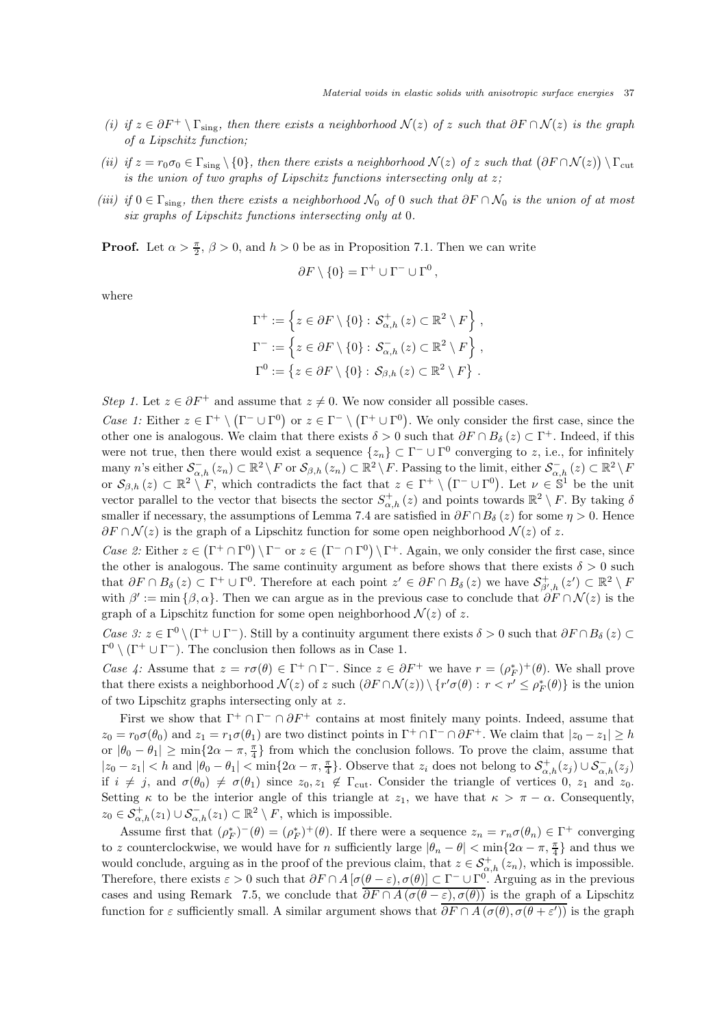*(i)* *if $z \in \partial F^+ \setminus \Gamma_{\rm sing}$, then there exists a neighborhood $\mathcal{N}(z)$ of $z$ such that $\partial F \cap \mathcal{N}(z)$ is the graph of a Lipschitz function;*

*(ii)* *if $z = r_0\sigma_0 \in \Gamma_{\rm sing} \setminus \{0\}$, then there exists a neighborhood $\mathcal{N}(z)$ of $z$ such that $\big(\partial F \cap \mathcal{N}(z)\big) \setminus \Gamma_{\rm cut}$ is the union of two graphs of Lipschitz functions intersecting only at $z$;*

*(iii)* *if $0 \in \Gamma_{\rm sing}$, then there exists a neighborhood $\mathcal{N}_0$ of $0$ such that $\partial F \cap \mathcal{N}_0$ is the union of at most six graphs of Lipschitz functions intersecting only at $0$.*

**Proof.** Let $\alpha > \frac{\pi}{2}$, $\beta > 0$, and $h > 0$ be as in Proposition 7.1. Then we can write

$$\partial F \setminus \{0\} = \Gamma^+ \cup \Gamma^- \cup \Gamma^0 \,,$$

where

$$\Gamma^+ := \left\{ z \in \partial F \setminus \{0\} : \mathcal{S}^+_{\alpha,h}(z) \subset \mathbb{R}^2 \setminus F \right\},$$
$$\Gamma^- := \left\{ z \in \partial F \setminus \{0\} : \mathcal{S}^-_{\alpha,h}(z) \subset \mathbb{R}^2 \setminus F \right\},$$
$$\Gamma^0 := \left\{ z \in \partial F \setminus \{0\} : \mathcal{S}_{\beta,h}(z) \subset \mathbb{R}^2 \setminus F \right\}.$$

*Step 1.* Let $z \in \partial F^+$ and assume that $z \neq 0$. We now consider all possible cases.

*Case 1:* Either $z \in \Gamma^+ \setminus \left(\Gamma^- \cup \Gamma^0\right)$ or $z \in \Gamma^- \setminus \left(\Gamma^+ \cup \Gamma^0\right)$. We only consider the first case, since the other one is analogous. We claim that there exists $\delta > 0$ such that $\partial F \cap B_\delta(z) \subset \Gamma^+$. Indeed, if this were not true, then there would exist a sequence $\{z_n\} \subset \Gamma^- \cup \Gamma^0$ converging to $z$, i.e., for infinitely many $n$'s either $\mathcal{S}^-_{\alpha,h}(z_n) \subset \mathbb{R}^2 \setminus F$ or $\mathcal{S}_{\beta,h}(z_n) \subset \mathbb{R}^2 \setminus F$. Passing to the limit, either $\mathcal{S}^-_{\alpha,h}(z) \subset \mathbb{R}^2 \setminus F$ or $\mathcal{S}_{\beta,h}(z) \subset \mathbb{R}^2 \setminus F$, which contradicts the fact that $z \in \Gamma^+ \setminus \left(\Gamma^- \cup \Gamma^0\right)$. Let $\nu \in \mathbb{S}^1$ be the unit vector parallel to the vector that bisects the sector $S^+_{\alpha,h}(z)$ and points towards $\mathbb{R}^2 \setminus F$. By taking $\delta$ smaller if necessary, the assumptions of Lemma 7.4 are satisfied in $\partial F \cap B_\delta(z)$ for some $\eta > 0$. Hence $\partial F \cap \mathcal{N}(z)$ is the graph of a Lipschitz function for some open neighborhood $\mathcal{N}(z)$ of $z$.

*Case 2:* Either $z \in \left(\Gamma^+ \cap \Gamma^0\right) \setminus \Gamma^-$ or $z \in \left(\Gamma^- \cap \Gamma^0\right) \setminus \Gamma^+$. Again, we only consider the first case, since the other is analogous. The same continuity argument as before shows that there exists $\delta > 0$ such that $\partial F \cap B_\delta(z) \subset \Gamma^+ \cup \Gamma^0$. Therefore at each point $z' \in \partial F \cap B_\delta(z)$ we have $\mathcal{S}^+_{\beta',h}(z') \subset \mathbb{R}^2 \setminus F$ with $\beta' := \min\{\beta, \alpha\}$. Then we can argue as in the previous case to conclude that $\partial F \cap \mathcal{N}(z)$ is the graph of a Lipschitz function for some open neighborhood $\mathcal{N}(z)$ of $z$.

*Case 3:* $z \in \Gamma^0 \setminus (\Gamma^+ \cup \Gamma^-)$. Still by a continuity argument there exists $\delta > 0$ such that $\partial F \cap B_\delta(z) \subset \Gamma^0 \setminus (\Gamma^+ \cup \Gamma^-)$. The conclusion then follows as in Case 1.

*Case 4:* Assume that $z = r\sigma(\theta) \in \Gamma^+ \cap \Gamma^-$. Since $z \in \partial F^+$ we have $r = (\rho^*_F)^+(\theta)$. We shall prove that there exists a neighborhood $\mathcal{N}(z)$ of $z$ such $(\partial F \cap \mathcal{N}(z)) \setminus \{r'\sigma(\theta) : r < r' \leq \rho^*_F(\theta)\}$ is the union of two Lipschitz graphs intersecting only at $z$.

First we show that $\Gamma^+ \cap \Gamma^- \cap \partial F^+$ contains at most finitely many points. Indeed, assume that $z_0 = r_0\sigma(\theta_0)$ and $z_1 = r_1\sigma(\theta_1)$ are two distinct points in $\Gamma^+ \cap \Gamma^- \cap \partial F^+$. We claim that $|z_0 - z_1| \geq h$ or $|\theta_0 - \theta_1| \geq \min\{2\alpha - \pi, \frac{\pi}{4}\}$ from which the conclusion follows. To prove the claim, assume that $|z_0 - z_1| < h$ and $|\theta_0 - \theta_1| < \min\{2\alpha - \pi, \frac{\pi}{4}\}$. Observe that $z_i$ does not belong to $\mathcal{S}^+_{\alpha,h}(z_j) \cup \mathcal{S}^-_{\alpha,h}(z_j)$ if $i \neq j$, and $\sigma(\theta_0) \neq \sigma(\theta_1)$ since $z_0, z_1 \notin \Gamma_{\rm cut}$. Consider the triangle of vertices $0$, $z_1$ and $z_0$. Setting $\kappa$ to be the interior angle of this triangle at $z_1$, we have that $\kappa > \pi - \alpha$. Consequently, $z_0 \in \mathcal{S}^+_{\alpha,h}(z_1) \cup \mathcal{S}^-_{\alpha,h}(z_1) \subset \mathbb{R}^2 \setminus F$, which is impossible.

Assume first that $(\rho^*_F)^-(\theta) = (\rho^*_F)^+(\theta)$. If there were a sequence $z_n = r_n\sigma(\theta_n) \in \Gamma^+$ converging to $z$ counterclockwise, we would have for $n$ sufficiently large $|\theta_n - \theta| < \min\{2\alpha - \pi, \frac{\pi}{4}\}$ and thus we would conclude, arguing as in the proof of the previous claim, that $z \in \mathcal{S}^+_{\alpha,h}(z_n)$, which is impossible. Therefore, there exists $\varepsilon > 0$ such that $\partial F \cap A\left[\sigma(\theta - \varepsilon), \sigma(\theta)\right] \subset \Gamma^- \cup \Gamma^0$. Arguing as in the previous cases and using Remark 7.5, we conclude that $\overline{\partial F \cap A\left(\sigma(\theta - \varepsilon), \sigma(\theta)\right)}$ is the graph of a Lipschitz function for $\varepsilon$ sufficiently small. A similar argument shows that $\overline{\partial F \cap A\left(\sigma(\theta), \sigma(\theta + \varepsilon')\right)}$ is the graph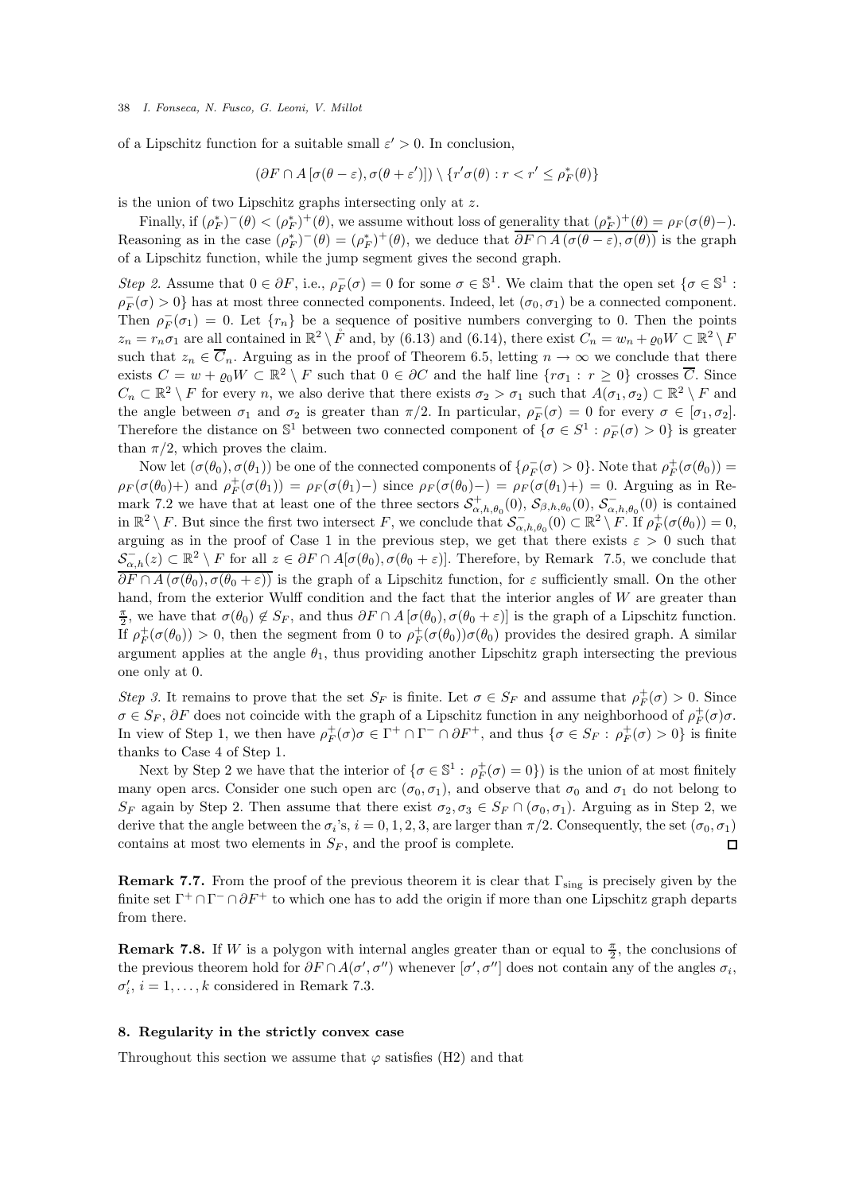of a Lipschitz function for a suitable small $\varepsilon' > 0$. In conclusion,

$$(\partial F \cap A\,[\sigma(\theta-\varepsilon), \sigma(\theta+\varepsilon')]) \setminus \{r'\sigma(\theta) : r < r' \le \rho_F^*(\theta)\}$$

is the union of two Lipschitz graphs intersecting only at $z$.

Finally, if $(\rho_F^*)^-(\theta) < (\rho_F^*)^+(\theta)$, we assume without loss of generality that $(\rho_F^*)^+(\theta) = \rho_F(\sigma(\theta)-)$. Reasoning as in the case $(\rho_F^*)^-(\theta) = (\rho_F^*)^+(\theta)$, we deduce that $\overline{\partial F \cap A\,(\sigma(\theta-\varepsilon), \sigma(\theta))}$ is the graph of a Lipschitz function, while the jump segment gives the second graph.

*Step 2.* Assume that $0 \in \partial F$, i.e., $\rho_F^-(\sigma) = 0$ for some $\sigma \in \mathbb{S}^1$. We claim that the open set $\{\sigma \in \mathbb{S}^1 : \rho_F^-(\sigma) > 0\}$ has at most three connected components. Indeed, let $(\sigma_0, \sigma_1)$ be a connected component. Then $\rho_F^-(\sigma_1) = 0$. Let $\{r_n\}$ be a sequence of positive numbers converging to 0. Then the points $z_n = r_n\sigma_1$ are all contained in $\mathbb{R}^2 \setminus \mathring{F}$ and, by (6.13) and (6.14), there exist $C_n = w_n + \varrho_0 W \subset \mathbb{R}^2 \setminus F$ such that $z_n \in \overline{C}_n$. Arguing as in the proof of Theorem 6.5, letting $n \to \infty$ we conclude that there exists $C = w + \varrho_0 W \subset \mathbb{R}^2 \setminus F$ such that $0 \in \partial C$ and the half line $\{r\sigma_1 : r \ge 0\}$ crosses $\overline{C}$. Since $C_n \subset \mathbb{R}^2 \setminus F$ for every $n$, we also derive that there exists $\sigma_2 > \sigma_1$ such that $A(\sigma_1, \sigma_2) \subset \mathbb{R}^2 \setminus F$ and the angle between $\sigma_1$ and $\sigma_2$ is greater than $\pi/2$. In particular, $\rho_F^-(\sigma) = 0$ for every $\sigma \in [\sigma_1, \sigma_2]$. Therefore the distance on $\mathbb{S}^1$ between two connected component of $\{\sigma \in S^1 : \rho_F^-(\sigma) > 0\}$ is greater than $\pi/2$, which proves the claim.

Now let $(\sigma(\theta_0), \sigma(\theta_1))$ be one of the connected components of $\{\rho_F^-(\sigma) > 0\}$. Note that $\rho_F^+(\sigma(\theta_0)) = \rho_F(\sigma(\theta_0)+)$ and $\rho_F^+(\sigma(\theta_1)) = \rho_F(\sigma(\theta_1)-)$ since $\rho_F(\sigma(\theta_0)-) = \rho_F(\sigma(\theta_1)+) = 0$. Arguing as in Remark 7.2 we have that at least one of the three sectors $\mathcal{S}^+_{\alpha,h,\theta_0}(0)$, $\mathcal{S}_{\beta,h,\theta_0}(0)$, $\mathcal{S}^-_{\alpha,h,\theta_0}(0)$ is contained in $\mathbb{R}^2 \setminus F$. But since the first two intersect $F$, we conclude that $\mathcal{S}^-_{\alpha,h,\theta_0}(0) \subset \mathbb{R}^2 \setminus F$. If $\rho_F^+(\sigma(\theta_0)) = 0$, arguing as in the proof of Case 1 in the previous step, we get that there exists $\varepsilon > 0$ such that $\mathcal{S}^-_{\alpha,h}(z) \subset \mathbb{R}^2 \setminus F$ for all $z \in \partial F \cap A[\sigma(\theta_0), \sigma(\theta_0+\varepsilon)]$. Therefore, by Remark 7.5, we conclude that $\overline{\partial F \cap A\,(\sigma(\theta_0), \sigma(\theta_0+\varepsilon))}$ is the graph of a Lipschitz function, for $\varepsilon$ sufficiently small. On the other hand, from the exterior Wulff condition and the fact that the interior angles of $W$ are greater than $\frac{\pi}{2}$, we have that $\sigma(\theta_0) \notin S_F$, and thus $\partial F \cap A\,[\sigma(\theta_0), \sigma(\theta_0+\varepsilon)]$ is the graph of a Lipschitz function. If $\rho_F^+(\sigma(\theta_0)) > 0$, then the segment from 0 to $\rho_F^+(\sigma(\theta_0))\sigma(\theta_0)$ provides the desired graph. A similar argument applies at the angle $\theta_1$, thus providing another Lipschitz graph intersecting the previous one only at 0.

*Step 3.* It remains to prove that the set $S_F$ is finite. Let $\sigma \in S_F$ and assume that $\rho_F^+(\sigma) > 0$. Since $\sigma \in S_F$, $\partial F$ does not coincide with the graph of a Lipschitz function in any neighborhood of $\rho_F^+(\sigma)\sigma$. In view of Step 1, we then have $\rho_F^+(\sigma)\sigma \in \Gamma^+ \cap \Gamma^- \cap \partial F^+$, and thus $\{\sigma \in S_F : \rho_F^+(\sigma) > 0\}$ is finite thanks to Case 4 of Step 1.

Next by Step 2 we have that the interior of $\{\sigma \in \mathbb{S}^1 : \rho_F^+(\sigma) = 0\}$) is the union of at most finitely many open arcs. Consider one such open arc $(\sigma_0, \sigma_1)$, and observe that $\sigma_0$ and $\sigma_1$ do not belong to $S_F$ again by Step 2. Then assume that there exist $\sigma_2, \sigma_3 \in S_F \cap (\sigma_0, \sigma_1)$. Arguing as in Step 2, we derive that the angle between the $\sigma_i$'s, $i = 0, 1, 2, 3$, are larger than $\pi/2$. Consequently, the set $(\sigma_0, \sigma_1)$ contains at most two elements in $S_F$, and the proof is complete. □

**Remark 7.7.** From the proof of the previous theorem it is clear that $\Gamma_{\mathrm{sing}}$ is precisely given by the finite set $\Gamma^+ \cap \Gamma^- \cap \partial F^+$ to which one has to add the origin if more than one Lipschitz graph departs from there.

**Remark 7.8.** If $W$ is a polygon with internal angles greater than or equal to $\frac{\pi}{2}$, the conclusions of the previous theorem hold for $\partial F \cap A(\sigma', \sigma'')$ whenever $[\sigma', \sigma'']$ does not contain any of the angles $\sigma_i$, $\sigma_i'$, $i = 1, \ldots, k$ considered in Remark 7.3.

## 8. Regularity in the strictly convex case

Throughout this section we assume that $\varphi$ satisfies (H2) and that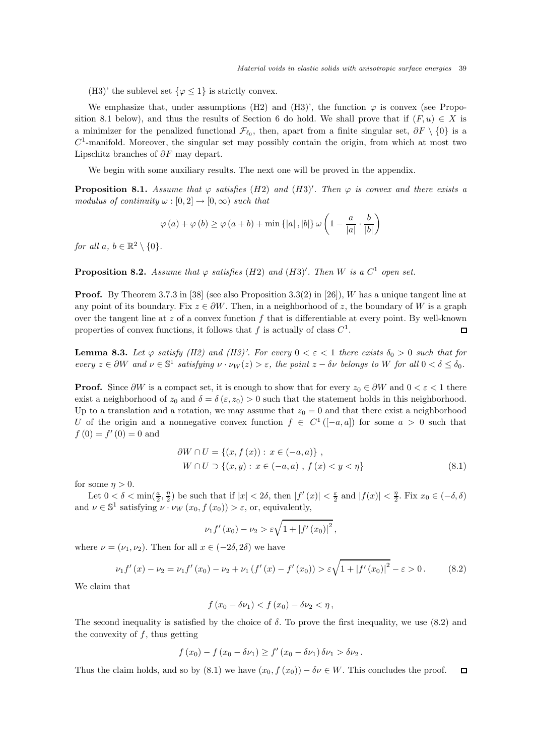(H3)' the sublevel set $\{\varphi \leq 1\}$ is strictly convex.

We emphasize that, under assumptions (H2) and (H3)', the function $\varphi$ is convex (see Proposition 8.1 below), and thus the results of Section 6 do hold. We shall prove that if $(F, u) \in X$ is a minimizer for the penalized functional $\mathcal{F}_{\ell_0}$, then, apart from a finite singular set, $\partial F \setminus \{0\}$ is a $C^1$-manifold. Moreover, the singular set may possibly contain the origin, from which at most two Lipschitz branches of $\partial F$ may depart.

We begin with some auxiliary results. The next one will be proved in the appendix.

**Proposition 8.1.** *Assume that $\varphi$ satisfies (H2) and (H3)$'$. Then $\varphi$ is convex and there exists a modulus of continuity $\omega : [0, 2] \to [0, \infty)$ such that*

$$\varphi(a) + \varphi(b) \geq \varphi(a + b) + \min\{|a|, |b|\}\, \omega\left(1 - \frac{a}{|a|} \cdot \frac{b}{|b|}\right)$$

*for all $a, b \in \mathbb{R}^2 \setminus \{0\}$.*

**Proposition 8.2.** *Assume that $\varphi$ satisfies (H2) and (H3)$'$. Then $W$ is a $C^1$ open set.*

**Proof.** By Theorem 3.7.3 in [38] (see also Proposition 3.3(2) in [26]), $W$ has a unique tangent line at any point of its boundary. Fix $z \in \partial W$. Then, in a neighborhood of $z$, the boundary of $W$ is a graph over the tangent line at $z$ of a convex function $f$ that is differentiable at every point. By well-known properties of convex functions, it follows that $f$ is actually of class $C^1$. $\square$

**Lemma 8.3.** *Let $\varphi$ satisfy (H2) and (H3)'. For every $0 < \varepsilon < 1$ there exists $\delta_0 > 0$ such that for every $z \in \partial W$ and $\nu \in \mathbb{S}^1$ satisfying $\nu \cdot \nu_W(z) > \varepsilon$, the point $z - \delta\nu$ belongs to $W$ for all $0 < \delta \leq \delta_0$.*

**Proof.** Since $\partial W$ is a compact set, it is enough to show that for every $z_0 \in \partial W$ and $0 < \varepsilon < 1$ there exist a neighborhood of $z_0$ and $\delta = \delta(\varepsilon, z_0) > 0$ such that the statement holds in this neighborhood. Up to a translation and a rotation, we may assume that $z_0 = 0$ and that there exist a neighborhood $U$ of the origin and a nonnegative convex function $f \in C^1([-a, a])$ for some $a > 0$ such that $f(0) = f'(0) = 0$ and

$$\begin{aligned}
\partial W \cap U &= \{(x, f(x)) : x \in (-a, a)\}\,, \\
W \cap U &\supset \{(x, y) : x \in (-a, a)\,,\, f(x) < y < \eta\}
\end{aligned} \tag{8.1}$$

for some $\eta > 0$.

Let $0 < \delta < \min(\frac{a}{2}, \frac{\eta}{2})$ be such that if $|x| < 2\delta$, then $|f'(x)| < \frac{\varepsilon}{2}$ and $|f(x)| < \frac{\eta}{2}$. Fix $x_0 \in (-\delta, \delta)$ and $\nu \in \mathbb{S}^1$ satisfying $\nu \cdot \nu_W(x_0, f(x_0)) > \varepsilon$, or, equivalently,

$$\nu_1 f'(x_0) - \nu_2 > \varepsilon\sqrt{1 + |f'(x_0)|^2}\,,$$

where $\nu = (\nu_1, \nu_2)$. Then for all $x \in (-2\delta, 2\delta)$ we have

$$\nu_1 f'(x) - \nu_2 = \nu_1 f'(x_0) - \nu_2 + \nu_1(f'(x) - f'(x_0)) > \varepsilon\sqrt{1 + |f'(x_0)|^2} - \varepsilon > 0\,. \tag{8.2}$$

We claim that

$$f(x_0 - \delta\nu_1) < f(x_0) - \delta\nu_2 < \eta\,,$$

The second inequality is satisfied by the choice of $\delta$. To prove the first inequality, we use (8.2) and the convexity of $f$, thus getting

$$f(x_0) - f(x_0 - \delta\nu_1) \geq f'(x_0 - \delta\nu_1)\,\delta\nu_1 > \delta\nu_2\,.$$

Thus the claim holds, and so by (8.1) we have $(x_0, f(x_0)) - \delta\nu \in W$. This concludes the proof. $\square$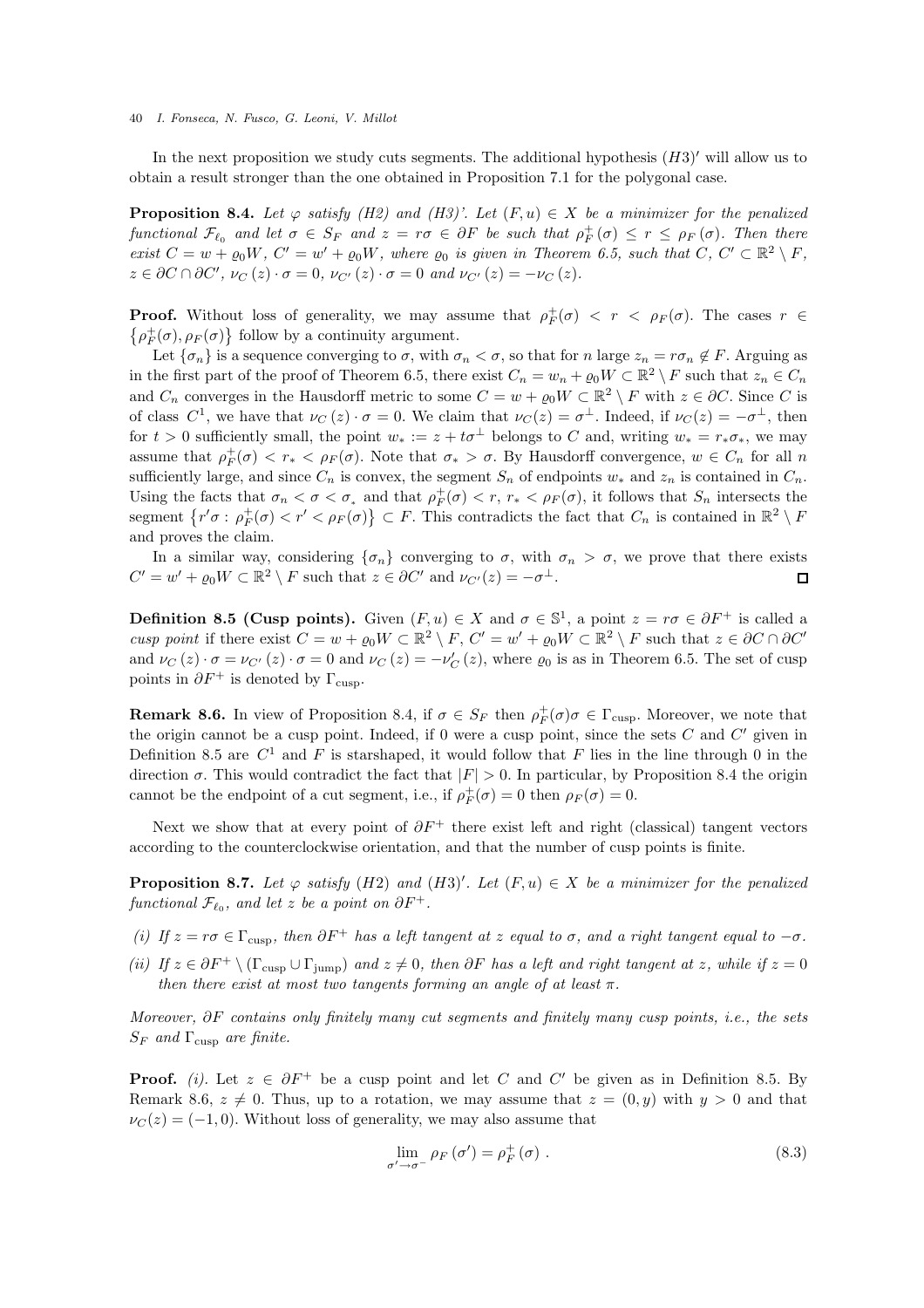In the next proposition we study cuts segments. The additional hypothesis $(H3)'$ will allow us to obtain a result stronger than the one obtained in Proposition 7.1 for the polygonal case.

**Proposition 8.4.** *Let $\varphi$ satisfy (H2) and (H3)'. Let $(F,u) \in X$ be a minimizer for the penalized functional $\mathcal{F}_{\ell_0}$ and let $\sigma \in S_F$ and $z = r\sigma \in \partial F$ be such that $\rho_F^+(\sigma) \le r \le \rho_F(\sigma)$. Then there exist $C = w + \varrho_0 W$, $C' = w' + \varrho_0 W$, where $\varrho_0$ is given in Theorem 6.5, such that $C$, $C' \subset \mathbb{R}^2 \setminus F$, $z \in \partial C \cap \partial C'$, $\nu_C(z) \cdot \sigma = 0$, $\nu_{C'}(z) \cdot \sigma = 0$ and $\nu_{C'}(z) = -\nu_C(z)$.*

**Proof.** Without loss of generality, we may assume that $\rho_F^+(\sigma) < r < \rho_F(\sigma)$. The cases $r \in \{\rho_F^+(\sigma), \rho_F(\sigma)\}$ follow by a continuity argument.

Let $\{\sigma_n\}$ is a sequence converging to $\sigma$, with $\sigma_n < \sigma$, so that for $n$ large $z_n = r\sigma_n \notin F$. Arguing as in the first part of the proof of Theorem 6.5, there exist $C_n = w_n + \varrho_0 W \subset \mathbb{R}^2 \setminus F$ such that $z_n \in C_n$ and $C_n$ converges in the Hausdorff metric to some $C = w + \varrho_0 W \subset \mathbb{R}^2 \setminus F$ with $z \in \partial C$. Since $C$ is of class $C^1$, we have that $\nu_C(z) \cdot \sigma = 0$. We claim that $\nu_C(z) = \sigma^\perp$. Indeed, if $\nu_C(z) = -\sigma^\perp$, then for $t > 0$ sufficiently small, the point $w_* := z + t\sigma^\perp$ belongs to $C$ and, writing $w_* = r_*\sigma_*$, we may assume that $\rho_F^+(\sigma) < r_* < \rho_F(\sigma)$. Note that $\sigma_* > \sigma$. By Hausdorff convergence, $w \in C_n$ for all $n$ sufficiently large, and since $C_n$ is convex, the segment $S_n$ of endpoints $w_*$ and $z_n$ is contained in $C_n$. Using the facts that $\sigma_n < \sigma < \sigma_*$ and that $\rho_F^+(\sigma) < r$, $r_* < \rho_F(\sigma)$, it follows that $S_n$ intersects the segment $\{r'\sigma : \rho_F^+(\sigma) < r' < \rho_F(\sigma)\} \subset F$. This contradicts the fact that $C_n$ is contained in $\mathbb{R}^2 \setminus F$ and proves the claim.

In a similar way, considering $\{\sigma_n\}$ converging to $\sigma$, with $\sigma_n > \sigma$, we prove that there exists $C' = w' + \varrho_0 W \subset \mathbb{R}^2 \setminus F$ such that $z \in \partial C'$ and $\nu_{C'}(z) = -\sigma^\perp$. $\square$

**Definition 8.5 (Cusp points).** Given $(F,u) \in X$ and $\sigma \in \mathbb{S}^1$, a point $z = r\sigma \in \partial F^+$ is called a *cusp point* if there exist $C = w + \varrho_0 W \subset \mathbb{R}^2 \setminus F$, $C' = w' + \varrho_0 W \subset \mathbb{R}^2 \setminus F$ such that $z \in \partial C \cap \partial C'$ and $\nu_C(z) \cdot \sigma = \nu_{C'}(z) \cdot \sigma = 0$ and $\nu_C(z) = -\nu'_C(z)$, where $\varrho_0$ is as in Theorem 6.5. The set of cusp points in $\partial F^+$ is denoted by $\Gamma_{\text{cusp}}$.

**Remark 8.6.** In view of Proposition 8.4, if $\sigma \in S_F$ then $\rho_F^+(\sigma)\sigma \in \Gamma_{\text{cusp}}$. Moreover, we note that the origin cannot be a cusp point. Indeed, if 0 were a cusp point, since the sets $C$ and $C'$ given in Definition 8.5 are $C^1$ and $F$ is starshaped, it would follow that $F$ lies in the line through 0 in the direction $\sigma$. This would contradict the fact that $|F| > 0$. In particular, by Proposition 8.4 the origin cannot be the endpoint of a cut segment, i.e., if $\rho_F^+(\sigma) = 0$ then $\rho_F(\sigma) = 0$.

Next we show that at every point of $\partial F^+$ there exist left and right (classical) tangent vectors according to the counterclockwise orientation, and that the number of cusp points is finite.

**Proposition 8.7.** *Let $\varphi$ satisfy (H2) and $(H3)'$. Let $(F,u) \in X$ be a minimizer for the penalized functional $\mathcal{F}_{\ell_0}$, and let $z$ be a point on $\partial F^+$.*

*(i) If $z = r\sigma \in \Gamma_{\text{cusp}}$, then $\partial F^+$ has a left tangent at $z$ equal to $\sigma$, and a right tangent equal to $-\sigma$.*

*(ii) If $z \in \partial F^+ \setminus (\Gamma_{\text{cusp}} \cup \Gamma_{\text{jump}})$ and $z \neq 0$, then $\partial F$ has a left and right tangent at $z$, while if $z = 0$ then there exist at most two tangents forming an angle of at least $\pi$.*

*Moreover, $\partial F$ contains only finitely many cut segments and finitely many cusp points, i.e., the sets $S_F$ and $\Gamma_{\text{cusp}}$ are finite.*

**Proof.** *(i).* Let $z \in \partial F^+$ be a cusp point and let $C$ and $C'$ be given as in Definition 8.5. By Remark 8.6, $z \neq 0$. Thus, up to a rotation, we may assume that $z = (0, y)$ with $y > 0$ and that $\nu_C(z) = (-1, 0)$. Without loss of generality, we may also assume that

$$\lim_{\sigma' \to \sigma^-} \rho_F(\sigma') = \rho_F^+(\sigma) . \tag{8.3}$$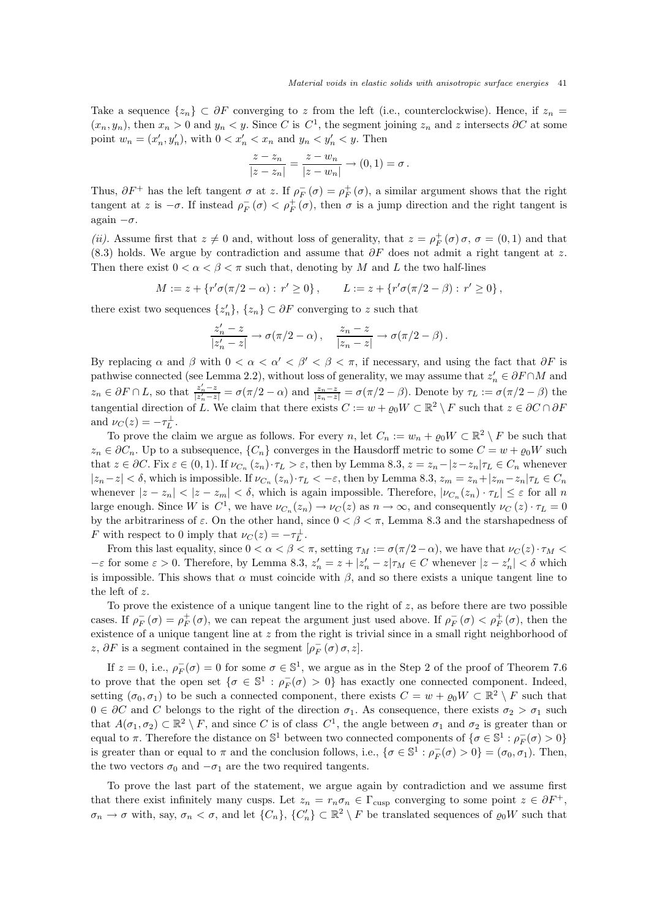Take a sequence $\{z_n\} \subset \partial F$ converging to $z$ from the left (i.e., counterclockwise). Hence, if $z_n = (x_n, y_n)$, then $x_n > 0$ and $y_n < y$. Since $C$ is $C^1$, the segment joining $z_n$ and $z$ intersects $\partial C$ at some point $w_n = (x'_n, y'_n)$, with $0 < x'_n < x_n$ and $y_n < y'_n < y$. Then

$$\frac{z - z_n}{|z - z_n|} = \frac{z - w_n}{|z - w_n|} \to (0,1) = \sigma \,.$$

Thus, $\partial F^+$ has the left tangent $\sigma$ at $z$. If $\rho_F^-(\sigma) = \rho_F^+(\sigma)$, a similar argument shows that the right tangent at $z$ is $-\sigma$. If instead $\rho_F^-(\sigma) < \rho_F^+(\sigma)$, then $\sigma$ is a jump direction and the right tangent is again $-\sigma$.

*(ii).* Assume first that $z \neq 0$ and, without loss of generality, that $z = \rho_F^+(\sigma)\,\sigma$, $\sigma = (0,1)$ and that (8.3) holds. We argue by contradiction and assume that $\partial F$ does not admit a right tangent at $z$. Then there exist $0 < \alpha < \beta < \pi$ such that, denoting by $M$ and $L$ the two half-lines

$$M := z + \{r'\sigma(\pi/2 - \alpha) : r' \geq 0\}\,, \qquad L := z + \{r'\sigma(\pi/2 - \beta) : r' \geq 0\}\,,$$

there exist two sequences $\{z'_n\}$, $\{z_n\} \subset \partial F$ converging to $z$ such that

$$\frac{z'_n - z}{|z'_n - z|} \to \sigma(\pi/2 - \alpha)\,, \quad \frac{z_n - z}{|z_n - z|} \to \sigma(\pi/2 - \beta)\,.$$

By replacing $\alpha$ and $\beta$ with $0 < \alpha < \alpha' < \beta' < \beta < \pi$, if necessary, and using the fact that $\partial F$ is pathwise connected (see Lemma 2.2), without loss of generality, we may assume that $z'_n \in \partial F \cap M$ and $z_n \in \partial F \cap L$, so that $\frac{z'_n - z}{|z'_n - z|} = \sigma(\pi/2 - \alpha)$ and $\frac{z_n - z}{|z_n - z|} = \sigma(\pi/2 - \beta)$. Denote by $\tau_L := \sigma(\pi/2 - \beta)$ the tangential direction of $L$. We claim that there exists $C := w + \varrho_0 W \subset \mathbb{R}^2 \setminus F$ such that $z \in \partial C \cap \partial F$ and $\nu_C(z) = -\tau_L^\perp$.

To prove the claim we argue as follows. For every $n$, let $C_n := w_n + \varrho_0 W \subset \mathbb{R}^2 \setminus F$ be such that $z_n \in \partial C_n$. Up to a subsequence, $\{C_n\}$ converges in the Hausdorff metric to some $C = w + \varrho_0 W$ such that $z \in \partial C$. Fix $\varepsilon \in (0,1)$. If $\nu_{C_n}(z_n) \cdot \tau_L > \varepsilon$, then by Lemma 8.3, $z = z_n - |z - z_n|\tau_L \in C_n$ whenever $|z_n - z| < \delta$, which is impossible. If $\nu_{C_n}(z_n) \cdot \tau_L < -\varepsilon$, then by Lemma 8.3, $z_m = z_n + |z_m - z_n|\tau_L \in C_n$ whenever $|z - z_n| < |z - z_m| < \delta$, which is again impossible. Therefore, $|\nu_{C_n}(z_n) \cdot \tau_L| \leq \varepsilon$ for all $n$ large enough. Since $W$ is $C^1$, we have $\nu_{C_n}(z_n) \to \nu_C(z)$ as $n \to \infty$, and consequently $\nu_C(z) \cdot \tau_L = 0$ by the arbitrariness of $\varepsilon$. On the other hand, since $0 < \beta < \pi$, Lemma 8.3 and the starshapedness of $F$ with respect to 0 imply that $\nu_C(z) = -\tau_L^\perp$.

From this last equality, since $0 < \alpha < \beta < \pi$, setting $\tau_M := \sigma(\pi/2 - \alpha)$, we have that $\nu_C(z) \cdot \tau_M < -\varepsilon$ for some $\varepsilon > 0$. Therefore, by Lemma 8.3, $z'_n = z + |z'_n - z|\tau_M \in C$ whenever $|z - z'_n| < \delta$ which is impossible. This shows that $\alpha$ must coincide with $\beta$, and so there exists a unique tangent line to the left of $z$.

To prove the existence of a unique tangent line to the right of $z$, as before there are two possible cases. If $\rho_F^-(\sigma) = \rho_F^+(\sigma)$, we can repeat the argument just used above. If $\rho_F^-(\sigma) < \rho_F^+(\sigma)$, then the existence of a unique tangent line at $z$ from the right is trivial since in a small right neighborhood of $z$, $\partial F$ is a segment contained in the segment $[\rho_F^-(\sigma)\,\sigma, z]$.

If $z = 0$, i.e., $\rho_F^-(\sigma) = 0$ for some $\sigma \in \mathbb{S}^1$, we argue as in the Step 2 of the proof of Theorem 7.6 to prove that the open set $\{\sigma \in \mathbb{S}^1 : \rho_F^-(\sigma) > 0\}$ has exactly one connected component. Indeed, setting $(\sigma_0, \sigma_1)$ to be such a connected component, there exists $C = w + \varrho_0 W \subset \mathbb{R}^2 \setminus F$ such that $0 \in \partial C$ and $C$ belongs to the right of the direction $\sigma_1$. As consequence, there exists $\sigma_2 > \sigma_1$ such that $A(\sigma_1, \sigma_2) \subset \mathbb{R}^2 \setminus F$, and since $C$ is of class $C^1$, the angle between $\sigma_1$ and $\sigma_2$ is greater than or equal to $\pi$. Therefore the distance on $\mathbb{S}^1$ between two connected components of $\{\sigma \in \mathbb{S}^1 : \rho_F^-(\sigma) > 0\}$ is greater than or equal to $\pi$ and the conclusion follows, i.e., $\{\sigma \in \mathbb{S}^1 : \rho_F^-(\sigma) > 0\} = (\sigma_0, \sigma_1)$. Then, the two vectors $\sigma_0$ and $-\sigma_1$ are the two required tangents.

To prove the last part of the statement, we argue again by contradiction and we assume first that there exist infinitely many cusps. Let $z_n = r_n\sigma_n \in \Gamma_{\text{cusp}}$ converging to some point $z \in \partial F^+$, $\sigma_n \to \sigma$ with, say, $\sigma_n < \sigma$, and let $\{C_n\}$, $\{C'_n\} \subset \mathbb{R}^2 \setminus F$ be translated sequences of $\varrho_0 W$ such that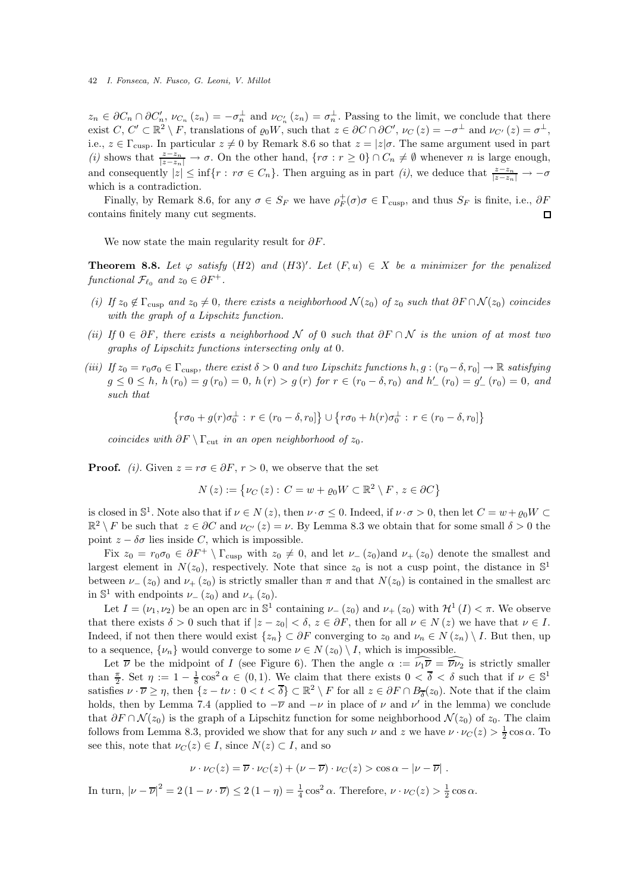$z_n \in \partial C_n \cap \partial C'_n$, $\nu_{C_n}(z_n) = -\sigma_n^\perp$ and $\nu_{C'_n}(z_n) = \sigma_n^\perp$. Passing to the limit, we conclude that there exist $C, C' \subset \mathbb{R}^2 \setminus F$, translations of $\varrho_0 W$, such that $z \in \partial C \cap \partial C'$, $\nu_C(z) = -\sigma^\perp$ and $\nu_{C'}(z) = \sigma^\perp$, i.e., $z \in \Gamma_{\rm cusp}$. In particular $z \neq 0$ by Remark 8.6 so that $z = |z|\sigma$. The same argument used in part *(i)* shows that $\frac{z-z_n}{|z-z_n|} \to \sigma$. On the other hand, $\{r\sigma : r \geq 0\} \cap C_n \neq \emptyset$ whenever $n$ is large enough, and consequently $|z| \leq \inf\{r : r\sigma \in C_n\}$. Then arguing as in part *(i)*, we deduce that $\frac{z-z_n}{|z-z_n|} \to -\sigma$ which is a contradiction.

Finally, by Remark 8.6, for any $\sigma \in S_F$ we have $\rho_F^+(\sigma)\sigma \in \Gamma_{\rm cusp}$, and thus $S_F$ is finite, i.e., $\partial F$ contains finitely many cut segments. □

We now state the main regularity result for $\partial F$.

**Theorem 8.8.** *Let $\varphi$ satisfy (H2) and (H3)$'$. Let $(F, u) \in X$ be a minimizer for the penalized functional $\mathcal{F}_{\ell_0}$ and $z_0 \in \partial F^+$.*

*(i) If $z_0 \notin \Gamma_{\rm cusp}$ and $z_0 \neq 0$, there exists a neighborhood $\mathcal{N}(z_0)$ of $z_0$ such that $\partial F \cap \mathcal{N}(z_0)$ coincides with the graph of a Lipschitz function.*

*(ii) If $0 \in \partial F$, there exists a neighborhood $\mathcal{N}$ of $0$ such that $\partial F \cap \mathcal{N}$ is the union of at most two graphs of Lipschitz functions intersecting only at $0$.*

*(iii) If $z_0 = r_0\sigma_0 \in \Gamma_{\rm cusp}$, there exist $\delta > 0$ and two Lipschitz functions $h, g : (r_0 - \delta, r_0] \to \mathbb{R}$ satisfying $g \leq 0 \leq h$, $h(r_0) = g(r_0) = 0$, $h(r) > g(r)$ for $r \in (r_0 - \delta, r_0)$ and $h'_-(r_0) = g'_-(r_0) = 0$, and such that*

$$\left\{r\sigma_0 + g(r)\sigma_0^\perp : r \in (r_0 - \delta, r_0]\right\} \cup \left\{r\sigma_0 + h(r)\sigma_0^\perp : r \in (r_0 - \delta, r_0]\right\}$$

*coincides with $\partial F \setminus \Gamma_{\rm cut}$ in an open neighborhood of $z_0$.*

**Proof.** *(i).* Given $z = r\sigma \in \partial F$, $r > 0$, we observe that the set

$$N(z) := \left\{\nu_C(z) : C = w + \varrho_0 W \subset \mathbb{R}^2 \setminus F, \, z \in \partial C\right\}$$

is closed in $\mathbb{S}^1$. Note also that if $\nu \in N(z)$, then $\nu \cdot \sigma \leq 0$. Indeed, if $\nu \cdot \sigma > 0$, then let $C = w + \varrho_0 W \subset \mathbb{R}^2 \setminus F$ be such that $z \in \partial C$ and $\nu_{C'}(z) = \nu$. By Lemma 8.3 we obtain that for some small $\delta > 0$ the point $z - \delta\sigma$ lies inside $C$, which is impossible.

Fix $z_0 = r_0\sigma_0 \in \partial F^+ \setminus \Gamma_{\rm cusp}$ with $z_0 \neq 0$, and let $\nu_-(z_0)$and $\nu_+(z_0)$ denote the smallest and largest element in $N(z_0)$, respectively. Note that since $z_0$ is not a cusp point, the distance in $\mathbb{S}^1$ between $\nu_-(z_0)$ and $\nu_+(z_0)$ is strictly smaller than $\pi$ and that $N(z_0)$ is contained in the smallest arc in $\mathbb{S}^1$ with endpoints $\nu_-(z_0)$ and $\nu_+(z_0)$.

Let $I = (\nu_1, \nu_2)$ be an open arc in $\mathbb{S}^1$ containing $\nu_-(z_0)$ and $\nu_+(z_0)$ with $\mathcal{H}^1(I) < \pi$. We observe that there exists $\delta > 0$ such that if $|z - z_0| < \delta$, $z \in \partial F$, then for all $\nu \in N(z)$ we have that $\nu \in I$. Indeed, if not then there would exist $\{z_n\} \subset \partial F$ converging to $z_0$ and $\nu_n \in N(z_n) \setminus I$. But then, up to a sequence, $\{\nu_n\}$ would converge to some $\nu \in N(z_0) \setminus I$, which is impossible.

Let $\overline{\nu}$ be the midpoint of $I$ (see Figure 6). Then the angle $\alpha := \widehat{\nu_1\overline{\nu}} = \widehat{\overline{\nu}\nu_2}$ is strictly smaller than $\frac{\pi}{2}$. Set $\eta := 1 - \frac{1}{8}\cos^2\alpha \in (0, 1)$. We claim that there exists $0 < \overline{\delta} < \delta$ such that if $\nu \in \mathbb{S}^1$ satisfies $\nu \cdot \overline{\nu} \geq \eta$, then $\{z - t\nu : 0 < t < \overline{\delta}\} \subset \mathbb{R}^2 \setminus F$ for all $z \in \partial F \cap B_{\overline{\delta}}(z_0)$. Note that if the claim holds, then by Lemma 7.4 (applied to $-\overline{\nu}$ and $-\nu$ in place of $\nu$ and $\nu'$ in the lemma) we conclude that $\partial F \cap \mathcal{N}(z_0)$ is the graph of a Lipschitz function for some neighborhood $\mathcal{N}(z_0)$ of $z_0$. The claim follows from Lemma 8.3, provided we show that for any such $\nu$ and $z$ we have $\nu \cdot \nu_C(z) > \frac{1}{2}\cos\alpha$. To see this, note that $\nu_C(z) \in I$, since $N(z) \subset I$, and so

$$\nu \cdot \nu_C(z) = \overline{\nu} \cdot \nu_C(z) + (\nu - \overline{\nu}) \cdot \nu_C(z) > \cos\alpha - |\nu - \overline{\nu}| \, .$$

In turn, $|\nu - \overline{\nu}|^2 = 2(1 - \nu \cdot \overline{\nu}) \leq 2(1 - \eta) = \frac{1}{4}\cos^2\alpha$. Therefore, $\nu \cdot \nu_C(z) > \frac{1}{2}\cos\alpha$.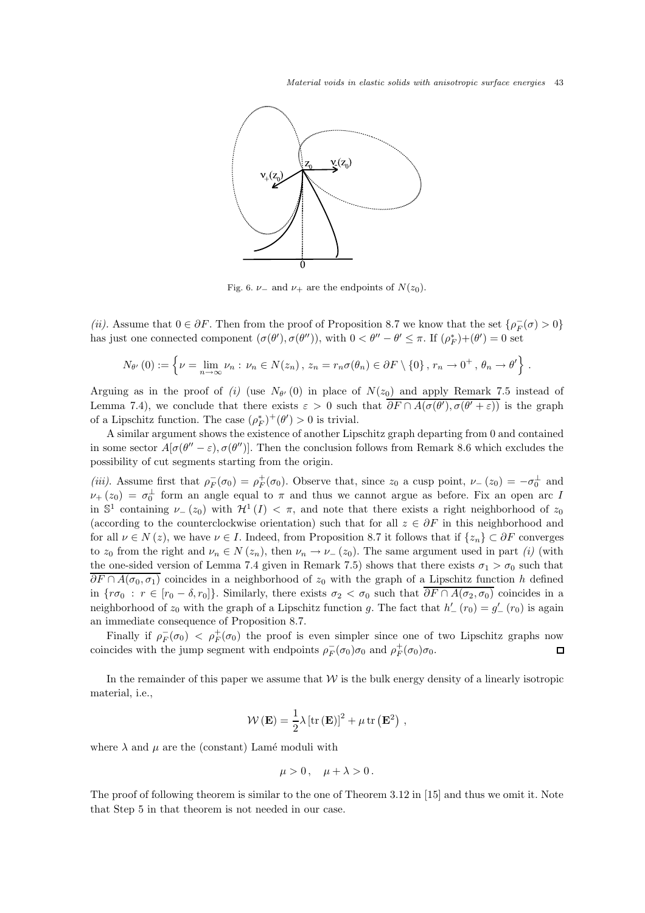Fig. 6. $\nu_-$ and $\nu_+$ are the endpoints of $N(z_0)$.

*(ii).* Assume that $0 \in \partial F$. Then from the proof of Proposition 8.7 we know that the set $\{\rho_F^-(\sigma) > 0\}$ has just one connected component $(\sigma(\theta'), \sigma(\theta''))$, with $0 < \theta'' - \theta' \leq \pi$. If $(\rho_F^*)+(\theta') = 0$ set

$$N_{\theta'}(0) := \left\{ \nu = \lim_{n\to\infty} \nu_n : \nu_n \in N(z_n), \, z_n = r_n \sigma(\theta_n) \in \partial F \setminus \{0\}, \, r_n \to 0^+, \, \theta_n \to \theta' \right\}.$$

Arguing as in the proof of *(i)* (use $N_{\theta'}(0)$ in place of $N(z_0)$ and apply Remark 7.5 instead of Lemma 7.4), we conclude that there exists $\varepsilon > 0$ such that $\overline{\partial F \cap A(\sigma(\theta'), \sigma(\theta' + \varepsilon))}$ is the graph of a Lipschitz function. The case $(\rho_F^*)^+(\theta') > 0$ is trivial.

A similar argument shows the existence of another Lipschitz graph departing from 0 and contained in some sector $A[\sigma(\theta'' - \varepsilon), \sigma(\theta'')]$. Then the conclusion follows from Remark 8.6 which excludes the possibility of cut segments starting from the origin.

*(iii).* Assume first that $\rho_F^-(\sigma_0) = \rho_F^+(\sigma_0)$. Observe that, since $z_0$ a cusp point, $\nu_-(z_0) = -\sigma_0^\perp$ and $\nu_+(z_0) = \sigma_0^\perp$ form an angle equal to $\pi$ and thus we cannot argue as before. Fix an open arc $I$ in $\mathbb{S}^1$ containing $\nu_-(z_0)$ with $\mathcal{H}^1(I) < \pi$, and note that there exists a right neighborhood of $z_0$ (according to the counterclockwise orientation) such that for all $z \in \partial F$ in this neighborhood and for all $\nu \in N(z)$, we have $\nu \in I$. Indeed, from Proposition 8.7 it follows that if $\{z_n\} \subset \partial F$ converges to $z_0$ from the right and $\nu_n \in N(z_n)$, then $\nu_n \to \nu_-(z_0)$. The same argument used in part *(i)* (with the one-sided version of Lemma 7.4 given in Remark 7.5) shows that there exists $\sigma_1 > \sigma_0$ such that $\overline{\partial F \cap A(\sigma_0, \sigma_1)}$ coincides in a neighborhood of $z_0$ with the graph of a Lipschitz function $h$ defined in $\{r\sigma_0 : r \in [r_0 - \delta, r_0]\}$. Similarly, there exists $\sigma_2 < \sigma_0$ such that $\overline{\partial F \cap A(\sigma_2, \sigma_0)}$ coincides in a neighborhood of $z_0$ with the graph of a Lipschitz function $g$. The fact that $h'_-(r_0) = g'_-(r_0)$ is again an immediate consequence of Proposition 8.7.

Finally if $\rho_F^-(\sigma_0) < \rho_F^+(\sigma_0)$ the proof is even simpler since one of two Lipschitz graphs now coincides with the jump segment with endpoints $\rho_F^-(\sigma_0)\sigma_0$ and $\rho_F^+(\sigma_0)\sigma_0$. $\square$

In the remainder of this paper we assume that $\mathcal{W}$ is the bulk energy density of a linearly isotropic material, i.e.,

$$\mathcal{W}(\mathbf{E}) = \frac{1}{2}\lambda \left[\operatorname{tr}(\mathbf{E})\right]^2 + \mu \operatorname{tr}\left(\mathbf{E}^2\right),$$

where $\lambda$ and $\mu$ are the (constant) Lamé moduli with

$$\mu > 0, \quad \mu + \lambda > 0.$$

The proof of following theorem is similar to the one of Theorem 3.12 in [15] and thus we omit it. Note that Step 5 in that theorem is not needed in our case.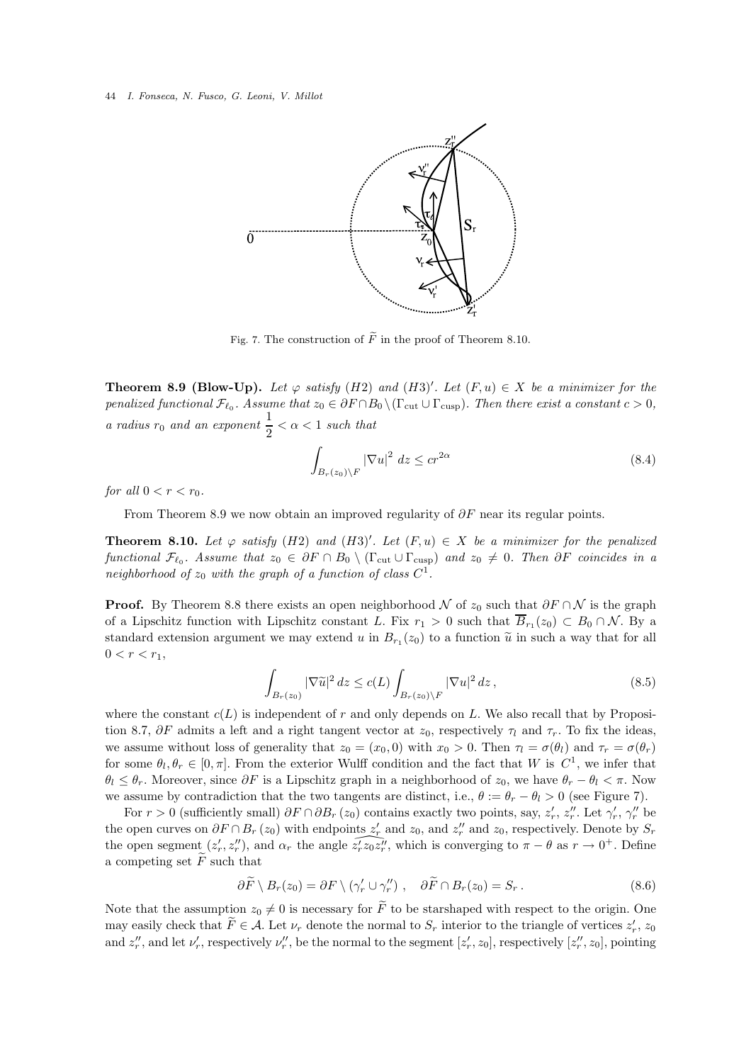Fig. 7. The construction of $\widetilde{F}$ in the proof of Theorem 8.10.

**Theorem 8.9 (Blow-Up).** *Let $\varphi$ satisfy (H2) and (H3)$'$. Let $(F,u) \in X$ be a minimizer for the penalized functional $\mathcal{F}_{\ell_0}$. Assume that $z_0 \in \partial F \cap B_0 \setminus (\Gamma_{\rm cut} \cup \Gamma_{\rm cusp})$. Then there exist a constant $c > 0$, a radius $r_0$ and an exponent $\frac{1}{2} < \alpha < 1$ such that*

$$\int_{B_r(z_0)\setminus F} |\nabla u|^2 \, dz \le c r^{2\alpha} \tag{8.4}$$

*for all $0 < r < r_0$.*

From Theorem 8.9 we now obtain an improved regularity of $\partial F$ near its regular points.

**Theorem 8.10.** *Let $\varphi$ satisfy (H2) and (H3)$'$. Let $(F,u) \in X$ be a minimizer for the penalized functional $\mathcal{F}_{\ell_0}$. Assume that $z_0 \in \partial F \cap B_0 \setminus (\Gamma_{\rm cut} \cup \Gamma_{\rm cusp})$ and $z_0 \neq 0$. Then $\partial F$ coincides in a neighborhood of $z_0$ with the graph of a function of class $C^1$.*

**Proof.** By Theorem 8.8 there exists an open neighborhood $\mathcal{N}$ of $z_0$ such that $\partial F \cap \mathcal{N}$ is the graph of a Lipschitz function with Lipschitz constant $L$. Fix $r_1 > 0$ such that $\overline{B}_{r_1}(z_0) \subset B_0 \cap \mathcal{N}$. By a standard extension argument we may extend $u$ in $B_{r_1}(z_0)$ to a function $\widetilde{u}$ in such a way that for all $0 < r < r_1$,

$$\int_{B_r(z_0)} |\nabla \widetilde{u}|^2 \, dz \le c(L) \int_{B_r(z_0)\setminus F} |\nabla u|^2 \, dz \,, \tag{8.5}$$

where the constant $c(L)$ is independent of $r$ and only depends on $L$. We also recall that by Proposition 8.7, $\partial F$ admits a left and a right tangent vector at $z_0$, respectively $\tau_l$ and $\tau_r$. To fix the ideas, we assume without loss of generality that $z_0 = (x_0, 0)$ with $x_0 > 0$. Then $\tau_l = \sigma(\theta_l)$ and $\tau_r = \sigma(\theta_r)$ for some $\theta_l, \theta_r \in [0, \pi]$. From the exterior Wulff condition and the fact that $W$ is $C^1$, we infer that $\theta_l \le \theta_r$. Moreover, since $\partial F$ is a Lipschitz graph in a neighborhood of $z_0$, we have $\theta_r - \theta_l < \pi$. Now we assume by contradiction that the two tangents are distinct, i.e., $\theta := \theta_r - \theta_l > 0$ (see Figure 7).

For $r > 0$ (sufficiently small) $\partial F \cap \partial B_r(z_0)$ contains exactly two points, say, $z_r'$, $z_r''$. Let $\gamma_r'$, $\gamma_r''$ be the open curves on $\partial F \cap B_r(z_0)$ with endpoints $z_r'$ and $z_0$, and $z_r''$ and $z_0$, respectively. Denote by $S_r$ the open segment $(z_r', z_r'')$, and $\alpha_r$ the angle $\widehat{z_r' z_0 z_r''}$, which is converging to $\pi - \theta$ as $r \to 0^+$. Define a competing set $\widetilde{F}$ such that

$$\partial \widetilde{F} \setminus B_r(z_0) = \partial F \setminus (\gamma_r' \cup \gamma_r'') \,, \quad \partial \widetilde{F} \cap B_r(z_0) = S_r \,. \tag{8.6}$$

Note that the assumption $z_0 \neq 0$ is necessary for $\widetilde{F}$ to be starshaped with respect to the origin. One may easily check that $\widetilde{F} \in \mathcal{A}$. Let $\nu_r$ denote the normal to $S_r$ interior to the triangle of vertices $z_r'$, $z_0$ and $z_r''$, and let $\nu_r'$, respectively $\nu_r''$, be the normal to the segment $[z_r', z_0]$, respectively $[z_r'', z_0]$, pointing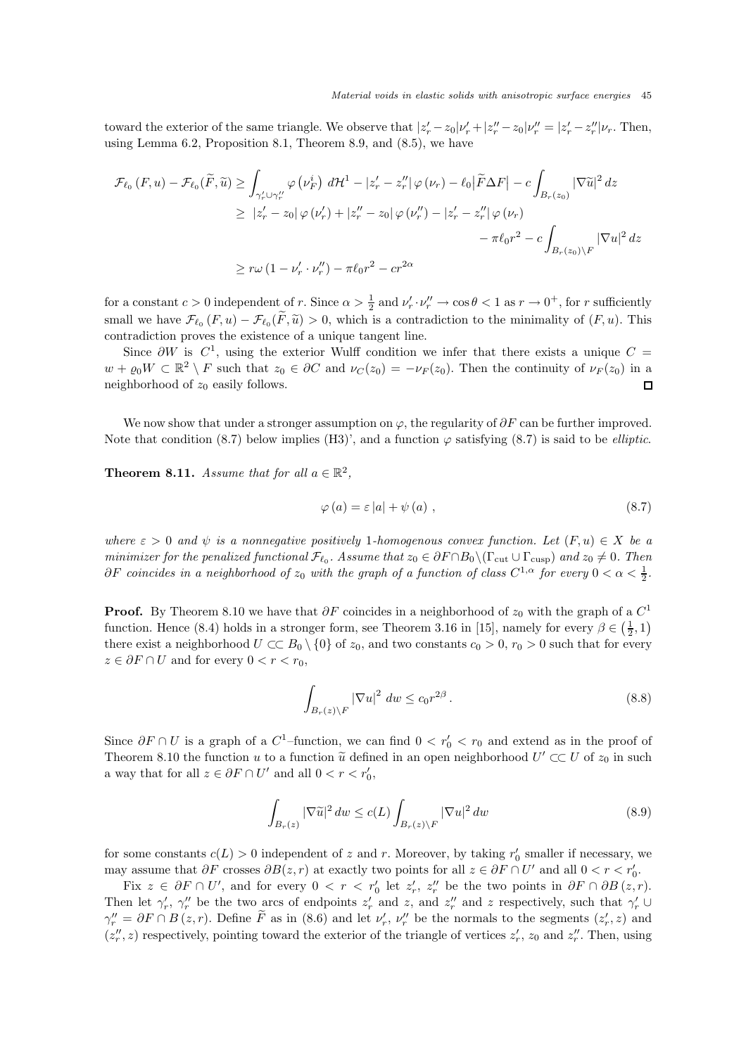toward the exterior of the same triangle. We observe that $|z_r' - z_0|\nu_r' + |z_r'' - z_0|\nu_r'' = |z_r' - z_r''|\nu_r$. Then, using Lemma 6.2, Proposition 8.1, Theorem 8.9, and (8.5), we have

$$
\begin{aligned}
\mathcal{F}_{\ell_0}(F,u) - \mathcal{F}_{\ell_0}(\widetilde{F},\widetilde{u}) &\geq \int_{\gamma_r' \cup \gamma_r''} \varphi\left(\nu_F^i\right) d\mathcal{H}^1 - |z_r' - z_r''|\,\varphi(\nu_r) - \ell_0 \big|\widetilde{F}\Delta F\big| - c\int_{B_r(z_0)} |\nabla \widetilde{u}|^2\,dz \\
&\geq |z_r' - z_0|\,\varphi(\nu_r') + |z_r'' - z_0|\,\varphi(\nu_r'') - |z_r' - z_r''|\,\varphi(\nu_r) \\
&\qquad\qquad - \pi \ell_0 r^2 - c\int_{B_r(z_0)\setminus F} |\nabla u|^2\,dz \\
&\geq r\omega\,(1 - \nu_r' \cdot \nu_r'') - \pi \ell_0 r^2 - c r^{2\alpha}
\end{aligned}
$$

for a constant $c > 0$ independent of $r$. Since $\alpha > \frac{1}{2}$ and $\nu_r' \cdot \nu_r'' \to \cos\theta < 1$ as $r \to 0^+$, for $r$ sufficiently small we have $\mathcal{F}_{\ell_0}(F,u) - \mathcal{F}_{\ell_0}(\widetilde{F},\widetilde{u}) > 0$, which is a contradiction to the minimality of $(F,u)$. This contradiction proves the existence of a unique tangent line.

Since $\partial W$ is $C^1$, using the exterior Wulff condition we infer that there exists a unique $C = w + \varrho_0 W \subset \mathbb{R}^2 \setminus F$ such that $z_0 \in \partial C$ and $\nu_C(z_0) = -\nu_F(z_0)$. Then the continuity of $\nu_F(z_0)$ in a neighborhood of $z_0$ easily follows. □

We now show that under a stronger assumption on $\varphi$, the regularity of $\partial F$ can be further improved. Note that condition (8.7) below implies (H3)', and a function $\varphi$ satisfying (8.7) is said to be *elliptic*.

**Theorem 8.11.** *Assume that for all $a \in \mathbb{R}^2$,*

$$
\varphi(a) = \varepsilon\,|a| + \psi(a)\,, \tag{8.7}
$$

*where $\varepsilon > 0$ and $\psi$ is a nonnegative positively 1-homogenous convex function. Let $(F,u) \in X$ be a minimizer for the penalized functional $\mathcal{F}_{\ell_0}$. Assume that $z_0 \in \partial F \cap B_0 \setminus (\Gamma_{\text{cut}} \cup \Gamma_{\text{cusp}})$ and $z_0 \neq 0$. Then $\partial F$ coincides in a neighborhood of $z_0$ with the graph of a function of class $C^{1,\alpha}$ for every $0 < \alpha < \frac{1}{2}$.*

**Proof.** By Theorem 8.10 we have that $\partial F$ coincides in a neighborhood of $z_0$ with the graph of a $C^1$ function. Hence (8.4) holds in a stronger form, see Theorem 3.16 in [15], namely for every $\beta \in \left(\frac{1}{2}, 1\right)$ there exist a neighborhood $U \subset\subset B_0 \setminus \{0\}$ of $z_0$, and two constants $c_0 > 0$, $r_0 > 0$ such that for every $z \in \partial F \cap U$ and for every $0 < r < r_0$,

$$
\int_{B_r(z)\setminus F} |\nabla u|^2\,dw \leq c_0 r^{2\beta}\,. \tag{8.8}
$$

Since $\partial F \cap U$ is a graph of a $C^1$–function, we can find $0 < r_0' < r_0$ and extend as in the proof of Theorem 8.10 the function $u$ to a function $\widetilde{u}$ defined in an open neighborhood $U' \subset\subset U$ of $z_0$ in such a way that for all $z \in \partial F \cap U'$ and all $0 < r < r_0'$,

$$
\int_{B_r(z)} |\nabla \widetilde{u}|^2\,dw \leq c(L) \int_{B_r(z)\setminus F} |\nabla u|^2\,dw \tag{8.9}
$$

for some constants $c(L) > 0$ independent of $z$ and $r$. Moreover, by taking $r_0'$ smaller if necessary, we may assume that $\partial F$ crosses $\partial B(z,r)$ at exactly two points for all $z \in \partial F \cap U'$ and all $0 < r < r_0'$.

Fix $z \in \partial F \cap U'$, and for every $0 < r < r_0'$ let $z_r'$, $z_r''$ be the two points in $\partial F \cap \partial B(z,r)$. Then let $\gamma_r'$, $\gamma_r''$ be the two arcs of endpoints $z_r'$ and $z$, and $z_r''$ and $z$ respectively, such that $\gamma_r' \cup \gamma_r'' = \partial F \cap B(z,r)$. Define $\widetilde{F}$ as in (8.6) and let $\nu_r'$, $\nu_r''$ be the normals to the segments $(z_r', z)$ and $(z_r'', z)$ respectively, pointing toward the exterior of the triangle of vertices $z_r'$, $z_0$ and $z_r''$. Then, using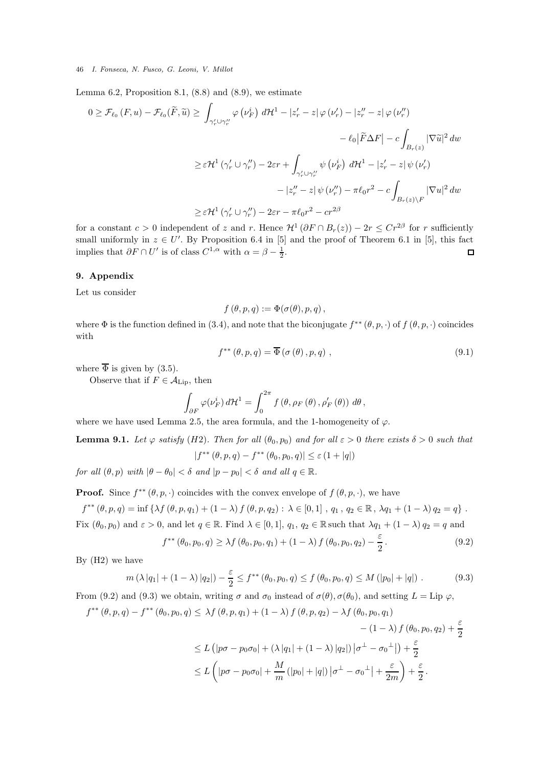Lemma 6.2, Proposition 8.1, (8.8) and (8.9), we estimate

$$
\begin{aligned}
0 \geq \mathcal{F}_{\ell_0}(F,u) - \mathcal{F}_{\ell_0}(\widetilde{F},\widetilde{u}) \geq & \int_{\gamma_r' \cup \gamma_r''} \varphi\left(\nu_F^i\right) \, d\mathcal{H}^1 - |z_r' - z|\,\varphi\left(\nu_r'\right) - |z_r'' - z|\,\varphi\left(\nu_r''\right) \\
& - \ell_0 \big|\widetilde{F} \Delta F\big| - c\int_{B_r(z)} |\nabla \widetilde{u}|^2 \, dw \\
\geq & \, \varepsilon \mathcal{H}^1\left(\gamma_r' \cup \gamma_r''\right) - 2\varepsilon r + \int_{\gamma_r' \cup \gamma_r''} \psi\left(\nu_F^i\right) \, d\mathcal{H}^1 - |z_r' - z|\,\psi\left(\nu_r'\right) \\
& - |z_r'' - z|\,\psi\left(\nu_r''\right) - \pi \ell_0 r^2 - c\int_{B_r(z)\setminus F} |\nabla u|^2 \, dw \\
\geq & \, \varepsilon \mathcal{H}^1\left(\gamma_r' \cup \gamma_r''\right) - 2\varepsilon r - \pi \ell_0 r^2 - c r^{2\beta}
\end{aligned}
$$

for a constant $c > 0$ independent of $z$ and $r$. Hence $\mathcal{H}^1\left(\partial F \cap B_r(z)\right) - 2r \leq C r^{2\beta}$ for $r$ sufficiently small uniformly in $z \in U'$. By Proposition 6.4 in [5] and the proof of Theorem 6.1 in [5], this fact implies that $\partial F \cap U'$ is of class $C^{1,\alpha}$ with $\alpha = \beta - \frac{1}{2}$. ◻

## 9. Appendix

Let us consider

$$
f\left(\theta, p, q\right) := \Phi(\sigma(\theta), p, q)\,,
$$

where $\Phi$ is the function defined in (3.4), and note that the biconjugate $f^{**}\left(\theta, p, \cdot\right)$ of $f\left(\theta, p, \cdot\right)$ coincides with

$$
f^{**}\left(\theta, p, q\right) = \overline{\Phi}\left(\sigma\left(\theta\right), p, q\right)\,, \tag{9.1}
$$

where $\overline{\Phi}$ is given by (3.5).

Observe that if $F \in \mathcal{A}_{\mathrm{Lip}}$, then

$$
\int_{\partial F} \varphi(\nu_F^i)\, d\mathcal{H}^1 = \int_0^{2\pi} f\left(\theta, \rho_F\left(\theta\right), \rho_F'\left(\theta\right)\right)\, d\theta\,,
$$

where we have used Lemma 2.5, the area formula, and the 1-homogeneity of $\varphi$.

**Lemma 9.1.** *Let $\varphi$ satisfy (H2). Then for all $(\theta_0, p_0)$ and for all $\varepsilon > 0$ there exists $\delta > 0$ such that*

$$
\left|f^{**}\left(\theta, p, q\right) - f^{**}\left(\theta_0, p_0, q\right)\right| \leq \varepsilon\left(1 + |q|\right)
$$

*for all $(\theta, p)$ with $|\theta - \theta_0| < \delta$ and $|p - p_0| < \delta$ and all $q \in \mathbb{R}$.*

**Proof.** Since $f^{**}\left(\theta, p, \cdot\right)$ coincides with the convex envelope of $f\left(\theta, p, \cdot\right)$, we have

$$
f^{**}\left(\theta, p, q\right) = \inf\left\{\lambda f\left(\theta, p, q_1\right) + \left(1 - \lambda\right) f\left(\theta, p, q_2\right) : \lambda \in [0,1]\,,\, q_1\,,\, q_2 \in \mathbb{R}\,,\, \lambda q_1 + \left(1 - \lambda\right) q_2 = q\right\}.
$$

Fix $(\theta_0, p_0)$ and $\varepsilon > 0$, and let $q \in \mathbb{R}$. Find $\lambda \in [0,1]$, $q_1$, $q_2 \in \mathbb{R}$ such that $\lambda q_1 + \left(1 - \lambda\right) q_2 = q$ and

$$
f^{**}\left(\theta_0, p_0, q\right) \geq \lambda f\left(\theta_0, p_0, q_1\right) + \left(1 - \lambda\right) f\left(\theta_0, p_0, q_2\right) - \frac{\varepsilon}{2}\,. \tag{9.2}
$$

By (H2) we have

$$
m\left(\lambda |q_1| + \left(1 - \lambda\right)|q_2|\right) - \frac{\varepsilon}{2} \leq f^{**}\left(\theta_0, p_0, q\right) \leq f\left(\theta_0, p_0, q\right) \leq M\left(|p_0| + |q|\right)\,. \tag{9.3}
$$

From (9.2) and (9.3) we obtain, writing $\sigma$ and $\sigma_0$ instead of $\sigma(\theta), \sigma(\theta_0)$, and setting $L = \operatorname{Lip}\varphi$,

$$
\begin{aligned}
f^{**}\left(\theta, p, q\right) - f^{**}\left(\theta_0, p_0, q\right) \leq & \; \lambda f\left(\theta, p, q_1\right) + \left(1 - \lambda\right) f\left(\theta, p, q_2\right) - \lambda f\left(\theta_0, p_0, q_1\right) \\
& - \left(1 - \lambda\right) f\left(\theta_0, p_0, q_2\right) + \frac{\varepsilon}{2} \\
\leq & \; L\left(|p\sigma - p_0\sigma_0| + \left(\lambda|q_1| + \left(1 - \lambda\right)|q_2|\right)\left|\sigma^\perp - {\sigma_0}^\perp\right|\right) + \frac{\varepsilon}{2} \\
\leq & \; L\left(|p\sigma - p_0\sigma_0| + \frac{M}{m}\left(|p_0| + |q|\right)\left|\sigma^\perp - {\sigma_0}^\perp\right| + \frac{\varepsilon}{2m}\right) + \frac{\varepsilon}{2}\,.
\end{aligned}
$$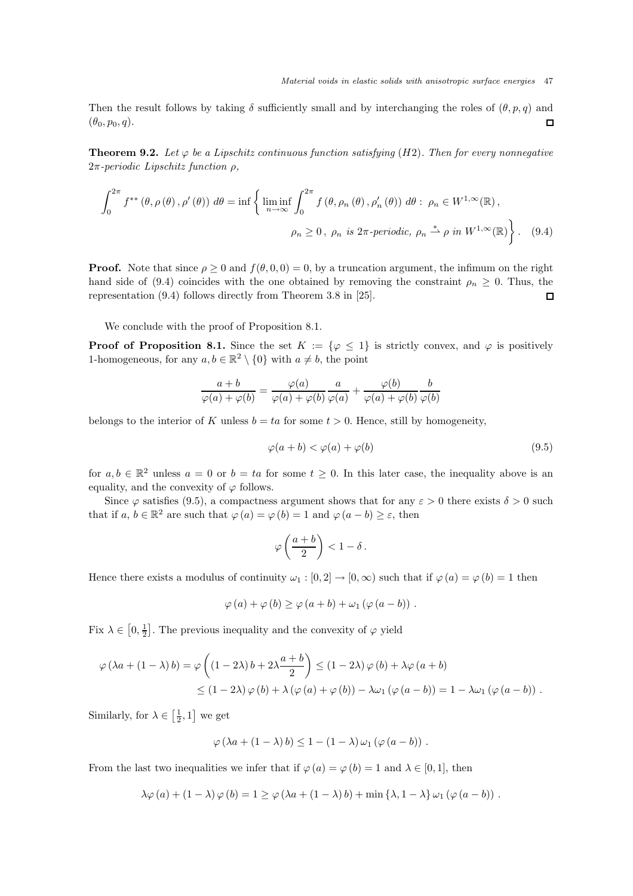Then the result follows by taking $\delta$ sufficiently small and by interchanging the roles of $(\theta, p, q)$ and $(\theta_0, p_0, q)$. $\square$

**Theorem 9.2.** *Let $\varphi$ be a Lipschitz continuous function satisfying (H2). Then for every nonnegative $2\pi$-periodic Lipschitz function $\rho$,*

$$\int_0^{2\pi} f^{**}(\theta, \rho(\theta), \rho'(\theta))\, d\theta = \inf\left\{ \liminf_{n\to\infty} \int_0^{2\pi} f(\theta, \rho_n(\theta), \rho_n'(\theta))\, d\theta : \ \rho_n \in W^{1,\infty}(\mathbb{R}), \right.$$
$$\left. \rho_n \geq 0\,,\ \rho_n \text{ is } 2\pi\text{-periodic, } \rho_n \overset{*}{\rightharpoonup} \rho \text{ in } W^{1,\infty}(\mathbb{R}) \right\}. \quad (9.4)$$

**Proof.** Note that since $\rho \geq 0$ and $f(\theta, 0, 0) = 0$, by a truncation argument, the infimum on the right hand side of (9.4) coincides with the one obtained by removing the constraint $\rho_n \geq 0$. Thus, the representation (9.4) follows directly from Theorem 3.8 in [25]. $\square$

We conclude with the proof of Proposition 8.1.

**Proof of Proposition 8.1.** Since the set $K := \{\varphi \leq 1\}$ is strictly convex, and $\varphi$ is positively 1-homogeneous, for any $a, b \in \mathbb{R}^2 \setminus \{0\}$ with $a \neq b$, the point

$$\frac{a+b}{\varphi(a)+\varphi(b)} = \frac{\varphi(a)}{\varphi(a)+\varphi(b)}\frac{a}{\varphi(a)} + \frac{\varphi(b)}{\varphi(a)+\varphi(b)}\frac{b}{\varphi(b)}$$

belongs to the interior of $K$ unless $b = ta$ for some $t > 0$. Hence, still by homogeneity,

$$\varphi(a+b) < \varphi(a) + \varphi(b) \quad (9.5)$$

for $a, b \in \mathbb{R}^2$ unless $a = 0$ or $b = ta$ for some $t \geq 0$. In this later case, the inequality above is an equality, and the convexity of $\varphi$ follows.

Since $\varphi$ satisfies (9.5), a compactness argument shows that for any $\varepsilon > 0$ there exists $\delta > 0$ such that if $a$, $b \in \mathbb{R}^2$ are such that $\varphi(a) = \varphi(b) = 1$ and $\varphi(a-b) \geq \varepsilon$, then

$$\varphi\left(\frac{a+b}{2}\right) < 1 - \delta\,.$$

Hence there exists a modulus of continuity $\omega_1 : [0, 2] \to [0, \infty)$ such that if $\varphi(a) = \varphi(b) = 1$ then

$$\varphi(a) + \varphi(b) \geq \varphi(a+b) + \omega_1(\varphi(a-b))\,.$$

Fix $\lambda \in \left[0, \frac{1}{2}\right]$. The previous inequality and the convexity of $\varphi$ yield

$$\varphi(\lambda a + (1-\lambda) b) = \varphi\left((1-2\lambda) b + 2\lambda \frac{a+b}{2}\right) \leq (1-2\lambda)\varphi(b) + \lambda\varphi(a+b)$$
$$\leq (1-2\lambda)\varphi(b) + \lambda(\varphi(a)+\varphi(b)) - \lambda\omega_1(\varphi(a-b)) = 1 - \lambda\omega_1(\varphi(a-b))\,.$$

Similarly, for $\lambda \in \left[\frac{1}{2}, 1\right]$ we get

$$\varphi(\lambda a + (1-\lambda) b) \leq 1 - (1-\lambda)\omega_1(\varphi(a-b))\,.$$

From the last two inequalities we infer that if $\varphi(a) = \varphi(b) = 1$ and $\lambda \in [0, 1]$, then

$$\lambda\varphi(a) + (1-\lambda)\varphi(b) = 1 \geq \varphi(\lambda a + (1-\lambda) b) + \min\{\lambda, 1-\lambda\}\,\omega_1(\varphi(a-b))\,.$$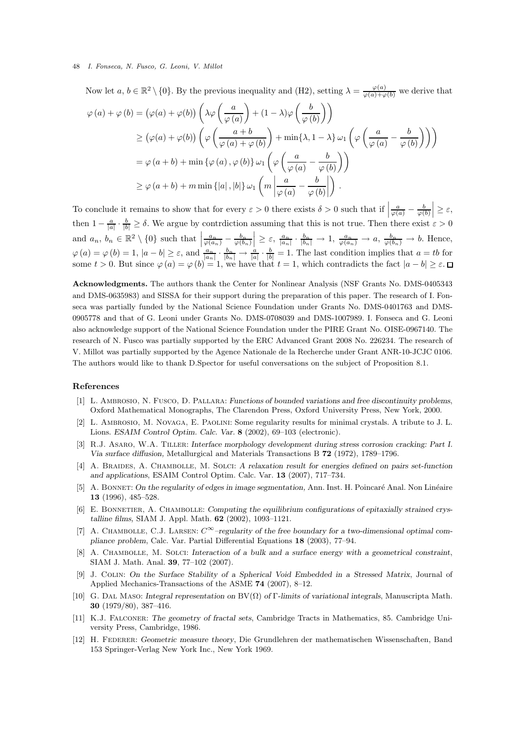Now let $a, b \in \mathbb{R}^2 \setminus \{0\}$. By the previous inequality and (H2), setting $\lambda = \frac{\varphi(a)}{\varphi(a)+\varphi(b)}$ we derive that

$$
\begin{aligned}
\varphi(a) + \varphi(b) &= \big(\varphi(a) + \varphi(b)\big) \left( \lambda \varphi\left(\frac{a}{\varphi(a)}\right) + (1-\lambda)\varphi\left(\frac{b}{\varphi(b)}\right) \right) \\
&\geq \big(\varphi(a) + \varphi(b)\big) \left( \varphi\left(\frac{a+b}{\varphi(a) + \varphi(b)}\right) + \min\{\lambda, 1-\lambda\}\, \omega_1 \left( \varphi\left( \frac{a}{\varphi(a)} - \frac{b}{\varphi(b)} \right) \right) \right) \\
&= \varphi(a+b) + \min\{\varphi(a), \varphi(b)\}\, \omega_1 \left( \varphi\left( \frac{a}{\varphi(a)} - \frac{b}{\varphi(b)} \right) \right) \\
&\geq \varphi(a+b) + m \min\{|a|, |b|\}\, \omega_1 \left( m \left| \frac{a}{\varphi(a)} - \frac{b}{\varphi(b)} \right| \right).
\end{aligned}
$$

To conclude it remains to show that for every $\varepsilon > 0$ there exists $\delta > 0$ such that if $\left| \frac{a}{\varphi(a)} - \frac{b}{\varphi(b)} \right| \geq \varepsilon$, then $1 - \frac{a}{|a|} \cdot \frac{b}{|b|} \geq \delta$. We argue by contrdiction assuming that this is not true. Then there exist $\varepsilon > 0$ and $a_n, b_n \in \mathbb{R}^2 \setminus \{0\}$ such that $\left| \frac{a_n}{\varphi(a_n)} - \frac{b_n}{\varphi(b_n)} \right| \geq \varepsilon$, $\frac{a_n}{|a_n|} \cdot \frac{b_n}{|b_n|} \to 1$, $\frac{a_n}{\varphi(a_n)} \to a$, $\frac{b_n}{\varphi(b_n)} \to b$. Hence, $\varphi(a) = \varphi(b) = 1$, $|a - b| \geq \varepsilon$, and $\frac{a_n}{|a_n|} \cdot \frac{b_n}{|b_n|} \to \frac{a}{|a|} \cdot \frac{b}{|b|} = 1$. The last condition implies that $a = tb$ for some $t > 0$. But since $\varphi(a) = \varphi(b) = 1$, we have that $t = 1$, which contradicts the fact $|a - b| \geq \varepsilon$. $\square$

**Acknowledgments.** The authors thank the Center for Nonlinear Analysis (NSF Grants No. DMS-0405343 and DMS-0635983) and SISSA for their support during the preparation of this paper. The research of I. Fonseca was partially funded by the National Science Foundation under Grants No. DMS-0401763 and DMS-0905778 and that of G. Leoni under Grants No. DMS-0708039 and DMS-1007989. I. Fonseca and G. Leoni also acknowledge support of the National Science Foundation under the PIRE Grant No. OISE-0967140. The research of N. Fusco was partially supported by the ERC Advanced Grant 2008 No. 226234. The research of V. Millot was partially supported by the Agence Nationale de la Recherche under Grant ANR-10-JCJC 0106. The authors would like to thank D.Spector for useful conversations on the subject of Proposition 8.1.

## References

[1] L. Ambrosio, N. Fusco, D. Pallara: *Functions of bounded variations and free discontinuity problems*, Oxford Mathematical Monographs, The Clarendon Press, Oxford University Press, New York, 2000.

[2] L. Ambrosio, M. Novaga, E. Paolini: Some regularity results for minimal crystals. A tribute to J. L. Lions. *ESAIM Control Optim. Calc. Var.* **8** (2002), 69–103 (electronic).

[3] R.J. Asaro, W.A. Tiller: *Interface morphology development during stress corrosion cracking: Part I. Via surface diffusion,* Metallurgical and Materials Transactions B **72** (1972), 1789–1796.

[4] A. Braides, A. Chambolle, M. Solci: *A relaxation result for energies defined on pairs set-function and applications*, ESAIM Control Optim. Calc. Var. **13** (2007), 717–734.

[5] A. Bonnet: *On the regularity of edges in image segmentation,* Ann. Inst. H. Poincaré Anal. Non Linéaire **13** (1996), 485–528.

[6] E. Bonnetier, A. Chambolle: *Computing the equilibrium configurations of epitaxially strained crystalline films,* SIAM J. Appl. Math. **62** (2002), 1093–1121.

[7] A. Chambolle, C.J. Larsen: *$C^\infty$–regularity of the free boundary for a two-dimensional optimal compliance problem*, Calc. Var. Partial Differential Equations **18** (2003), 77–94.

[8] A. Chambolle, M. Solci: *Interaction of a bulk and a surface energy with a geometrical constraint*, SIAM J. Math. Anal. **39**, 77–102 (2007).

[9] J. Colin: *On the Surface Stability of a Spherical Void Embedded in a Stressed Matrix*, Journal of Applied Mechanics-Transactions of the ASME **74** (2007), 8–12.

[10] G. Dal Maso: *Integral representation on* BV($\Omega$) *of* $\Gamma$*-limits of variational integrals*, Manuscripta Math. **30** (1979/80), 387–416.

[11] K.J. Falconer: *The geometry of fractal sets*, Cambridge Tracts in Mathematics, 85. Cambridge University Press, Cambridge, 1986.

[12] H. Federer: *Geometric measure theory*, Die Grundlehren der mathematischen Wissenschaften, Band 153 Springer-Verlag New York Inc., New York 1969.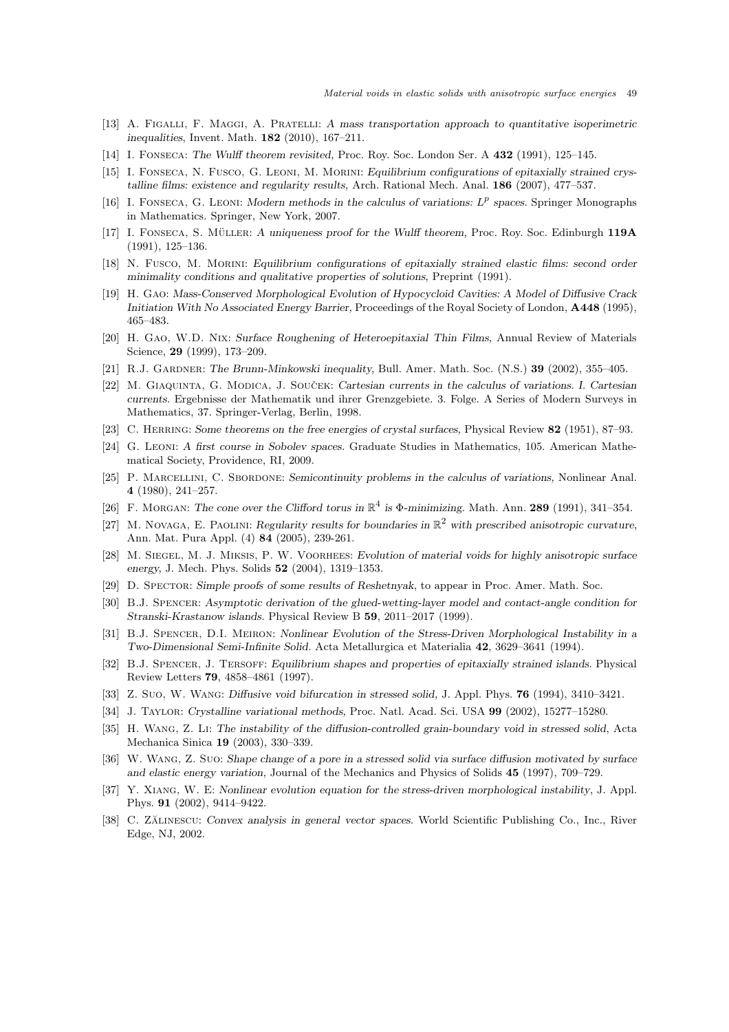[13] A. Figalli, F. Maggi, A. Pratelli: *A mass transportation approach to quantitative isoperimetric inequalities*, Invent. Math. **182** (2010), 167–211.

[14] I. Fonseca: *The Wulff theorem revisited,* Proc. Roy. Soc. London Ser. A **432** (1991), 125–145.

[15] I. Fonseca, N. Fusco, G. Leoni, M. Morini: *Equilibrium configurations of epitaxially strained crystalline films: existence and regularity results,* Arch. Rational Mech. Anal. **186** (2007), 477–537.

[16] I. Fonseca, G. Leoni: *Modern methods in the calculus of variations: $L^p$ spaces.* Springer Monographs in Mathematics. Springer, New York, 2007.

[17] I. Fonseca, S. Müller: *A uniqueness proof for the Wulff theorem,* Proc. Roy. Soc. Edinburgh **119A** (1991), 125–136.

[18] N. Fusco, M. Morini: *Equilibrium configurations of epitaxially strained elastic films: second order minimality conditions and qualitative properties of solutions*, Preprint (1991).

[19] H. Gao: *Mass-Conserved Morphological Evolution of Hypocycloid Cavities: A Model of Diffusive Crack Initiation With No Associated Energy Barrier,* Proceedings of the Royal Society of London, **A448** (1995), 465–483.

[20] H. Gao, W.D. Nix: *Surface Roughening of Heteroepitaxial Thin Films*, Annual Review of Materials Science, **29** (1999), 173–209.

[21] R.J. Gardner: *The Brunn-Minkowski inequality,* Bull. Amer. Math. Soc. (N.S.) **39** (2002), 355–405.

[22] M. Giaquinta, G. Modica, J. Souček: *Cartesian currents in the calculus of variations. I. Cartesian currents.* Ergebnisse der Mathematik und ihrer Grenzgebiete. 3. Folge. A Series of Modern Surveys in Mathematics, 37. Springer-Verlag, Berlin, 1998.

[23] C. Herring: *Some theorems on the free energies of crystal surfaces,* Physical Review **82** (1951), 87–93.

[24] G. Leoni: *A first course in Sobolev spaces.* Graduate Studies in Mathematics, 105. American Mathematical Society, Providence, RI, 2009.

[25] P. Marcellini, C. Sbordone: *Semicontinuity problems in the calculus of variations,* Nonlinear Anal. **4** (1980), 241–257.

[26] F. Morgan: *The cone over the Clifford torus in $\mathbb{R}^4$ is $\Phi$-minimizing.* Math. Ann. **289** (1991), 341–354.

[27] M. Novaga, E. Paolini: *Regularity results for boundaries in $\mathbb{R}^2$ with prescribed anisotropic curvature,* Ann. Mat. Pura Appl. (4) **84** (2005), 239-261.

[28] M. Siegel, M. J. Miksis, P. W. Voorhees: *Evolution of material voids for highly anisotropic surface energy,* J. Mech. Phys. Solids **52** (2004), 1319–1353.

[29] D. Spector: *Simple proofs of some results of Reshetnyak*, to appear in Proc. Amer. Math. Soc.

[30] B.J. Spencer: *Asymptotic derivation of the glued-wetting-layer model and contact-angle condition for Stranski-Krastanow islands.* Physical Review B **59**, 2011–2017 (1999).

[31] B.J. Spencer, D.I. Meiron: *Nonlinear Evolution of the Stress-Driven Morphological Instability in a Two-Dimensional Semi-Infinite Solid.* Acta Metallurgica et Materialia **42**, 3629–3641 (1994).

[32] B.J. Spencer, J. Tersoff: *Equilibrium shapes and properties of epitaxially strained islands.* Physical Review Letters **79**, 4858–4861 (1997).

[33] Z. Suo, W. Wang: *Diffusive void bifurcation in stressed solid,* J. Appl. Phys. **76** (1994), 3410–3421.

[34] J. Taylor: *Crystalline variational methods*, Proc. Natl. Acad. Sci. USA **99** (2002), 15277–15280.

[35] H. Wang, Z. Li: *The instability of the diffusion-controlled grain-boundary void in stressed solid*, Acta Mechanica Sinica **19** (2003), 330–339.

[36] W. Wang, Z. Suo: *Shape change of a pore in a stressed solid via surface diffusion motivated by surface and elastic energy variation,* Journal of the Mechanics and Physics of Solids **45** (1997), 709–729.

[37] Y. Xiang, W. E: *Nonlinear evolution equation for the stress-driven morphological instability*, J. Appl. Phys. **91** (2002), 9414–9422.

[38] C. Zălinescu: *Convex analysis in general vector spaces.* World Scientific Publishing Co., Inc., River Edge, NJ, 2002.